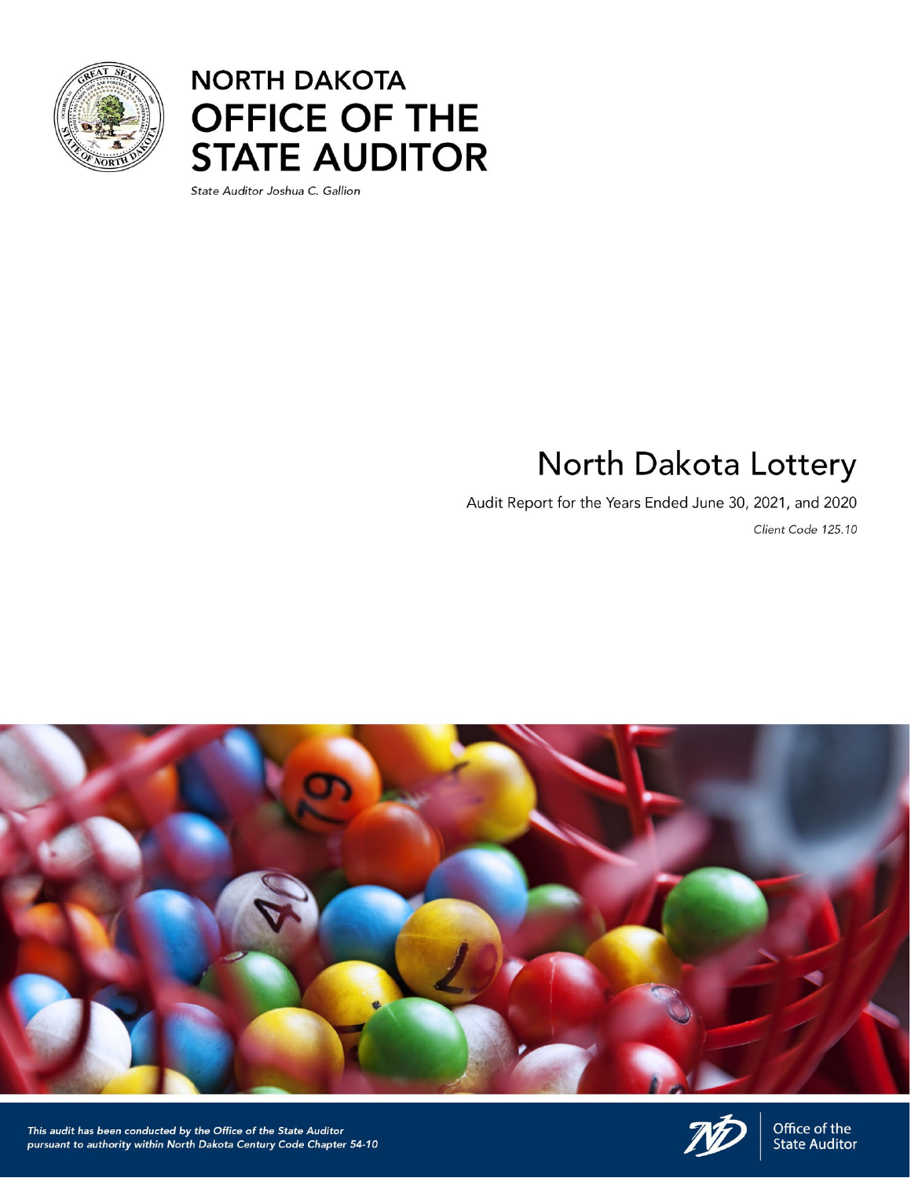# NORTH DAKOTA OFFICE OF THE STATE AUDITOR

*State Auditor Joshua C. Gallion*

# North Dakota Lottery

Audit Report for the Years Ended June 30, 2021, and 2020

*Client Code 125.10*

***This audit has been conducted by the Office of the State Auditor pursuant to authority within North Dakota Century Code Chapter 54-10***

Office of the State Auditor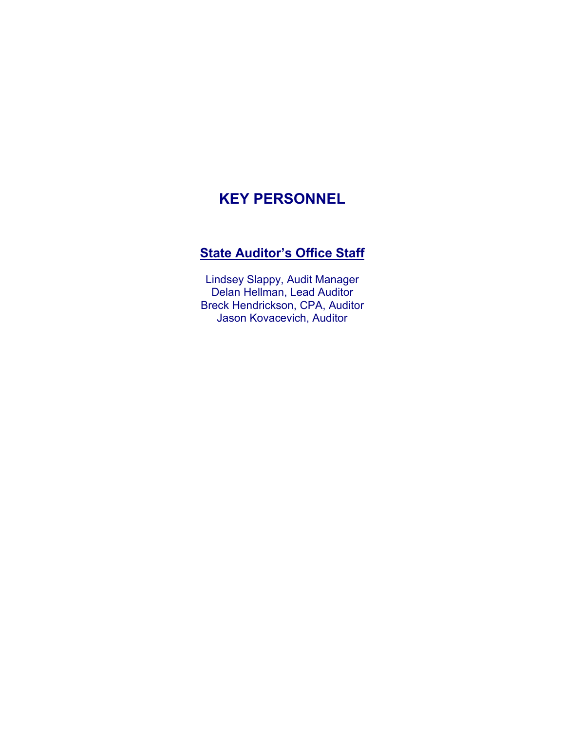# KEY PERSONNEL

## State Auditor's Office Staff

Lindsey Slappy, Audit Manager
Delan Hellman, Lead Auditor
Breck Hendrickson, CPA, Auditor
Jason Kovacevich, Auditor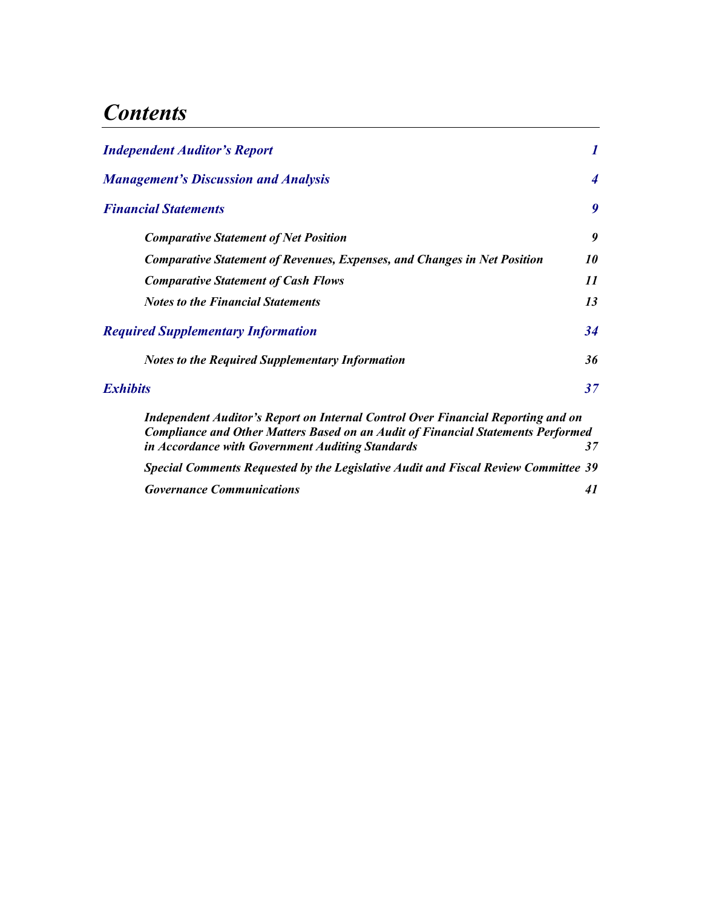# *Contents*

| | |
|---|---|
| ***Independent Auditor's Report*** | ***1*** |
| ***Management's Discussion and Analysis*** | ***4*** |
| ***Financial Statements*** | ***9*** |
| &nbsp;&nbsp;&nbsp;&nbsp;***Comparative Statement of Net Position*** | ***9*** |
| &nbsp;&nbsp;&nbsp;&nbsp;***Comparative Statement of Revenues, Expenses, and Changes in Net Position*** | ***10*** |
| &nbsp;&nbsp;&nbsp;&nbsp;***Comparative Statement of Cash Flows*** | ***11*** |
| &nbsp;&nbsp;&nbsp;&nbsp;***Notes to the Financial Statements*** | ***13*** |
| ***Required Supplementary Information*** | ***34*** |
| &nbsp;&nbsp;&nbsp;&nbsp;***Notes to the Required Supplementary Information*** | ***36*** |
| ***Exhibits*** | ***37*** |
| &nbsp;&nbsp;&nbsp;&nbsp;***Independent Auditor's Report on Internal Control Over Financial Reporting and on Compliance and Other Matters Based on an Audit of Financial Statements Performed in Accordance with Government Auditing Standards*** | ***37*** |
| &nbsp;&nbsp;&nbsp;&nbsp;***Special Comments Requested by the Legislative Audit and Fiscal Review Committee*** | ***39*** |
| &nbsp;&nbsp;&nbsp;&nbsp;***Governance Communications*** | ***41*** |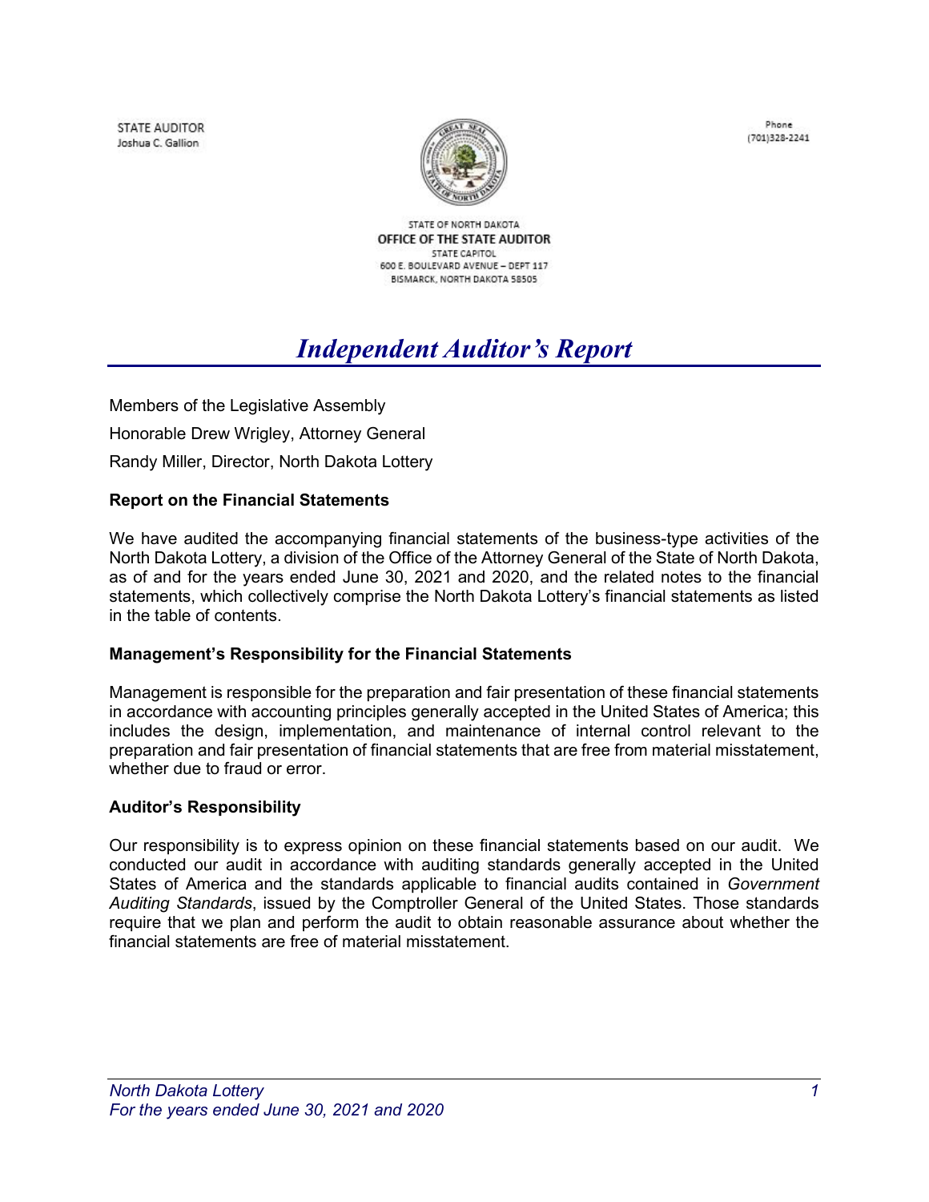STATE AUDITOR
Joshua C. Gallion

Phone
(701)328-2241

STATE OF NORTH DAKOTA
OFFICE OF THE STATE AUDITOR
STATE CAPITOL
600 E. BOULEVARD AVENUE – DEPT 117
BISMARCK, NORTH DAKOTA 58505

# *Independent Auditor's Report*

Members of the Legislative Assembly

Honorable Drew Wrigley, Attorney General

Randy Miller, Director, North Dakota Lottery

**Report on the Financial Statements**

We have audited the accompanying financial statements of the business-type activities of the North Dakota Lottery, a division of the Office of the Attorney General of the State of North Dakota, as of and for the years ended June 30, 2021 and 2020, and the related notes to the financial statements, which collectively comprise the North Dakota Lottery's financial statements as listed in the table of contents.

**Management's Responsibility for the Financial Statements**

Management is responsible for the preparation and fair presentation of these financial statements in accordance with accounting principles generally accepted in the United States of America; this includes the design, implementation, and maintenance of internal control relevant to the preparation and fair presentation of financial statements that are free from material misstatement, whether due to fraud or error.

**Auditor's Responsibility**

Our responsibility is to express opinion on these financial statements based on our audit. We conducted our audit in accordance with auditing standards generally accepted in the United States of America and the standards applicable to financial audits contained in *Government Auditing Standards*, issued by the Comptroller General of the United States. Those standards require that we plan and perform the audit to obtain reasonable assurance about whether the financial statements are free of material misstatement.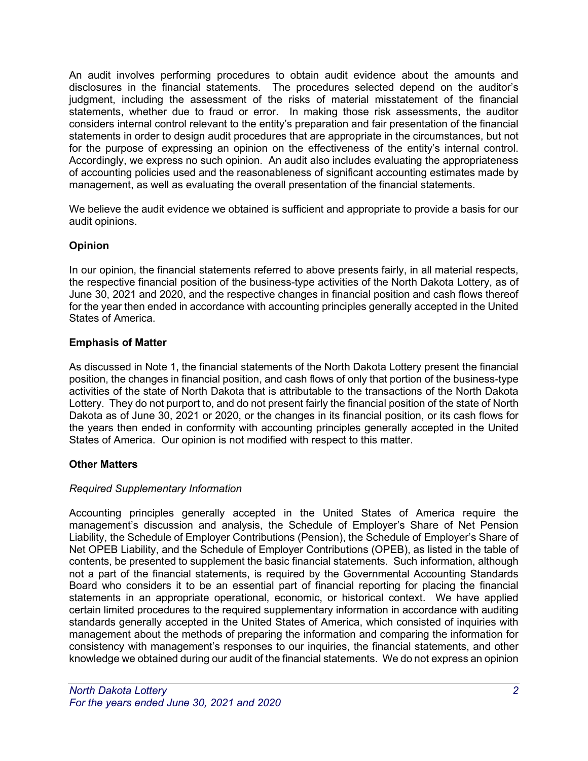An audit involves performing procedures to obtain audit evidence about the amounts and disclosures in the financial statements. The procedures selected depend on the auditor's judgment, including the assessment of the risks of material misstatement of the financial statements, whether due to fraud or error. In making those risk assessments, the auditor considers internal control relevant to the entity's preparation and fair presentation of the financial statements in order to design audit procedures that are appropriate in the circumstances, but not for the purpose of expressing an opinion on the effectiveness of the entity's internal control. Accordingly, we express no such opinion. An audit also includes evaluating the appropriateness of accounting policies used and the reasonableness of significant accounting estimates made by management, as well as evaluating the overall presentation of the financial statements.

We believe the audit evidence we obtained is sufficient and appropriate to provide a basis for our audit opinions.

### Opinion

In our opinion, the financial statements referred to above presents fairly, in all material respects, the respective financial position of the business-type activities of the North Dakota Lottery, as of June 30, 2021 and 2020, and the respective changes in financial position and cash flows thereof for the year then ended in accordance with accounting principles generally accepted in the United States of America.

### Emphasis of Matter

As discussed in Note 1, the financial statements of the North Dakota Lottery present the financial position, the changes in financial position, and cash flows of only that portion of the business-type activities of the state of North Dakota that is attributable to the transactions of the North Dakota Lottery. They do not purport to, and do not present fairly the financial position of the state of North Dakota as of June 30, 2021 or 2020, or the changes in its financial position, or its cash flows for the years then ended in conformity with accounting principles generally accepted in the United States of America. Our opinion is not modified with respect to this matter.

### Other Matters

*Required Supplementary Information*

Accounting principles generally accepted in the United States of America require the management's discussion and analysis, the Schedule of Employer's Share of Net Pension Liability, the Schedule of Employer Contributions (Pension), the Schedule of Employer's Share of Net OPEB Liability, and the Schedule of Employer Contributions (OPEB), as listed in the table of contents, be presented to supplement the basic financial statements. Such information, although not a part of the financial statements, is required by the Governmental Accounting Standards Board who considers it to be an essential part of financial reporting for placing the financial statements in an appropriate operational, economic, or historical context. We have applied certain limited procedures to the required supplementary information in accordance with auditing standards generally accepted in the United States of America, which consisted of inquiries with management about the methods of preparing the information and comparing the information for consistency with management's responses to our inquiries, the financial statements, and other knowledge we obtained during our audit of the financial statements. We do not express an opinion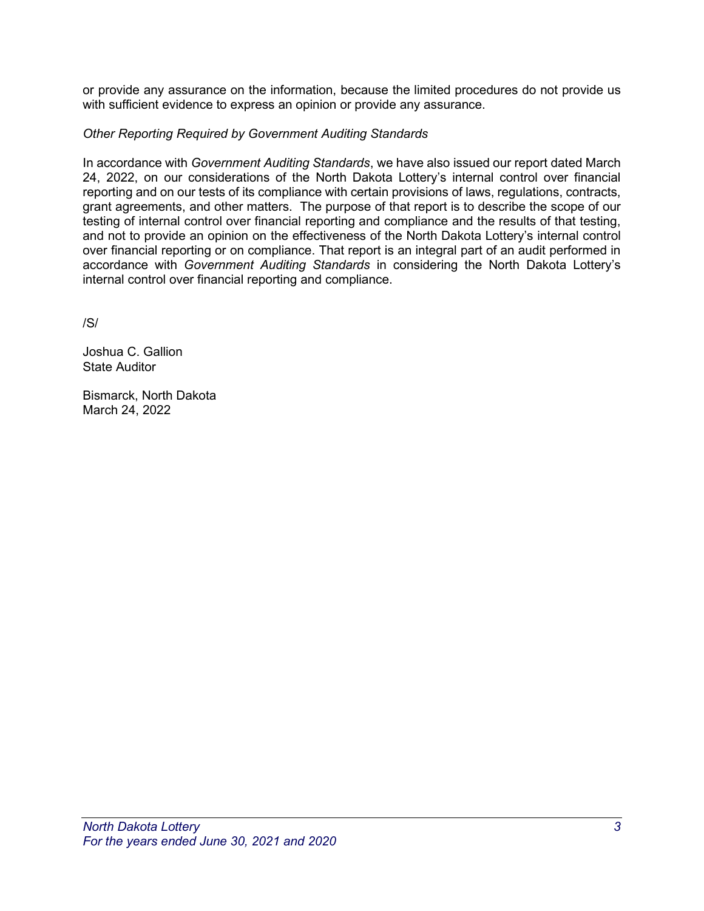or provide any assurance on the information, because the limited procedures do not provide us with sufficient evidence to express an opinion or provide any assurance.

*Other Reporting Required by Government Auditing Standards*

In accordance with *Government Auditing Standards*, we have also issued our report dated March 24, 2022, on our considerations of the North Dakota Lottery's internal control over financial reporting and on our tests of its compliance with certain provisions of laws, regulations, contracts, grant agreements, and other matters. The purpose of that report is to describe the scope of our testing of internal control over financial reporting and compliance and the results of that testing, and not to provide an opinion on the effectiveness of the North Dakota Lottery's internal control over financial reporting or on compliance. That report is an integral part of an audit performed in accordance with *Government Auditing Standards* in considering the North Dakota Lottery's internal control over financial reporting and compliance.

/S/

Joshua C. Gallion
State Auditor

Bismarck, North Dakota
March 24, 2022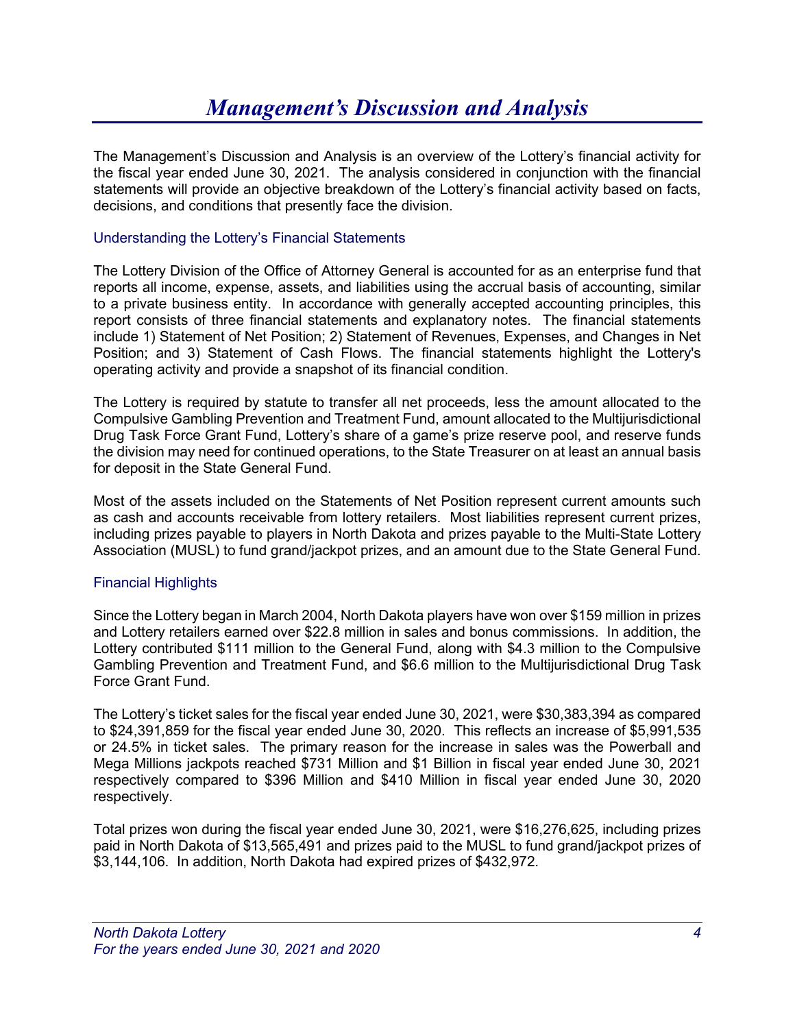# *Management's Discussion and Analysis*

The Management's Discussion and Analysis is an overview of the Lottery's financial activity for the fiscal year ended June 30, 2021. The analysis considered in conjunction with the financial statements will provide an objective breakdown of the Lottery's financial activity based on facts, decisions, and conditions that presently face the division.

## Understanding the Lottery's Financial Statements

The Lottery Division of the Office of Attorney General is accounted for as an enterprise fund that reports all income, expense, assets, and liabilities using the accrual basis of accounting, similar to a private business entity. In accordance with generally accepted accounting principles, this report consists of three financial statements and explanatory notes. The financial statements include 1) Statement of Net Position; 2) Statement of Revenues, Expenses, and Changes in Net Position; and 3) Statement of Cash Flows. The financial statements highlight the Lottery's operating activity and provide a snapshot of its financial condition.

The Lottery is required by statute to transfer all net proceeds, less the amount allocated to the Compulsive Gambling Prevention and Treatment Fund, amount allocated to the Multijurisdictional Drug Task Force Grant Fund, Lottery's share of a game's prize reserve pool, and reserve funds the division may need for continued operations, to the State Treasurer on at least an annual basis for deposit in the State General Fund.

Most of the assets included on the Statements of Net Position represent current amounts such as cash and accounts receivable from lottery retailers. Most liabilities represent current prizes, including prizes payable to players in North Dakota and prizes payable to the Multi-State Lottery Association (MUSL) to fund grand/jackpot prizes, and an amount due to the State General Fund.

## Financial Highlights

Since the Lottery began in March 2004, North Dakota players have won over $159 million in prizes and Lottery retailers earned over $22.8 million in sales and bonus commissions. In addition, the Lottery contributed $111 million to the General Fund, along with $4.3 million to the Compulsive Gambling Prevention and Treatment Fund, and $6.6 million to the Multijurisdictional Drug Task Force Grant Fund.

The Lottery's ticket sales for the fiscal year ended June 30, 2021, were $30,383,394 as compared to $24,391,859 for the fiscal year ended June 30, 2020. This reflects an increase of $5,991,535 or 24.5% in ticket sales. The primary reason for the increase in sales was the Powerball and Mega Millions jackpots reached $731 Million and $1 Billion in fiscal year ended June 30, 2021 respectively compared to $396 Million and $410 Million in fiscal year ended June 30, 2020 respectively.

Total prizes won during the fiscal year ended June 30, 2021, were $16,276,625, including prizes paid in North Dakota of $13,565,491 and prizes paid to the MUSL to fund grand/jackpot prizes of $3,144,106. In addition, North Dakota had expired prizes of $432,972.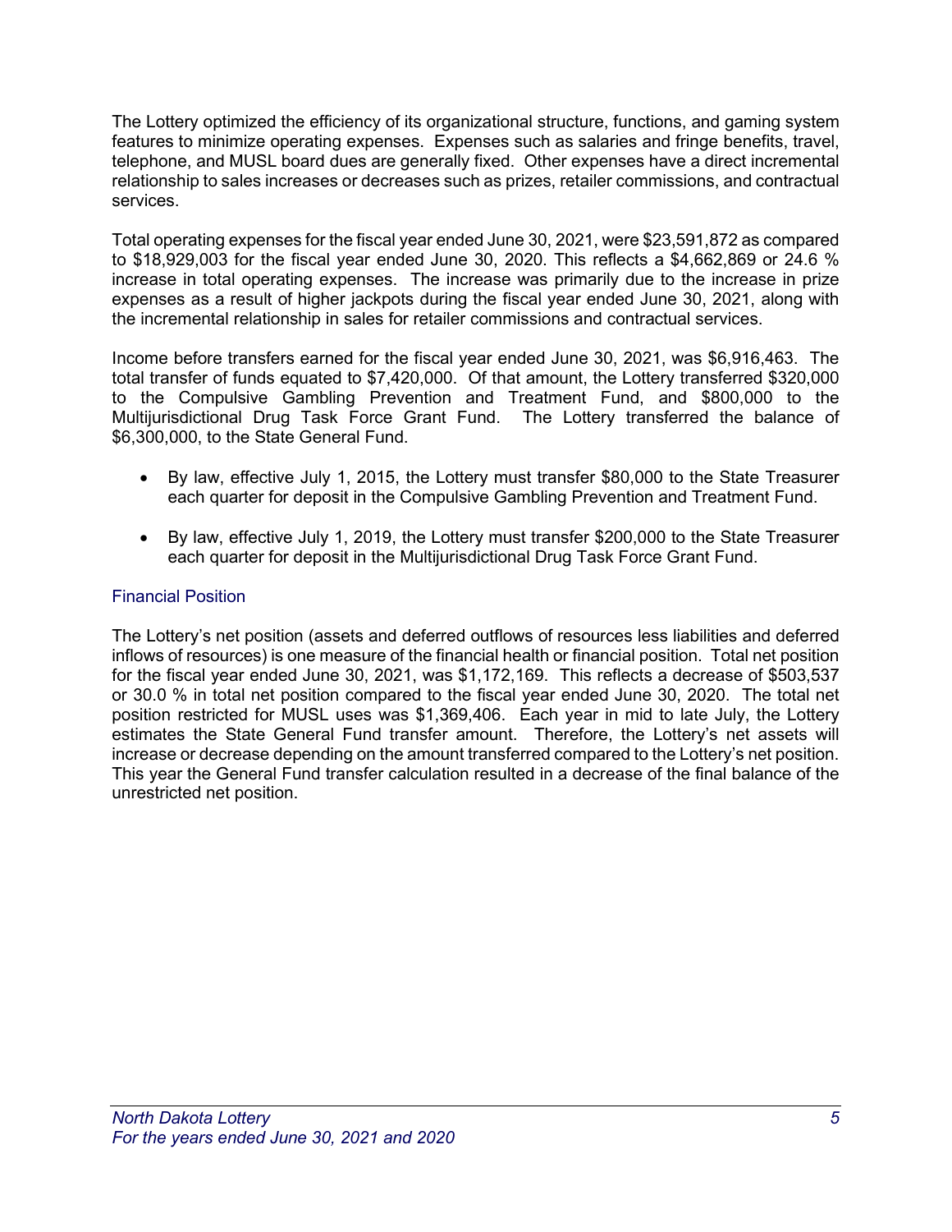The Lottery optimized the efficiency of its organizational structure, functions, and gaming system features to minimize operating expenses. Expenses such as salaries and fringe benefits, travel, telephone, and MUSL board dues are generally fixed. Other expenses have a direct incremental relationship to sales increases or decreases such as prizes, retailer commissions, and contractual services.

Total operating expenses for the fiscal year ended June 30, 2021, were $23,591,872 as compared to $18,929,003 for the fiscal year ended June 30, 2020. This reflects a $4,662,869 or 24.6 % increase in total operating expenses. The increase was primarily due to the increase in prize expenses as a result of higher jackpots during the fiscal year ended June 30, 2021, along with the incremental relationship in sales for retailer commissions and contractual services.

Income before transfers earned for the fiscal year ended June 30, 2021, was $6,916,463. The total transfer of funds equated to $7,420,000. Of that amount, the Lottery transferred $320,000 to the Compulsive Gambling Prevention and Treatment Fund, and $800,000 to the Multijurisdictional Drug Task Force Grant Fund. The Lottery transferred the balance of $6,300,000, to the State General Fund.

- By law, effective July 1, 2015, the Lottery must transfer $80,000 to the State Treasurer each quarter for deposit in the Compulsive Gambling Prevention and Treatment Fund.
- By law, effective July 1, 2019, the Lottery must transfer $200,000 to the State Treasurer each quarter for deposit in the Multijurisdictional Drug Task Force Grant Fund.

## Financial Position

The Lottery's net position (assets and deferred outflows of resources less liabilities and deferred inflows of resources) is one measure of the financial health or financial position. Total net position for the fiscal year ended June 30, 2021, was $1,172,169. This reflects a decrease of $503,537 or 30.0 % in total net position compared to the fiscal year ended June 30, 2020. The total net position restricted for MUSL uses was $1,369,406. Each year in mid to late July, the Lottery estimates the State General Fund transfer amount. Therefore, the Lottery's net assets will increase or decrease depending on the amount transferred compared to the Lottery's net position. This year the General Fund transfer calculation resulted in a decrease of the final balance of the unrestricted net position.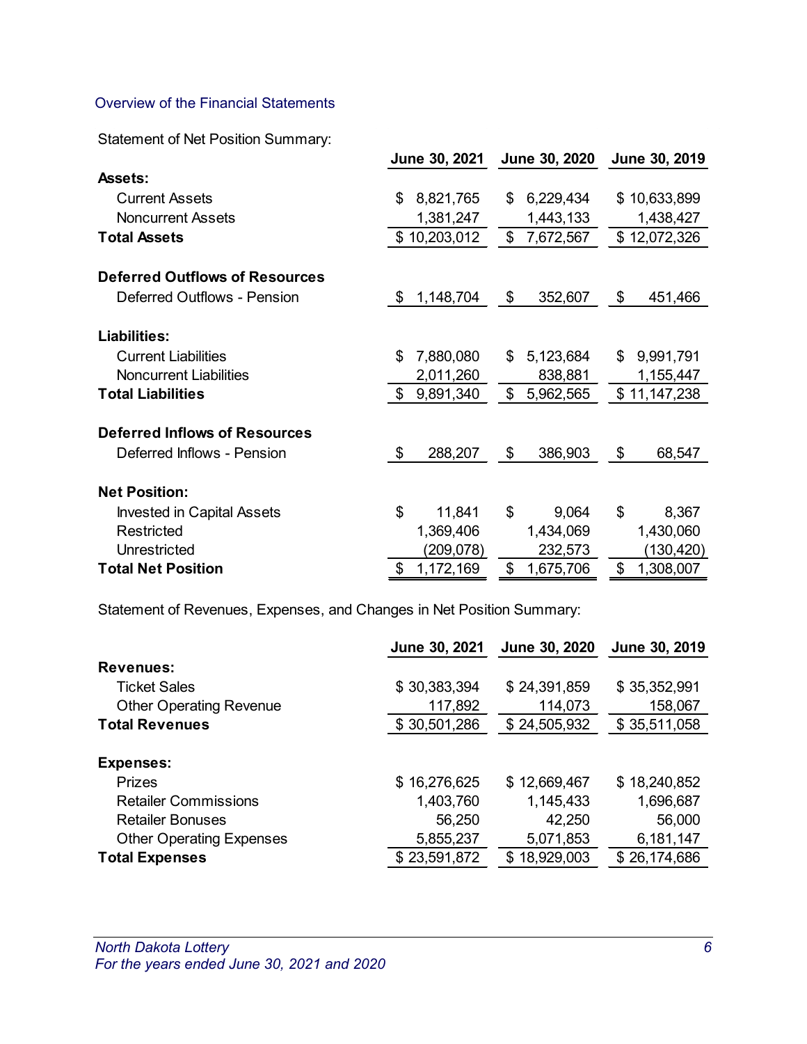## Overview of the Financial Statements

Statement of Net Position Summary:

| | June 30, 2021 | June 30, 2020 | June 30, 2019 |
|---|---|---|---|
| **Assets:** | | | |
| Current Assets | $ 8,821,765 | $ 6,229,434 | $ 10,633,899 |
| Noncurrent Assets | 1,381,247 | 1,443,133 | 1,438,427 |
| **Total Assets** | $ 10,203,012 | $ 7,672,567 | $ 12,072,326 |
| | | | |
| **Deferred Outflows of Resources** | | | |
| Deferred Outflows - Pension | $ 1,148,704 | $ 352,607 | $ 451,466 |
| | | | |
| **Liabilities:** | | | |
| Current Liabilities | $ 7,880,080 | $ 5,123,684 | $ 9,991,791 |
| Noncurrent Liabilities | 2,011,260 | 838,881 | 1,155,447 |
| **Total Liabilities** | $ 9,891,340 | $ 5,962,565 | $ 11,147,238 |
| | | | |
| **Deferred Inflows of Resources** | | | |
| Deferred Inflows - Pension | $ 288,207 | $ 386,903 | $ 68,547 |
| | | | |
| **Net Position:** | | | |
| Invested in Capital Assets | $ 11,841 | $ 9,064 | $ 8,367 |
| Restricted | 1,369,406 | 1,434,069 | 1,430,060 |
| Unrestricted | (209,078) | 232,573 | (130,420) |
| **Total Net Position** | $ 1,172,169 | $ 1,675,706 | $ 1,308,007 |

Statement of Revenues, Expenses, and Changes in Net Position Summary:

| | June 30, 2021 | June 30, 2020 | June 30, 2019 |
|---|---|---|---|
| **Revenues:** | | | |
| Ticket Sales | $ 30,383,394 | $ 24,391,859 | $ 35,352,991 |
| Other Operating Revenue | 117,892 | 114,073 | 158,067 |
| **Total Revenues** | $ 30,501,286 | $ 24,505,932 | $ 35,511,058 |
| | | | |
| **Expenses:** | | | |
| Prizes | $ 16,276,625 | $ 12,669,467 | $ 18,240,852 |
| Retailer Commissions | 1,403,760 | 1,145,433 | 1,696,687 |
| Retailer Bonuses | 56,250 | 42,250 | 56,000 |
| Other Operating Expenses | 5,855,237 | 5,071,853 | 6,181,147 |
| **Total Expenses** | $ 23,591,872 | $ 18,929,003 | $ 26,174,686 |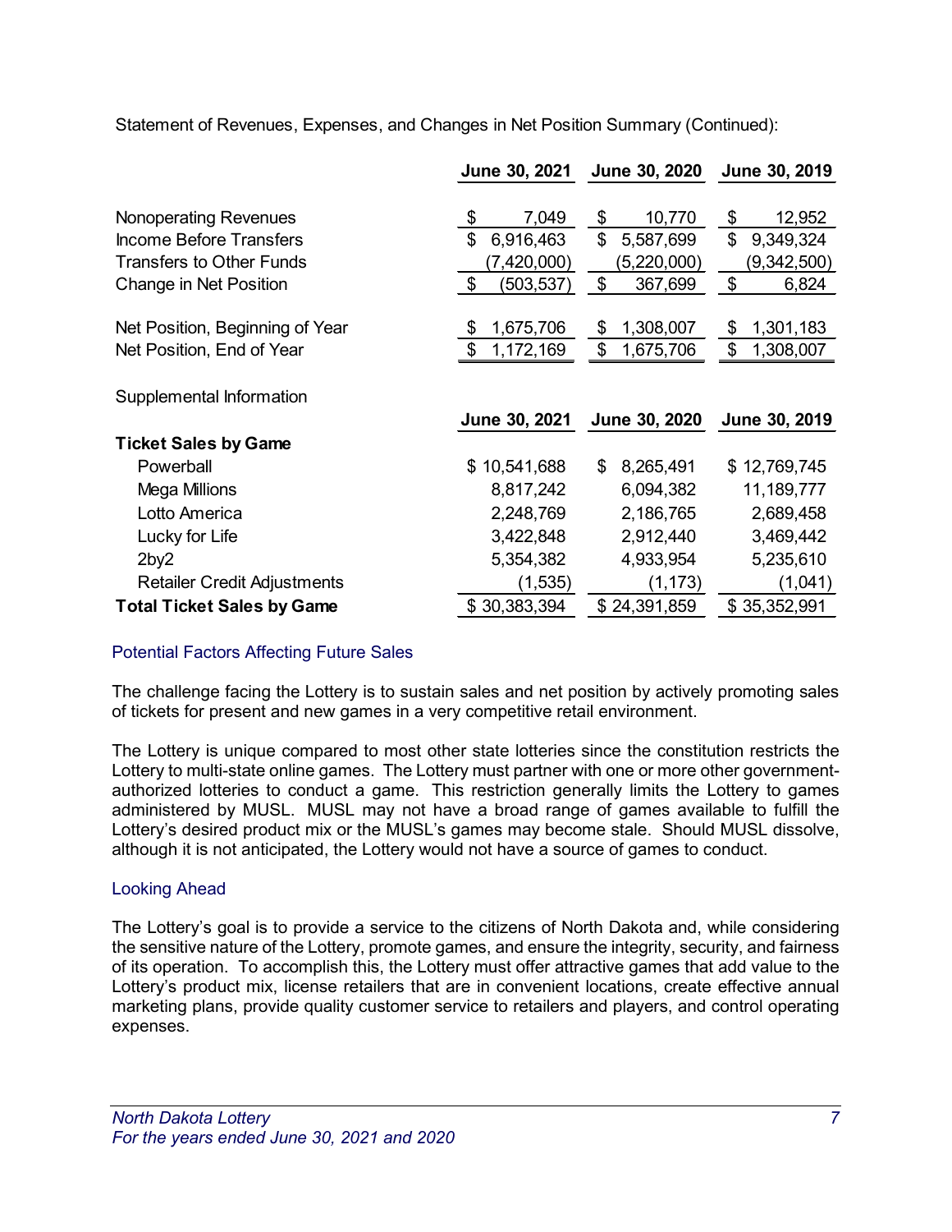Statement of Revenues, Expenses, and Changes in Net Position Summary (Continued):

| | June 30, 2021 | June 30, 2020 | June 30, 2019 |
|---|---|---|---|
| Nonoperating Revenues | $ 7,049 | $ 10,770 | $ 12,952 |
| Income Before Transfers | $ 6,916,463 | $ 5,587,699 | $ 9,349,324 |
| Transfers to Other Funds | (7,420,000) | (5,220,000) | (9,342,500) |
| Change in Net Position | $ (503,537) | $ 367,699 | $ 6,824 |
| Net Position, Beginning of Year | $ 1,675,706 | $ 1,308,007 | $ 1,301,183 |
| Net Position, End of Year | $ 1,172,169 | $ 1,675,706 | $ 1,308,007 |

Supplemental Information

| | June 30, 2021 | June 30, 2020 | June 30, 2019 |
|---|---|---|---|
| **Ticket Sales by Game** | | | |
| Powerball | $ 10,541,688 | $ 8,265,491 | $ 12,769,745 |
| Mega Millions | 8,817,242 | 6,094,382 | 11,189,777 |
| Lotto America | 2,248,769 | 2,186,765 | 2,689,458 |
| Lucky for Life | 3,422,848 | 2,912,440 | 3,469,442 |
| 2by2 | 5,354,382 | 4,933,954 | 5,235,610 |
| Retailer Credit Adjustments | (1,535) | (1,173) | (1,041) |
| **Total Ticket Sales by Game** | $ 30,383,394 | $ 24,391,859 | $ 35,352,991 |

## Potential Factors Affecting Future Sales

The challenge facing the Lottery is to sustain sales and net position by actively promoting sales of tickets for present and new games in a very competitive retail environment.

The Lottery is unique compared to most other state lotteries since the constitution restricts the Lottery to multi-state online games. The Lottery must partner with one or more other government-authorized lotteries to conduct a game. This restriction generally limits the Lottery to games administered by MUSL. MUSL may not have a broad range of games available to fulfill the Lottery's desired product mix or the MUSL's games may become stale. Should MUSL dissolve, although it is not anticipated, the Lottery would not have a source of games to conduct.

## Looking Ahead

The Lottery's goal is to provide a service to the citizens of North Dakota and, while considering the sensitive nature of the Lottery, promote games, and ensure the integrity, security, and fairness of its operation. To accomplish this, the Lottery must offer attractive games that add value to the Lottery's product mix, license retailers that are in convenient locations, create effective annual marketing plans, provide quality customer service to retailers and players, and control operating expenses.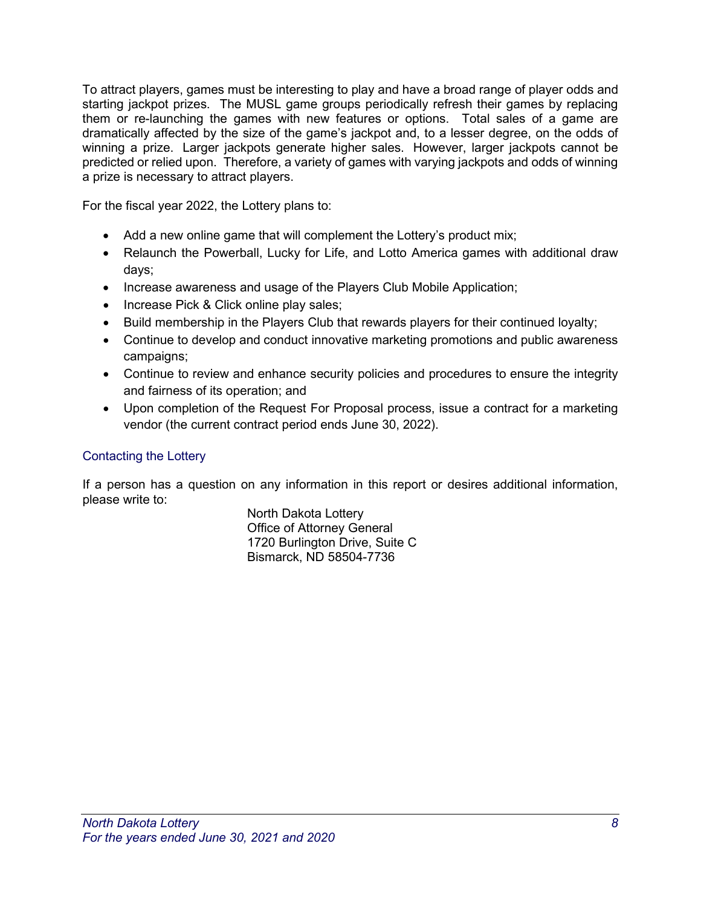To attract players, games must be interesting to play and have a broad range of player odds and starting jackpot prizes. The MUSL game groups periodically refresh their games by replacing them or re-launching the games with new features or options. Total sales of a game are dramatically affected by the size of the game's jackpot and, to a lesser degree, on the odds of winning a prize. Larger jackpots generate higher sales. However, larger jackpots cannot be predicted or relied upon. Therefore, a variety of games with varying jackpots and odds of winning a prize is necessary to attract players.

For the fiscal year 2022, the Lottery plans to:

- Add a new online game that will complement the Lottery's product mix;
- Relaunch the Powerball, Lucky for Life, and Lotto America games with additional draw days;
- Increase awareness and usage of the Players Club Mobile Application;
- Increase Pick & Click online play sales;
- Build membership in the Players Club that rewards players for their continued loyalty;
- Continue to develop and conduct innovative marketing promotions and public awareness campaigns;
- Continue to review and enhance security policies and procedures to ensure the integrity and fairness of its operation; and
- Upon completion of the Request For Proposal process, issue a contract for a marketing vendor (the current contract period ends June 30, 2022).

## Contacting the Lottery

If a person has a question on any information in this report or desires additional information, please write to:

North Dakota Lottery
Office of Attorney General
1720 Burlington Drive, Suite C
Bismarck, ND 58504-7736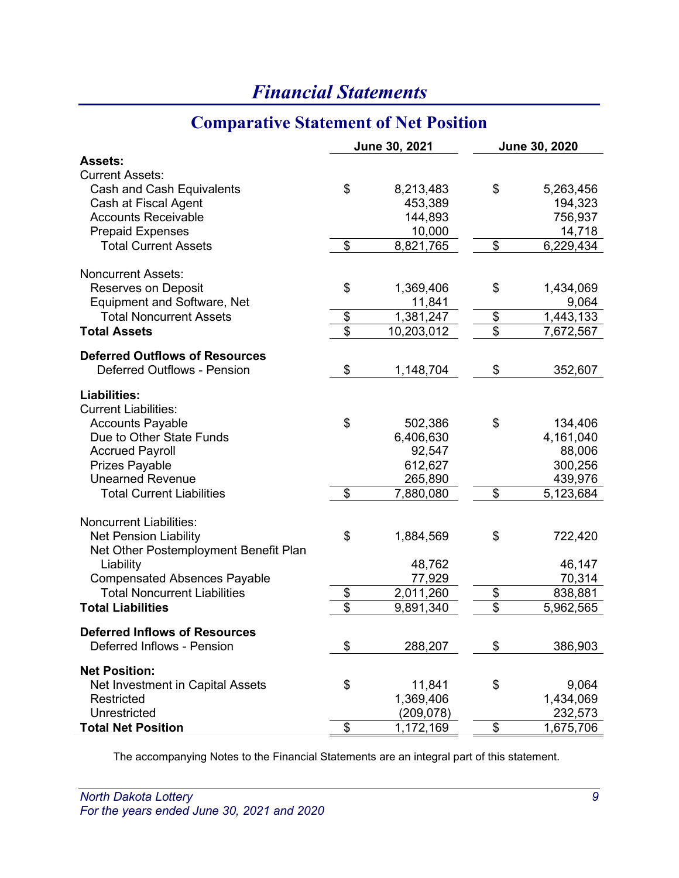# Financial Statements

## Comparative Statement of Net Position

| | June 30, 2021 | June 30, 2020 |
|---|---|---|
| **Assets:** | | |
| Current Assets: | | |
| Cash and Cash Equivalents | $ 8,213,483 | $ 5,263,456 |
| Cash at Fiscal Agent | 453,389 | 194,323 |
| Accounts Receivable | 144,893 | 756,937 |
| Prepaid Expenses | 10,000 | 14,718 |
| Total Current Assets | $ 8,821,765 | $ 6,229,434 |
| | | |
| Noncurrent Assets: | | |
| Reserves on Deposit | $ 1,369,406 | $ 1,434,069 |
| Equipment and Software, Net | 11,841 | 9,064 |
| Total Noncurrent Assets | $ 1,381,247 | $ 1,443,133 |
| **Total Assets** | $ 10,203,012 | $ 7,672,567 |
| | | |
| **Deferred Outflows of Resources** | | |
| Deferred Outflows - Pension | $ 1,148,704 | $ 352,607 |
| | | |
| **Liabilities:** | | |
| Current Liabilities: | | |
| Accounts Payable | $ 502,386 | $ 134,406 |
| Due to Other State Funds | 6,406,630 | 4,161,040 |
| Accrued Payroll | 92,547 | 88,006 |
| Prizes Payable | 612,627 | 300,256 |
| Unearned Revenue | 265,890 | 439,976 |
| Total Current Liabilities | $ 7,880,080 | $ 5,123,684 |
| | | |
| Noncurrent Liabilities: | | |
| Net Pension Liability | $ 1,884,569 | $ 722,420 |
| Net Other Postemployment Benefit Plan Liability | 48,762 | 46,147 |
| Compensated Absences Payable | 77,929 | 70,314 |
| Total Noncurrent Liabilities | $ 2,011,260 | $ 838,881 |
| **Total Liabilities** | $ 9,891,340 | $ 5,962,565 |
| | | |
| **Deferred Inflows of Resources** | | |
| Deferred Inflows - Pension | $ 288,207 | $ 386,903 |
| | | |
| **Net Position:** | | |
| Net Investment in Capital Assets | $ 11,841 | $ 9,064 |
| Restricted | 1,369,406 | 1,434,069 |
| Unrestricted | (209,078) | 232,573 |
| **Total Net Position** | $ 1,172,169 | $ 1,675,706 |

The accompanying Notes to the Financial Statements are an integral part of this statement.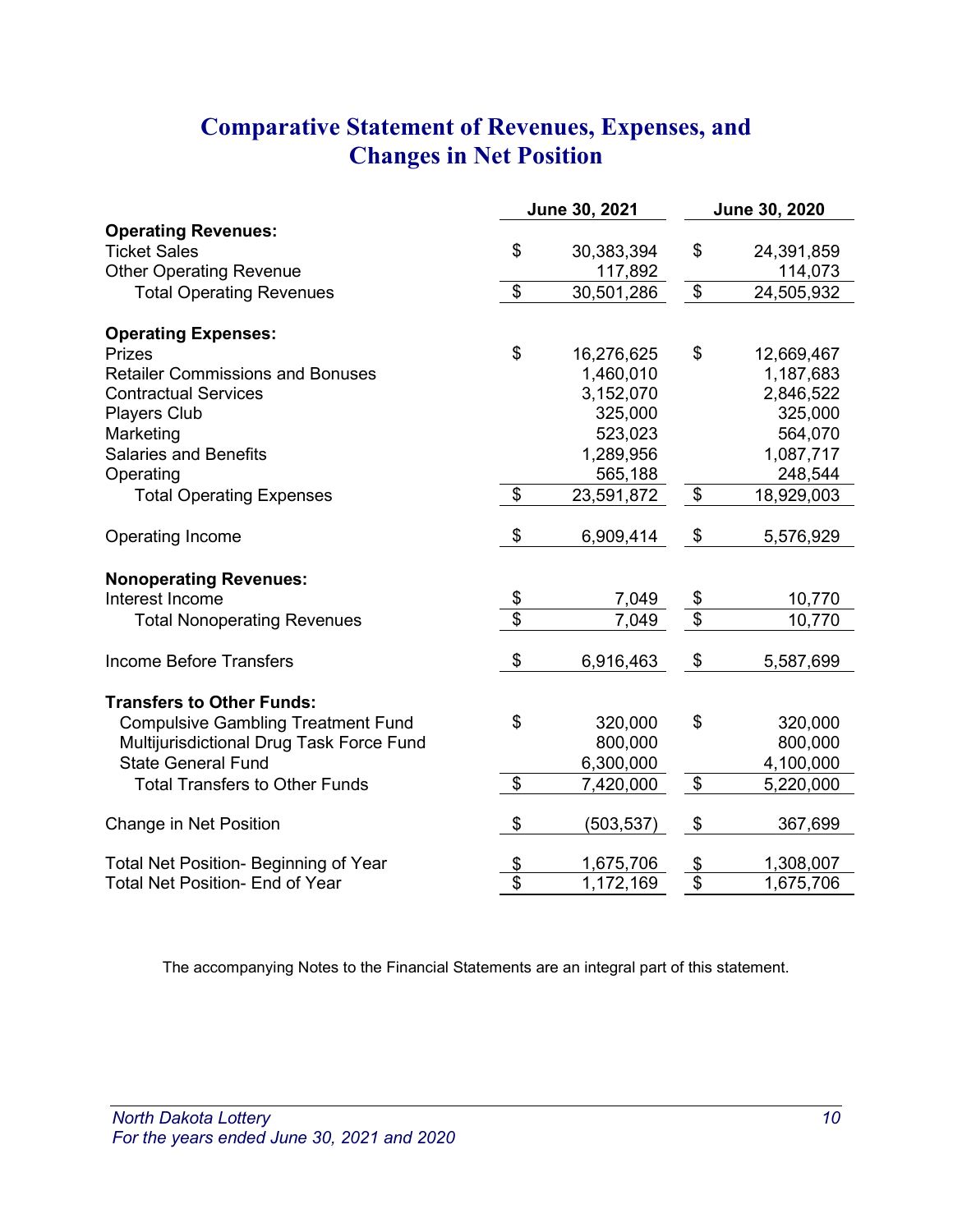# Comparative Statement of Revenues, Expenses, and Changes in Net Position

| | June 30, 2021 | June 30, 2020 |
|---|---|---|
| **Operating Revenues:** | | |
| Ticket Sales | $ 30,383,394 | $ 24,391,859 |
| Other Operating Revenue | 117,892 | 114,073 |
| Total Operating Revenues | $ 30,501,286 | $ 24,505,932 |
| **Operating Expenses:** | | |
| Prizes | $ 16,276,625 | $ 12,669,467 |
| Retailer Commissions and Bonuses | 1,460,010 | 1,187,683 |
| Contractual Services | 3,152,070 | 2,846,522 |
| Players Club | 325,000 | 325,000 |
| Marketing | 523,023 | 564,070 |
| Salaries and Benefits | 1,289,956 | 1,087,717 |
| Operating | 565,188 | 248,544 |
| Total Operating Expenses | $ 23,591,872 | $ 18,929,003 |
| Operating Income | $ 6,909,414 | $ 5,576,929 |
| **Nonoperating Revenues:** | | |
| Interest Income | $ 7,049 | $ 10,770 |
| Total Nonoperating Revenues | $ 7,049 | $ 10,770 |
| Income Before Transfers | $ 6,916,463 | $ 5,587,699 |
| **Transfers to Other Funds:** | | |
| Compulsive Gambling Treatment Fund | $ 320,000 | $ 320,000 |
| Multijurisdictional Drug Task Force Fund | 800,000 | 800,000 |
| State General Fund | 6,300,000 | 4,100,000 |
| Total Transfers to Other Funds | $ 7,420,000 | $ 5,220,000 |
| Change in Net Position | $ (503,537) | $ 367,699 |
| Total Net Position- Beginning of Year | $ 1,675,706 | $ 1,308,007 |
| Total Net Position- End of Year | $ 1,172,169 | $ 1,675,706 |

The accompanying Notes to the Financial Statements are an integral part of this statement.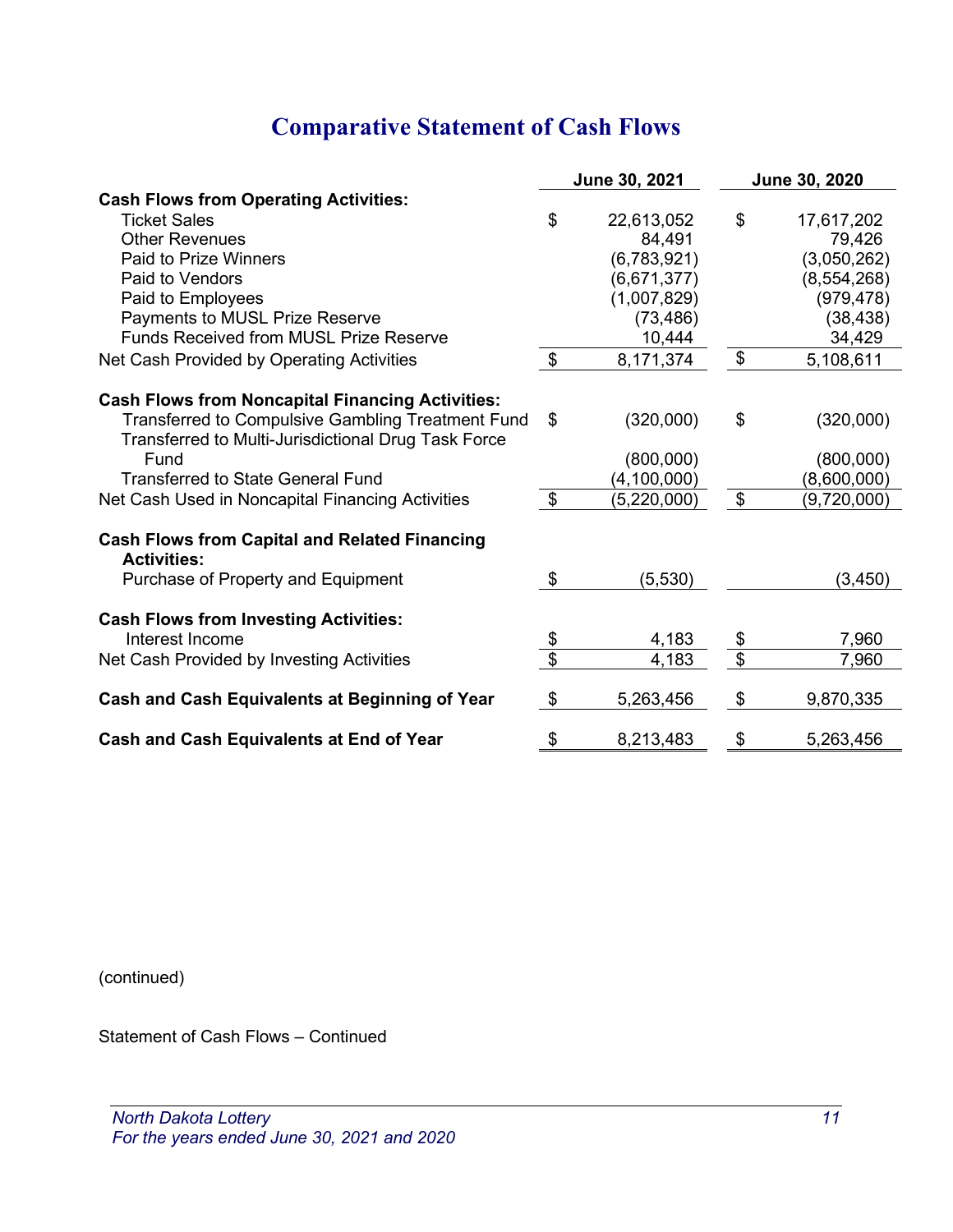# Comparative Statement of Cash Flows

| | June 30, 2021 | June 30, 2020 |
|---|---|---|
| **Cash Flows from Operating Activities:** | | |
| Ticket Sales | $ 22,613,052 | $ 17,617,202 |
| Other Revenues | 84,491 | 79,426 |
| Paid to Prize Winners | (6,783,921) | (3,050,262) |
| Paid to Vendors | (6,671,377) | (8,554,268) |
| Paid to Employees | (1,007,829) | (979,478) |
| Payments to MUSL Prize Reserve | (73,486) | (38,438) |
| Funds Received from MUSL Prize Reserve | 10,444 | 34,429 |
| Net Cash Provided by Operating Activities | $ 8,171,374 | $ 5,108,611 |
| **Cash Flows from Noncapital Financing Activities:** | | |
| Transferred to Compulsive Gambling Treatment Fund | $ (320,000) | $ (320,000) |
| Transferred to Multi-Jurisdictional Drug Task Force Fund | (800,000) | (800,000) |
| Transferred to State General Fund | (4,100,000) | (8,600,000) |
| Net Cash Used in Noncapital Financing Activities | $ (5,220,000) | $ (9,720,000) |
| **Cash Flows from Capital and Related Financing Activities:** | | |
| Purchase of Property and Equipment | $ (5,530) | (3,450) |
| **Cash Flows from Investing Activities:** | | |
| Interest Income | $ 4,183 | $ 7,960 |
| Net Cash Provided by Investing Activities | $ 4,183 | $ 7,960 |
| **Cash and Cash Equivalents at Beginning of Year** | $ 5,263,456 | $ 9,870,335 |
| **Cash and Cash Equivalents at End of Year** | $ 8,213,483 | $ 5,263,456 |

(continued)

Statement of Cash Flows – Continued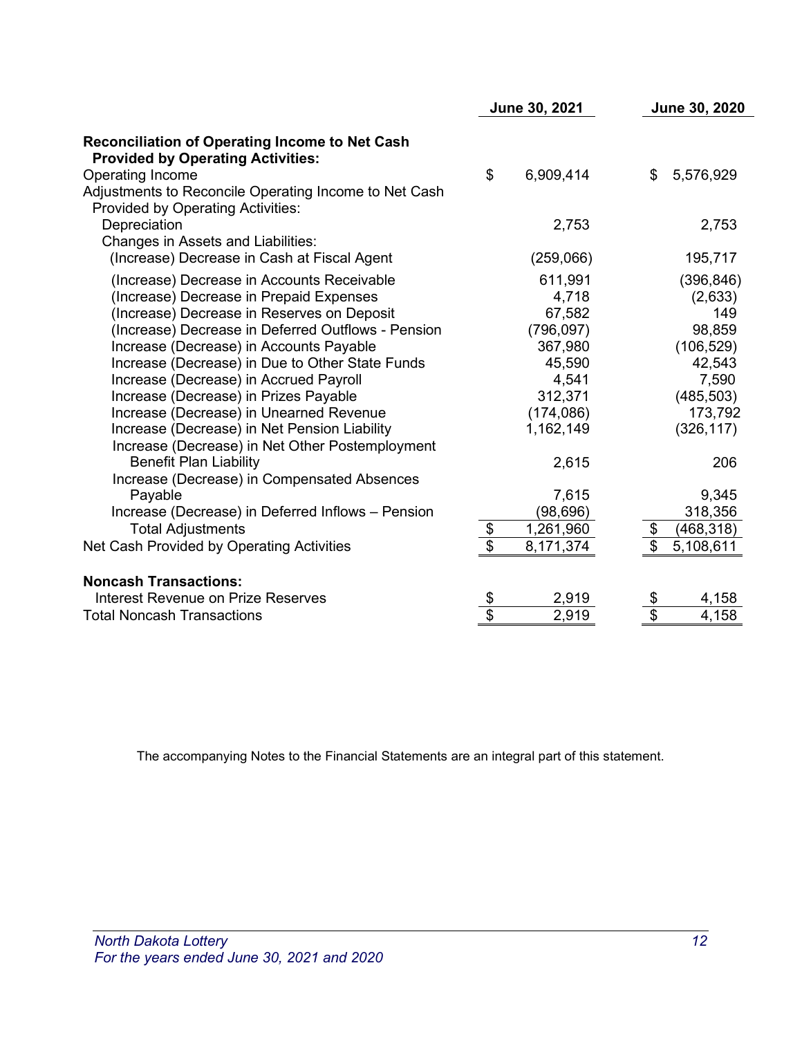| | June 30, 2021 | June 30, 2020 |
|---|---|---|
| **Reconciliation of Operating Income to Net Cash Provided by Operating Activities:** | | |
| Operating Income | $ 6,909,414 | $ 5,576,929 |
| Adjustments to Reconcile Operating Income to Net Cash Provided by Operating Activities: | | |
| Depreciation | 2,753 | 2,753 |
| Changes in Assets and Liabilities: | | |
| (Increase) Decrease in Cash at Fiscal Agent | (259,066) | 195,717 |
| (Increase) Decrease in Accounts Receivable | 611,991 | (396,846) |
| (Increase) Decrease in Prepaid Expenses | 4,718 | (2,633) |
| (Increase) Decrease in Reserves on Deposit | 67,582 | 149 |
| (Increase) Decrease in Deferred Outflows - Pension | (796,097) | 98,859 |
| Increase (Decrease) in Accounts Payable | 367,980 | (106,529) |
| Increase (Decrease) in Due to Other State Funds | 45,590 | 42,543 |
| Increase (Decrease) in Accrued Payroll | 4,541 | 7,590 |
| Increase (Decrease) in Prizes Payable | 312,371 | (485,503) |
| Increase (Decrease) in Unearned Revenue | (174,086) | 173,792 |
| Increase (Decrease) in Net Pension Liability | 1,162,149 | (326,117) |
| Increase (Decrease) in Net Other Postemployment Benefit Plan Liability | 2,615 | 206 |
| Increase (Decrease) in Compensated Absences Payable | 7,615 | 9,345 |
| Increase (Decrease) in Deferred Inflows – Pension | (98,696) | 318,356 |
| Total Adjustments | $ 1,261,960 | $ (468,318) |
| Net Cash Provided by Operating Activities | $ 8,171,374 | $ 5,108,611 |
| | | |
| **Noncash Transactions:** | | |
| Interest Revenue on Prize Reserves | $ 2,919 | $ 4,158 |
| Total Noncash Transactions | $ 2,919 | $ 4,158 |

The accompanying Notes to the Financial Statements are an integral part of this statement.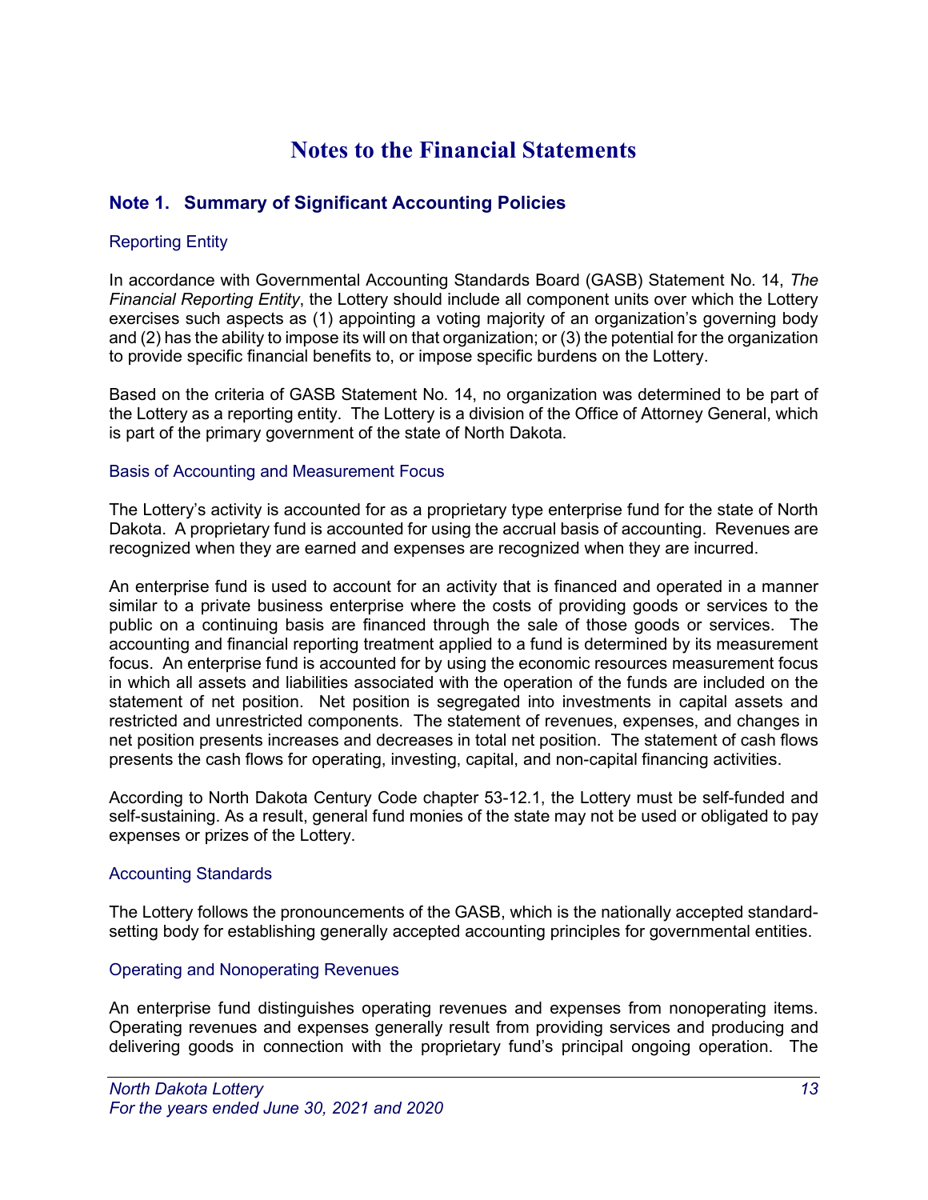# Notes to the Financial Statements

## Note 1. Summary of Significant Accounting Policies

### Reporting Entity

In accordance with Governmental Accounting Standards Board (GASB) Statement No. 14, *The Financial Reporting Entity*, the Lottery should include all component units over which the Lottery exercises such aspects as (1) appointing a voting majority of an organization's governing body and (2) has the ability to impose its will on that organization; or (3) the potential for the organization to provide specific financial benefits to, or impose specific burdens on the Lottery.

Based on the criteria of GASB Statement No. 14, no organization was determined to be part of the Lottery as a reporting entity. The Lottery is a division of the Office of Attorney General, which is part of the primary government of the state of North Dakota.

### Basis of Accounting and Measurement Focus

The Lottery's activity is accounted for as a proprietary type enterprise fund for the state of North Dakota. A proprietary fund is accounted for using the accrual basis of accounting. Revenues are recognized when they are earned and expenses are recognized when they are incurred.

An enterprise fund is used to account for an activity that is financed and operated in a manner similar to a private business enterprise where the costs of providing goods or services to the public on a continuing basis are financed through the sale of those goods or services. The accounting and financial reporting treatment applied to a fund is determined by its measurement focus. An enterprise fund is accounted for by using the economic resources measurement focus in which all assets and liabilities associated with the operation of the funds are included on the statement of net position. Net position is segregated into investments in capital assets and restricted and unrestricted components. The statement of revenues, expenses, and changes in net position presents increases and decreases in total net position. The statement of cash flows presents the cash flows for operating, investing, capital, and non-capital financing activities.

According to North Dakota Century Code chapter 53-12.1, the Lottery must be self-funded and self-sustaining. As a result, general fund monies of the state may not be used or obligated to pay expenses or prizes of the Lottery.

### Accounting Standards

The Lottery follows the pronouncements of the GASB, which is the nationally accepted standard-setting body for establishing generally accepted accounting principles for governmental entities.

### Operating and Nonoperating Revenues

An enterprise fund distinguishes operating revenues and expenses from nonoperating items. Operating revenues and expenses generally result from providing services and producing and delivering goods in connection with the proprietary fund's principal ongoing operation. The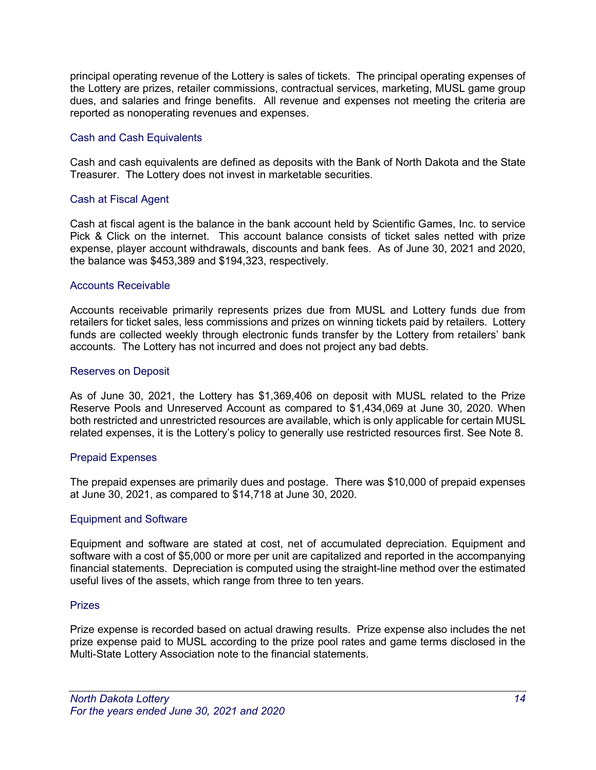principal operating revenue of the Lottery is sales of tickets. The principal operating expenses of the Lottery are prizes, retailer commissions, contractual services, marketing, MUSL game group dues, and salaries and fringe benefits. All revenue and expenses not meeting the criteria are reported as nonoperating revenues and expenses.

### Cash and Cash Equivalents

Cash and cash equivalents are defined as deposits with the Bank of North Dakota and the State Treasurer. The Lottery does not invest in marketable securities.

### Cash at Fiscal Agent

Cash at fiscal agent is the balance in the bank account held by Scientific Games, Inc. to service Pick & Click on the internet. This account balance consists of ticket sales netted with prize expense, player account withdrawals, discounts and bank fees. As of June 30, 2021 and 2020, the balance was $453,389 and $194,323, respectively.

### Accounts Receivable

Accounts receivable primarily represents prizes due from MUSL and Lottery funds due from retailers for ticket sales, less commissions and prizes on winning tickets paid by retailers. Lottery funds are collected weekly through electronic funds transfer by the Lottery from retailers' bank accounts. The Lottery has not incurred and does not project any bad debts.

### Reserves on Deposit

As of June 30, 2021, the Lottery has $1,369,406 on deposit with MUSL related to the Prize Reserve Pools and Unreserved Account as compared to $1,434,069 at June 30, 2020. When both restricted and unrestricted resources are available, which is only applicable for certain MUSL related expenses, it is the Lottery's policy to generally use restricted resources first. See Note 8.

### Prepaid Expenses

The prepaid expenses are primarily dues and postage. There was $10,000 of prepaid expenses at June 30, 2021, as compared to $14,718 at June 30, 2020.

### Equipment and Software

Equipment and software are stated at cost, net of accumulated depreciation. Equipment and software with a cost of $5,000 or more per unit are capitalized and reported in the accompanying financial statements. Depreciation is computed using the straight-line method over the estimated useful lives of the assets, which range from three to ten years.

### Prizes

Prize expense is recorded based on actual drawing results. Prize expense also includes the net prize expense paid to MUSL according to the prize pool rates and game terms disclosed in the Multi-State Lottery Association note to the financial statements.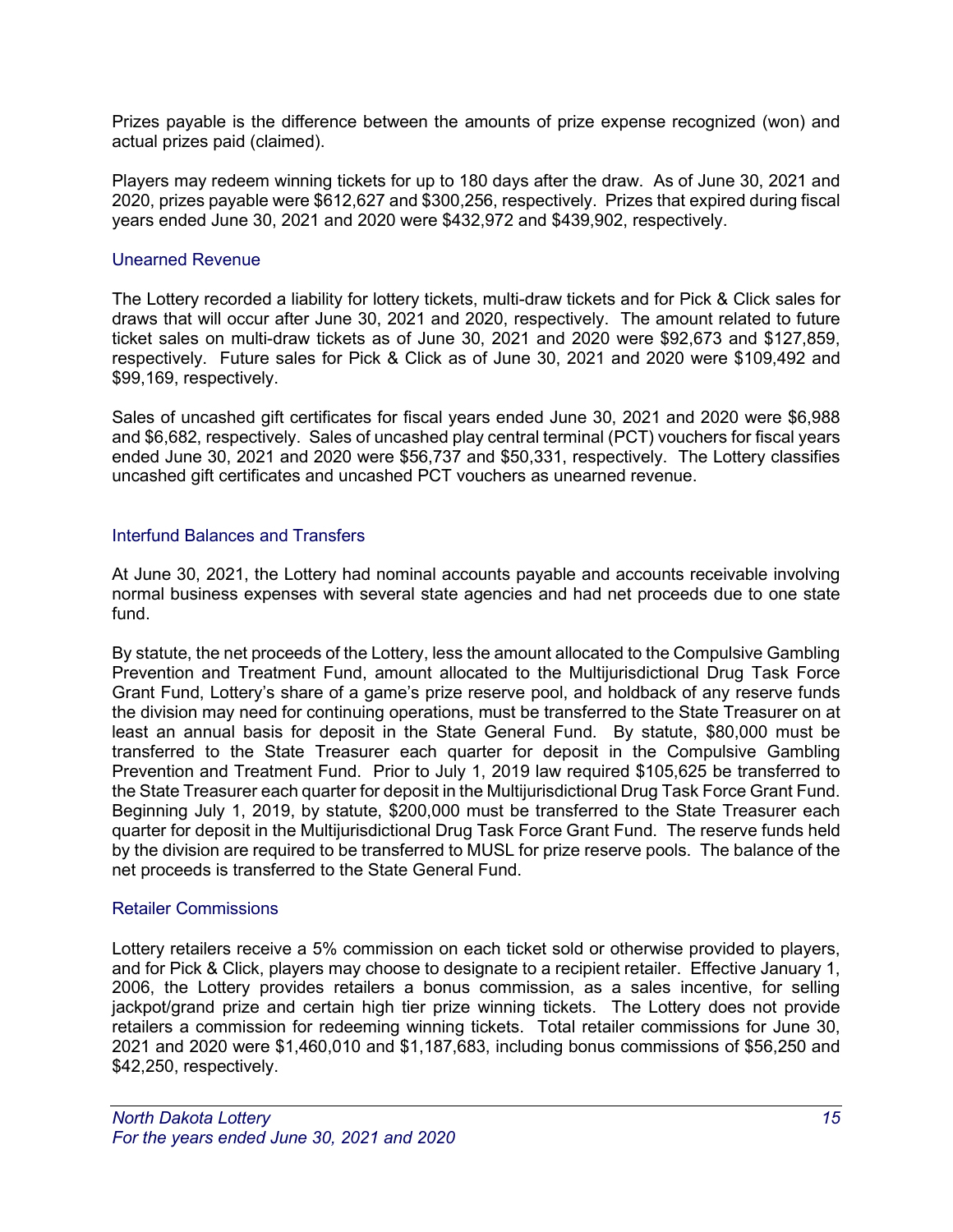Prizes payable is the difference between the amounts of prize expense recognized (won) and actual prizes paid (claimed).

Players may redeem winning tickets for up to 180 days after the draw. As of June 30, 2021 and 2020, prizes payable were $612,627 and $300,256, respectively. Prizes that expired during fiscal years ended June 30, 2021 and 2020 were $432,972 and $439,902, respectively.

### Unearned Revenue

The Lottery recorded a liability for lottery tickets, multi-draw tickets and for Pick & Click sales for draws that will occur after June 30, 2021 and 2020, respectively. The amount related to future ticket sales on multi-draw tickets as of June 30, 2021 and 2020 were $92,673 and $127,859, respectively. Future sales for Pick & Click as of June 30, 2021 and 2020 were $109,492 and $99,169, respectively.

Sales of uncashed gift certificates for fiscal years ended June 30, 2021 and 2020 were $6,988 and $6,682, respectively. Sales of uncashed play central terminal (PCT) vouchers for fiscal years ended June 30, 2021 and 2020 were $56,737 and $50,331, respectively. The Lottery classifies uncashed gift certificates and uncashed PCT vouchers as unearned revenue.

### Interfund Balances and Transfers

At June 30, 2021, the Lottery had nominal accounts payable and accounts receivable involving normal business expenses with several state agencies and had net proceeds due to one state fund.

By statute, the net proceeds of the Lottery, less the amount allocated to the Compulsive Gambling Prevention and Treatment Fund, amount allocated to the Multijurisdictional Drug Task Force Grant Fund, Lottery's share of a game's prize reserve pool, and holdback of any reserve funds the division may need for continuing operations, must be transferred to the State Treasurer on at least an annual basis for deposit in the State General Fund. By statute, $80,000 must be transferred to the State Treasurer each quarter for deposit in the Compulsive Gambling Prevention and Treatment Fund. Prior to July 1, 2019 law required $105,625 be transferred to the State Treasurer each quarter for deposit in the Multijurisdictional Drug Task Force Grant Fund. Beginning July 1, 2019, by statute, $200,000 must be transferred to the State Treasurer each quarter for deposit in the Multijurisdictional Drug Task Force Grant Fund. The reserve funds held by the division are required to be transferred to MUSL for prize reserve pools. The balance of the net proceeds is transferred to the State General Fund.

### Retailer Commissions

Lottery retailers receive a 5% commission on each ticket sold or otherwise provided to players, and for Pick & Click, players may choose to designate to a recipient retailer. Effective January 1, 2006, the Lottery provides retailers a bonus commission, as a sales incentive, for selling jackpot/grand prize and certain high tier prize winning tickets. The Lottery does not provide retailers a commission for redeeming winning tickets. Total retailer commissions for June 30, 2021 and 2020 were $1,460,010 and $1,187,683, including bonus commissions of $56,250 and $42,250, respectively.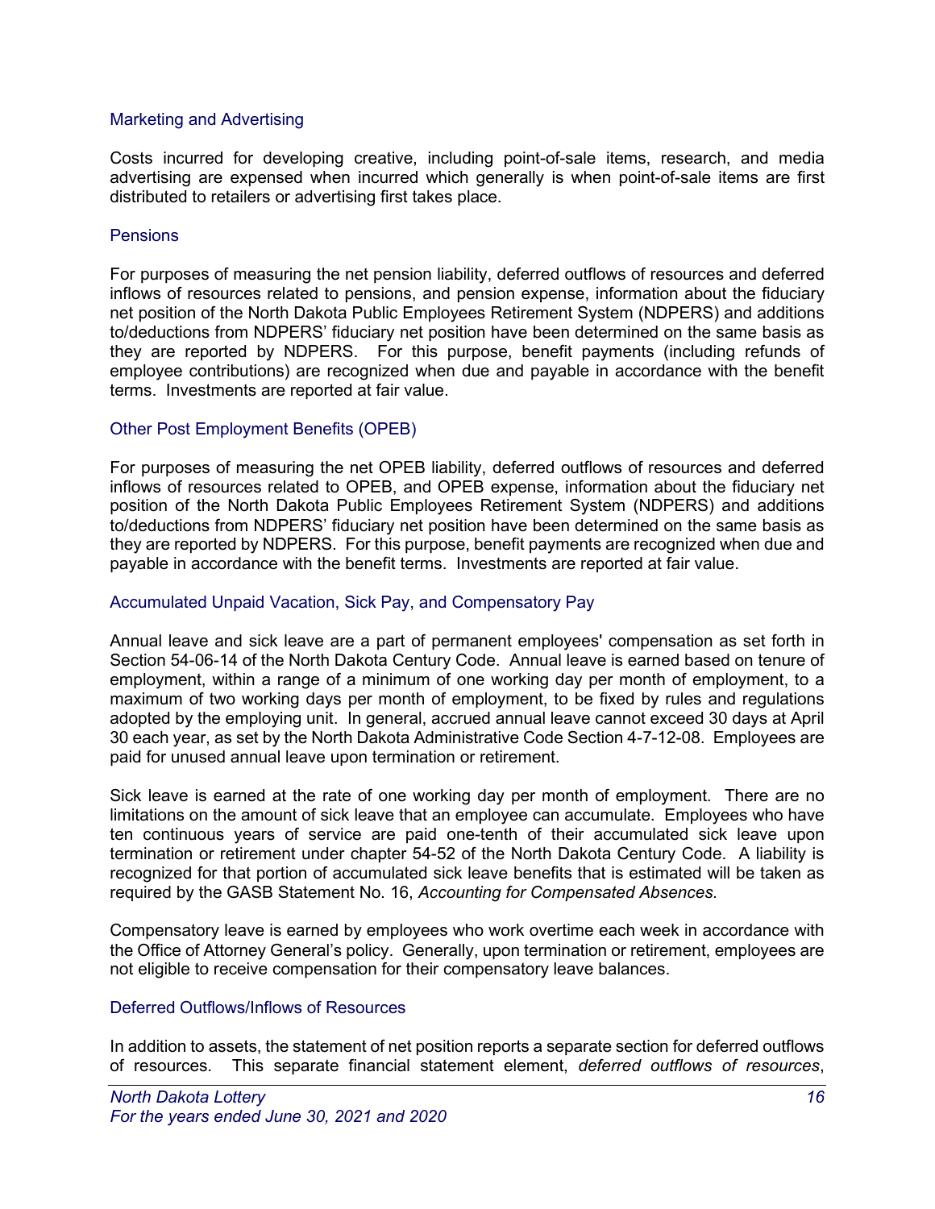### Marketing and Advertising

Costs incurred for developing creative, including point-of-sale items, research, and media advertising are expensed when incurred which generally is when point-of-sale items are first distributed to retailers or advertising first takes place.

### Pensions

For purposes of measuring the net pension liability, deferred outflows of resources and deferred inflows of resources related to pensions, and pension expense, information about the fiduciary net position of the North Dakota Public Employees Retirement System (NDPERS) and additions to/deductions from NDPERS' fiduciary net position have been determined on the same basis as they are reported by NDPERS. For this purpose, benefit payments (including refunds of employee contributions) are recognized when due and payable in accordance with the benefit terms. Investments are reported at fair value.

### Other Post Employment Benefits (OPEB)

For purposes of measuring the net OPEB liability, deferred outflows of resources and deferred inflows of resources related to OPEB, and OPEB expense, information about the fiduciary net position of the North Dakota Public Employees Retirement System (NDPERS) and additions to/deductions from NDPERS' fiduciary net position have been determined on the same basis as they are reported by NDPERS. For this purpose, benefit payments are recognized when due and payable in accordance with the benefit terms. Investments are reported at fair value.

### Accumulated Unpaid Vacation, Sick Pay, and Compensatory Pay

Annual leave and sick leave are a part of permanent employees' compensation as set forth in Section 54-06-14 of the North Dakota Century Code. Annual leave is earned based on tenure of employment, within a range of a minimum of one working day per month of employment, to a maximum of two working days per month of employment, to be fixed by rules and regulations adopted by the employing unit. In general, accrued annual leave cannot exceed 30 days at April 30 each year, as set by the North Dakota Administrative Code Section 4-7-12-08. Employees are paid for unused annual leave upon termination or retirement.

Sick leave is earned at the rate of one working day per month of employment. There are no limitations on the amount of sick leave that an employee can accumulate. Employees who have ten continuous years of service are paid one-tenth of their accumulated sick leave upon termination or retirement under chapter 54-52 of the North Dakota Century Code. A liability is recognized for that portion of accumulated sick leave benefits that is estimated will be taken as required by the GASB Statement No. 16, *Accounting for Compensated Absences.*

Compensatory leave is earned by employees who work overtime each week in accordance with the Office of Attorney General's policy. Generally, upon termination or retirement, employees are not eligible to receive compensation for their compensatory leave balances.

### Deferred Outflows/Inflows of Resources

In addition to assets, the statement of net position reports a separate section for deferred outflows of resources. This separate financial statement element, *deferred outflows of resources*,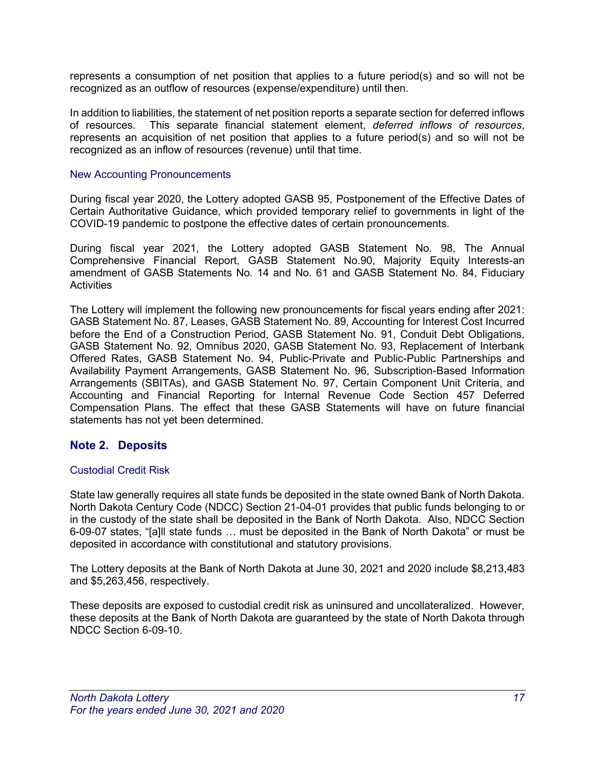represents a consumption of net position that applies to a future period(s) and so will not be recognized as an outflow of resources (expense/expenditure) until then.

In addition to liabilities, the statement of net position reports a separate section for deferred inflows of resources. This separate financial statement element, *deferred inflows of resources*, represents an acquisition of net position that applies to a future period(s) and so will not be recognized as an inflow of resources (revenue) until that time.

### New Accounting Pronouncements

During fiscal year 2020, the Lottery adopted GASB 95, Postponement of the Effective Dates of Certain Authoritative Guidance, which provided temporary relief to governments in light of the COVID-19 pandemic to postpone the effective dates of certain pronouncements.

During fiscal year 2021, the Lottery adopted GASB Statement No. 98, The Annual Comprehensive Financial Report, GASB Statement No.90, Majority Equity Interests-an amendment of GASB Statements No. 14 and No. 61 and GASB Statement No. 84, Fiduciary Activities

The Lottery will implement the following new pronouncements for fiscal years ending after 2021: GASB Statement No. 87, Leases, GASB Statement No. 89, Accounting for Interest Cost Incurred before the End of a Construction Period, GASB Statement No. 91, Conduit Debt Obligations, GASB Statement No. 92, Omnibus 2020, GASB Statement No. 93, Replacement of Interbank Offered Rates, GASB Statement No. 94, Public-Private and Public-Public Partnerships and Availability Payment Arrangements, GASB Statement No. 96, Subscription-Based Information Arrangements (SBITAs), and GASB Statement No. 97, Certain Component Unit Criteria, and Accounting and Financial Reporting for Internal Revenue Code Section 457 Deferred Compensation Plans. The effect that these GASB Statements will have on future financial statements has not yet been determined.

## Note 2. Deposits

### Custodial Credit Risk

State law generally requires all state funds be deposited in the state owned Bank of North Dakota. North Dakota Century Code (NDCC) Section 21-04-01 provides that public funds belonging to or in the custody of the state shall be deposited in the Bank of North Dakota. Also, NDCC Section 6-09-07 states, "[a]ll state funds … must be deposited in the Bank of North Dakota" or must be deposited in accordance with constitutional and statutory provisions.

The Lottery deposits at the Bank of North Dakota at June 30, 2021 and 2020 include $8,213,483 and $5,263,456, respectively.

These deposits are exposed to custodial credit risk as uninsured and uncollateralized. However, these deposits at the Bank of North Dakota are guaranteed by the state of North Dakota through NDCC Section 6-09-10.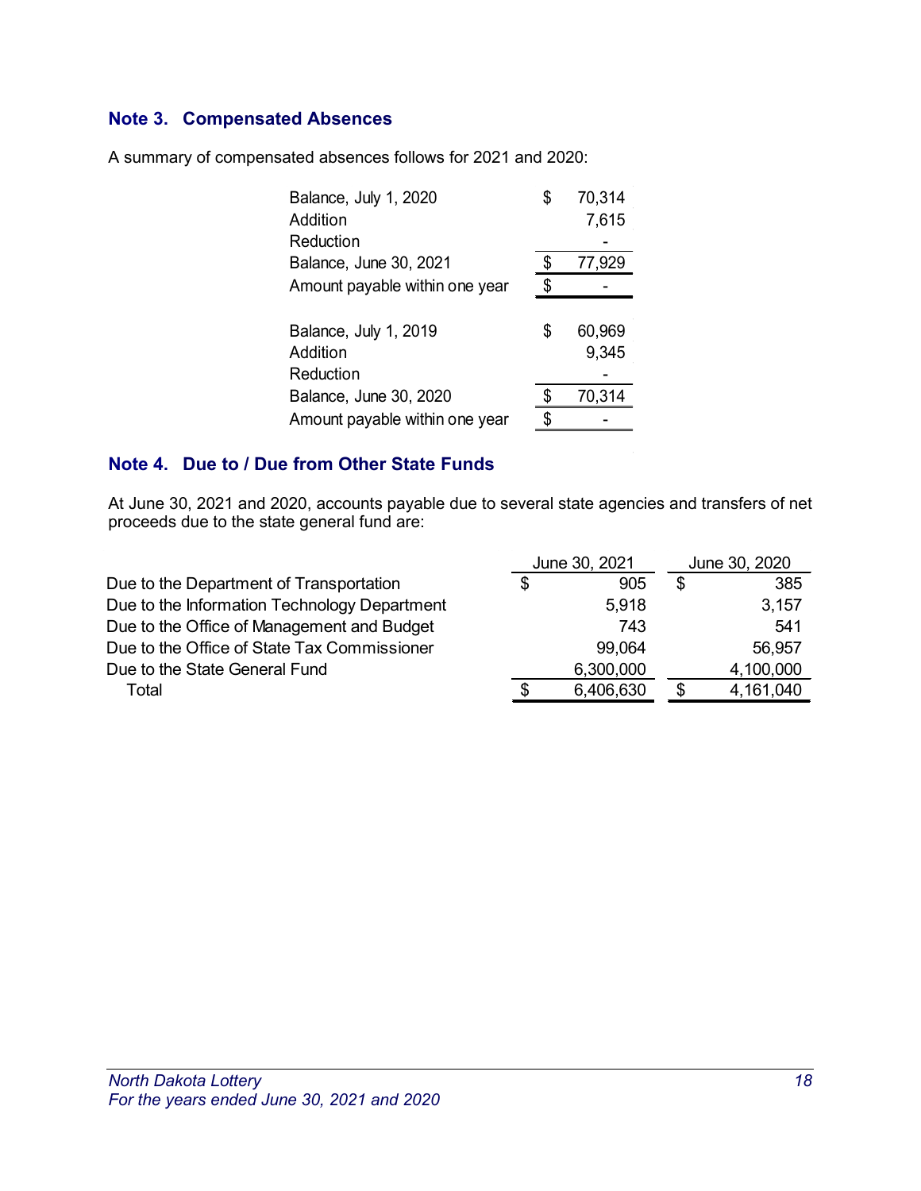## Note 3. Compensated Absences

A summary of compensated absences follows for 2021 and 2020:

| | |
|---|---|
| Balance, July 1, 2020 | $ 70,314 |
| Addition | 7,615 |
| Reduction | - |
| Balance, June 30, 2021 | $ 77,929 |
| Amount payable within one year | $ - |

| | |
|---|---|
| Balance, July 1, 2019 | $ 60,969 |
| Addition | 9,345 |
| Reduction | - |
| Balance, June 30, 2020 | $ 70,314 |
| Amount payable within one year | $ - |

## Note 4. Due to / Due from Other State Funds

At June 30, 2021 and 2020, accounts payable due to several state agencies and transfers of net proceeds due to the state general fund are:

| | June 30, 2021 | June 30, 2020 |
|---|---|---|
| Due to the Department of Transportation | $ 905 | $ 385 |
| Due to the Information Technology Department | 5,918 | 3,157 |
| Due to the Office of Management and Budget | 743 | 541 |
| Due to the Office of State Tax Commissioner | 99,064 | 56,957 |
| Due to the State General Fund | 6,300,000 | 4,100,000 |
| Total | $ 6,406,630 | $ 4,161,040 |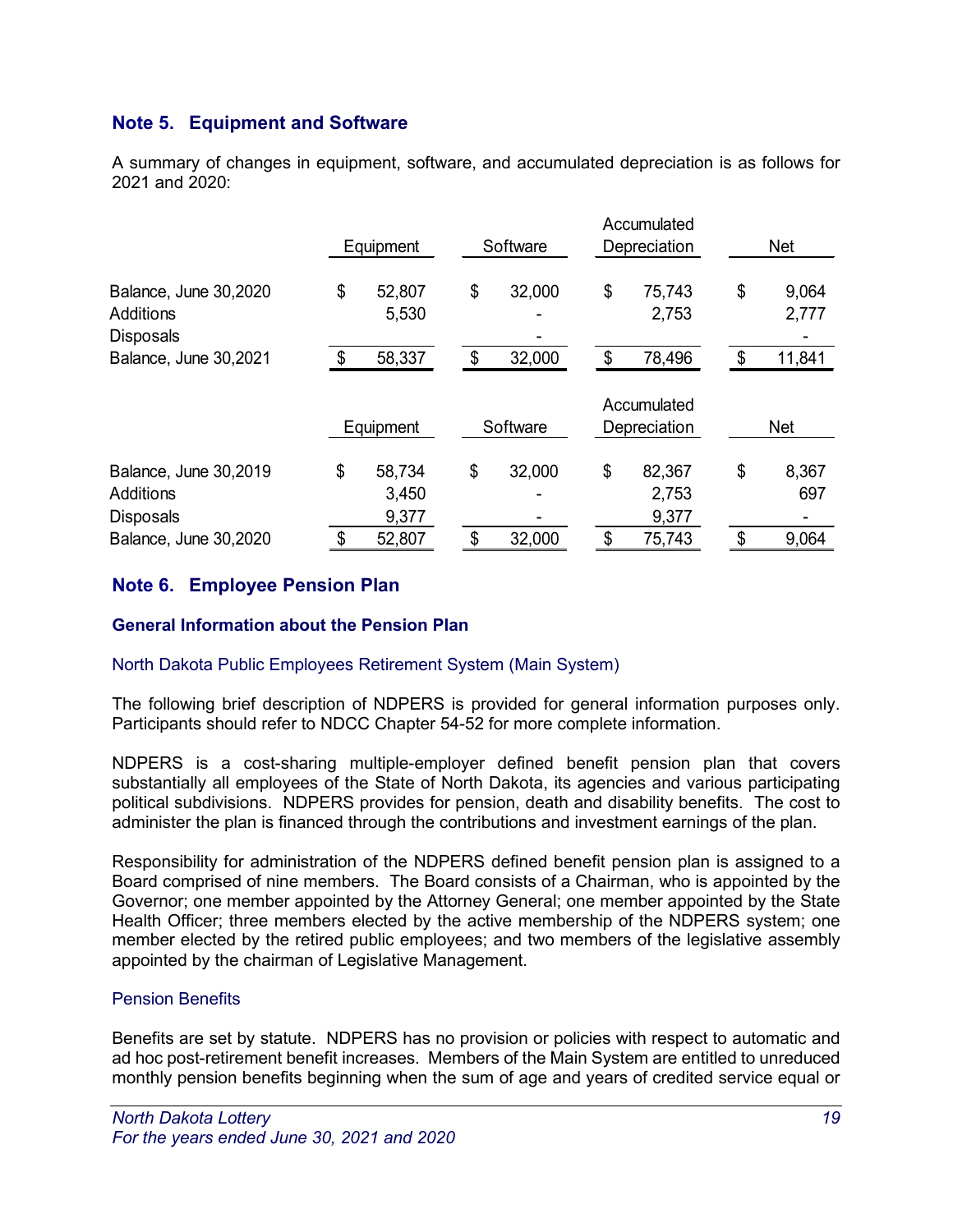## Note 5. Equipment and Software

A summary of changes in equipment, software, and accumulated depreciation is as follows for 2021 and 2020:

| | Equipment | Software | Accumulated Depreciation | Net |
|---|---|---|---|---|
| Balance, June 30,2020 | $ 52,807 | $ 32,000 | $ 75,743 | $ 9,064 |
| Additions | 5,530 | - | 2,753 | 2,777 |
| Disposals | | - | | - |
| Balance, June 30,2021 | $ 58,337 | $ 32,000 | $ 78,496 | $ 11,841 |

| | Equipment | Software | Accumulated Depreciation | Net |
|---|---|---|---|---|
| Balance, June 30,2019 | $ 58,734 | $ 32,000 | $ 82,367 | $ 8,367 |
| Additions | 3,450 | - | 2,753 | 697 |
| Disposals | 9,377 | - | 9,377 | - |
| Balance, June 30,2020 | $ 52,807 | $ 32,000 | $ 75,743 | $ 9,064 |

## Note 6. Employee Pension Plan

### General Information about the Pension Plan

North Dakota Public Employees Retirement System (Main System)

The following brief description of NDPERS is provided for general information purposes only. Participants should refer to NDCC Chapter 54-52 for more complete information.

NDPERS is a cost-sharing multiple-employer defined benefit pension plan that covers substantially all employees of the State of North Dakota, its agencies and various participating political subdivisions. NDPERS provides for pension, death and disability benefits. The cost to administer the plan is financed through the contributions and investment earnings of the plan.

Responsibility for administration of the NDPERS defined benefit pension plan is assigned to a Board comprised of nine members. The Board consists of a Chairman, who is appointed by the Governor; one member appointed by the Attorney General; one member appointed by the State Health Officer; three members elected by the active membership of the NDPERS system; one member elected by the retired public employees; and two members of the legislative assembly appointed by the chairman of Legislative Management.

Pension Benefits

Benefits are set by statute. NDPERS has no provision or policies with respect to automatic and ad hoc post-retirement benefit increases. Members of the Main System are entitled to unreduced monthly pension benefits beginning when the sum of age and years of credited service equal or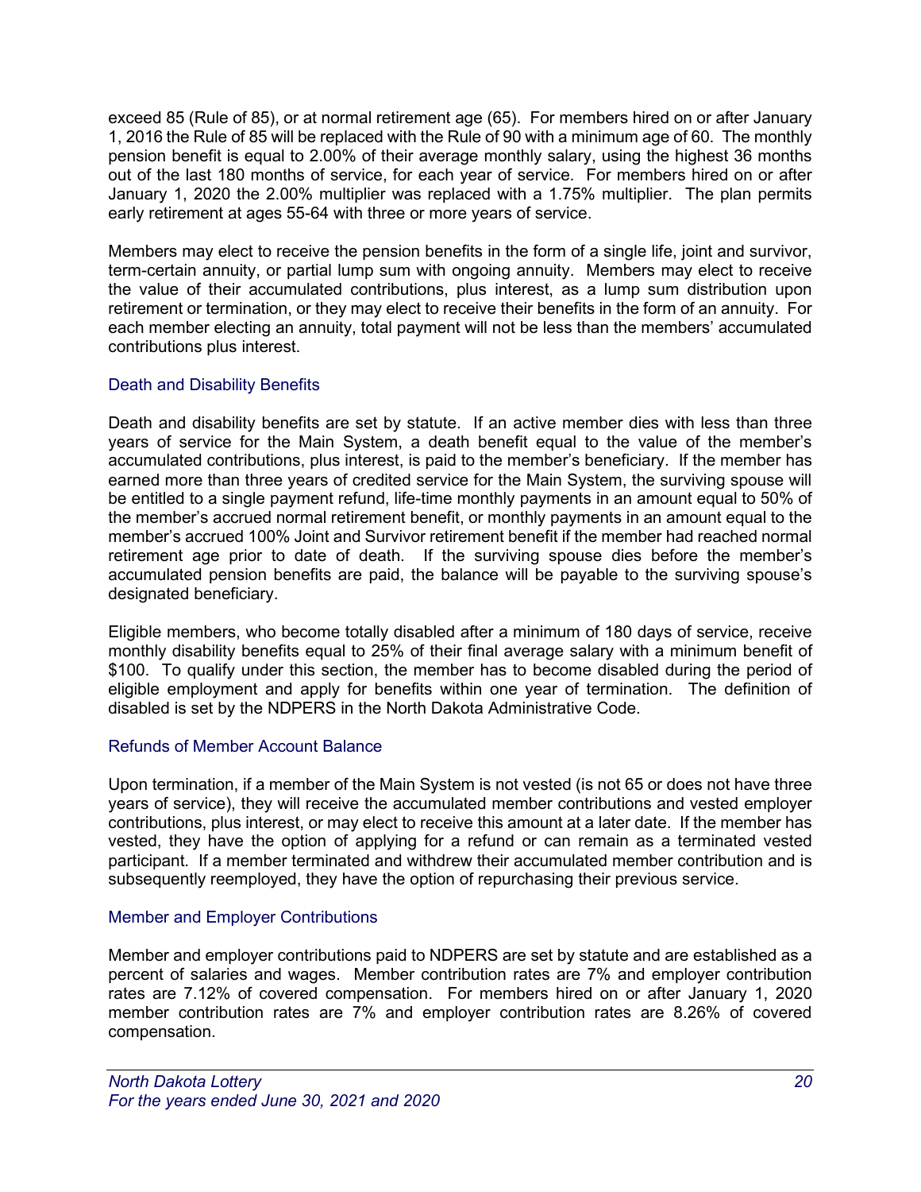exceed 85 (Rule of 85), or at normal retirement age (65). For members hired on or after January 1, 2016 the Rule of 85 will be replaced with the Rule of 90 with a minimum age of 60. The monthly pension benefit is equal to 2.00% of their average monthly salary, using the highest 36 months out of the last 180 months of service, for each year of service. For members hired on or after January 1, 2020 the 2.00% multiplier was replaced with a 1.75% multiplier. The plan permits early retirement at ages 55-64 with three or more years of service.

Members may elect to receive the pension benefits in the form of a single life, joint and survivor, term-certain annuity, or partial lump sum with ongoing annuity. Members may elect to receive the value of their accumulated contributions, plus interest, as a lump sum distribution upon retirement or termination, or they may elect to receive their benefits in the form of an annuity. For each member electing an annuity, total payment will not be less than the members' accumulated contributions plus interest.

### Death and Disability Benefits

Death and disability benefits are set by statute. If an active member dies with less than three years of service for the Main System, a death benefit equal to the value of the member's accumulated contributions, plus interest, is paid to the member's beneficiary. If the member has earned more than three years of credited service for the Main System, the surviving spouse will be entitled to a single payment refund, life-time monthly payments in an amount equal to 50% of the member's accrued normal retirement benefit, or monthly payments in an amount equal to the member's accrued 100% Joint and Survivor retirement benefit if the member had reached normal retirement age prior to date of death. If the surviving spouse dies before the member's accumulated pension benefits are paid, the balance will be payable to the surviving spouse's designated beneficiary.

Eligible members, who become totally disabled after a minimum of 180 days of service, receive monthly disability benefits equal to 25% of their final average salary with a minimum benefit of $100. To qualify under this section, the member has to become disabled during the period of eligible employment and apply for benefits within one year of termination. The definition of disabled is set by the NDPERS in the North Dakota Administrative Code.

### Refunds of Member Account Balance

Upon termination, if a member of the Main System is not vested (is not 65 or does not have three years of service), they will receive the accumulated member contributions and vested employer contributions, plus interest, or may elect to receive this amount at a later date. If the member has vested, they have the option of applying for a refund or can remain as a terminated vested participant. If a member terminated and withdrew their accumulated member contribution and is subsequently reemployed, they have the option of repurchasing their previous service.

### Member and Employer Contributions

Member and employer contributions paid to NDPERS are set by statute and are established as a percent of salaries and wages. Member contribution rates are 7% and employer contribution rates are 7.12% of covered compensation. For members hired on or after January 1, 2020 member contribution rates are 7% and employer contribution rates are 8.26% of covered compensation.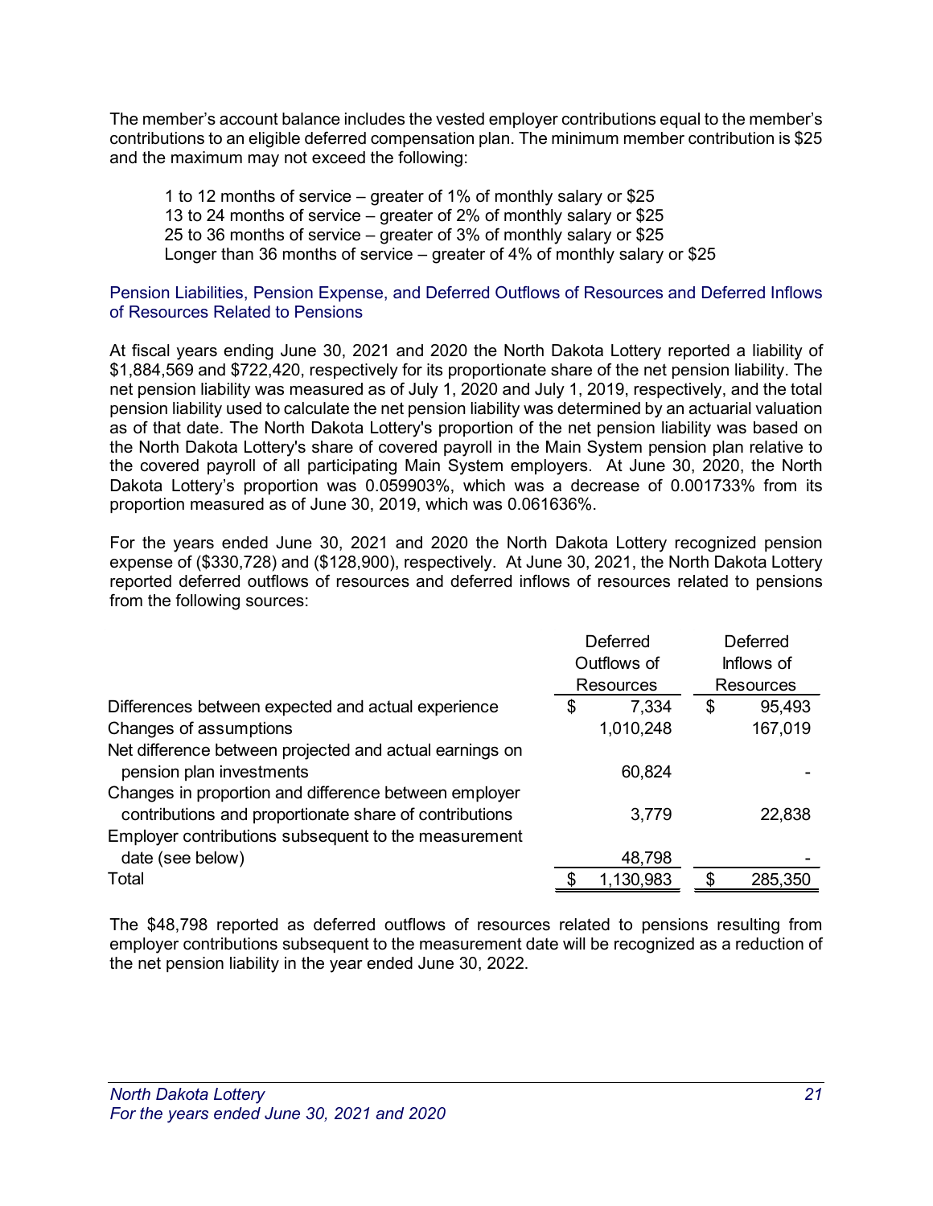The member's account balance includes the vested employer contributions equal to the member's contributions to an eligible deferred compensation plan. The minimum member contribution is $25 and the maximum may not exceed the following:

1 to 12 months of service – greater of 1% of monthly salary or $25
13 to 24 months of service – greater of 2% of monthly salary or $25
25 to 36 months of service – greater of 3% of monthly salary or $25
Longer than 36 months of service – greater of 4% of monthly salary or $25

### Pension Liabilities, Pension Expense, and Deferred Outflows of Resources and Deferred Inflows of Resources Related to Pensions

At fiscal years ending June 30, 2021 and 2020 the North Dakota Lottery reported a liability of $1,884,569 and $722,420, respectively for its proportionate share of the net pension liability. The net pension liability was measured as of July 1, 2020 and July 1, 2019, respectively, and the total pension liability used to calculate the net pension liability was determined by an actuarial valuation as of that date. The North Dakota Lottery's proportion of the net pension liability was based on the North Dakota Lottery's share of covered payroll in the Main System pension plan relative to the covered payroll of all participating Main System employers. At June 30, 2020, the North Dakota Lottery's proportion was 0.059903%, which was a decrease of 0.001733% from its proportion measured as of June 30, 2019, which was 0.061636%.

For the years ended June 30, 2021 and 2020 the North Dakota Lottery recognized pension expense of ($330,728) and ($128,900), respectively. At June 30, 2021, the North Dakota Lottery reported deferred outflows of resources and deferred inflows of resources related to pensions from the following sources:

| | Deferred Outflows of Resources | Deferred Inflows of Resources |
|---|---|---|
| Differences between expected and actual experience | $ 7,334 | $ 95,493 |
| Changes of assumptions | 1,010,248 | 167,019 |
| Net difference between projected and actual earnings on pension plan investments | 60,824 | - |
| Changes in proportion and difference between employer contributions and proportionate share of contributions | 3,779 | 22,838 |
| Employer contributions subsequent to the measurement date (see below) | 48,798 | - |
| Total | $ 1,130,983 | $ 285,350 |

The $48,798 reported as deferred outflows of resources related to pensions resulting from employer contributions subsequent to the measurement date will be recognized as a reduction of the net pension liability in the year ended June 30, 2022.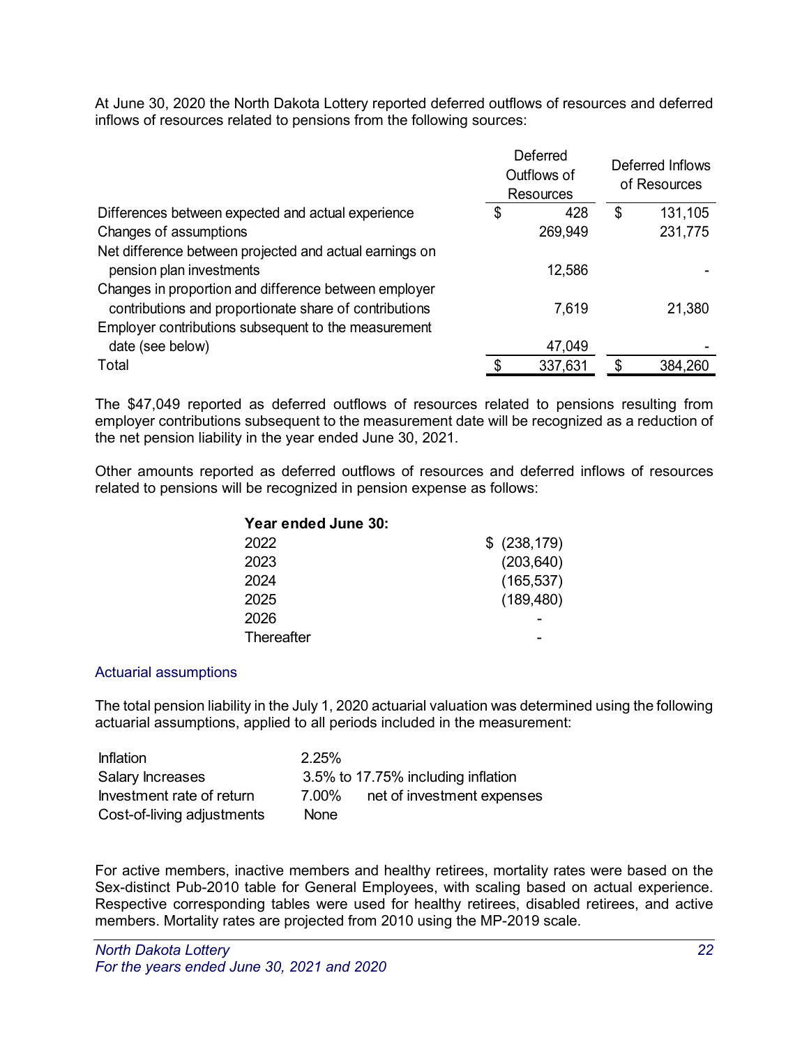At June 30, 2020 the North Dakota Lottery reported deferred outflows of resources and deferred inflows of resources related to pensions from the following sources:

| | Deferred Outflows of Resources | Deferred Inflows of Resources |
|---|---|---|
| Differences between expected and actual experience | $ 428 | $ 131,105 |
| Changes of assumptions | 269,949 | 231,775 |
| Net difference between projected and actual earnings on pension plan investments | 12,586 | - |
| Changes in proportion and difference between employer contributions and proportionate share of contributions | 7,619 | 21,380 |
| Employer contributions subsequent to the measurement date (see below) | 47,049 | - |
| Total | $ 337,631 | $ 384,260 |

The $47,049 reported as deferred outflows of resources related to pensions resulting from employer contributions subsequent to the measurement date will be recognized as a reduction of the net pension liability in the year ended June 30, 2021.

Other amounts reported as deferred outflows of resources and deferred inflows of resources related to pensions will be recognized in pension expense as follows:

| **Year ended June 30:** | |
|---|---|
| 2022 | $ (238,179) |
| 2023 | (203,640) |
| 2024 | (165,537) |
| 2025 | (189,480) |
| 2026 | - |
| Thereafter | - |

## Actuarial assumptions

The total pension liability in the July 1, 2020 actuarial valuation was determined using the following actuarial assumptions, applied to all periods included in the measurement:

| | |
|---|---|
| Inflation | 2.25% |
| Salary Increases | 3.5% to 17.75% including inflation |
| Investment rate of return | 7.00% net of investment expenses |
| Cost-of-living adjustments | None |

For active members, inactive members and healthy retirees, mortality rates were based on the Sex-distinct Pub-2010 table for General Employees, with scaling based on actual experience. Respective corresponding tables were used for healthy retirees, disabled retirees, and active members. Mortality rates are projected from 2010 using the MP-2019 scale.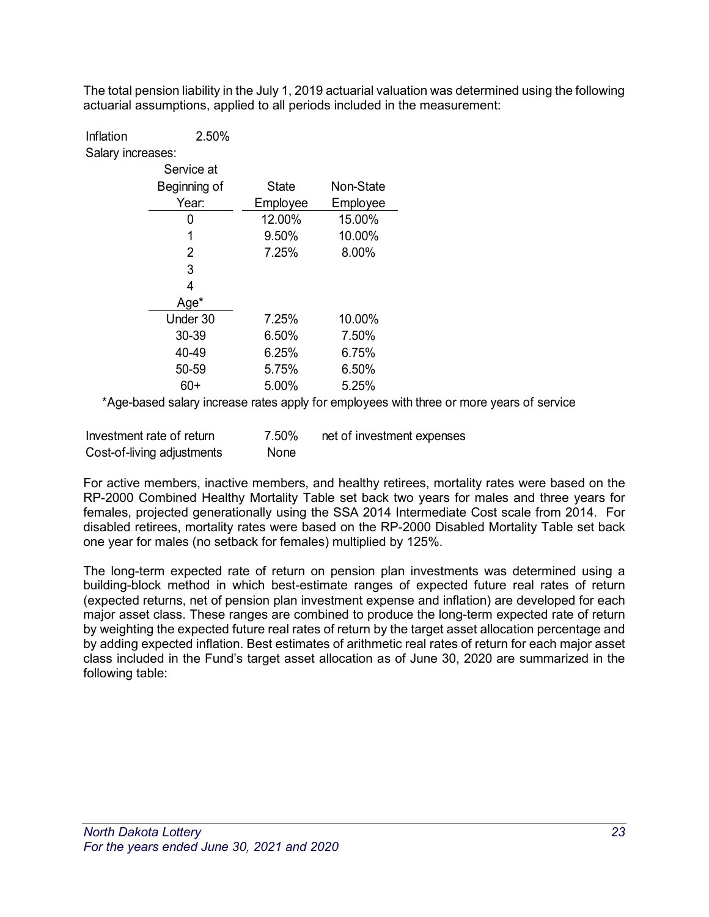The total pension liability in the July 1, 2019 actuarial valuation was determined using the following actuarial assumptions, applied to all periods included in the measurement:

Inflation 2.50%

Salary increases:

| Service at Beginning of Year: | State Employee | Non-State Employee |
|---|---|---|
| 0 | 12.00% | 15.00% |
| 1 | 9.50% | 10.00% |
| 2 | 7.25% | 8.00% |
| 3 | | |
| 4 | | |
| **Age*** | | |
| Under 30 | 7.25% | 10.00% |
| 30-39 | 6.50% | 7.50% |
| 40-49 | 6.25% | 6.75% |
| 50-59 | 5.75% | 6.50% |
| 60+ | 5.00% | 5.25% |

*Age-based salary increase rates apply for employees with three or more years of service

| | | |
|---|---|---|
| Investment rate of return | 7.50% | net of investment expenses |
| Cost-of-living adjustments | None | |

For active members, inactive members, and healthy retirees, mortality rates were based on the RP-2000 Combined Healthy Mortality Table set back two years for males and three years for females, projected generationally using the SSA 2014 Intermediate Cost scale from 2014. For disabled retirees, mortality rates were based on the RP-2000 Disabled Mortality Table set back one year for males (no setback for females) multiplied by 125%.

The long-term expected rate of return on pension plan investments was determined using a building-block method in which best-estimate ranges of expected future real rates of return (expected returns, net of pension plan investment expense and inflation) are developed for each major asset class. These ranges are combined to produce the long-term expected rate of return by weighting the expected future real rates of return by the target asset allocation percentage and by adding expected inflation. Best estimates of arithmetic real rates of return for each major asset class included in the Fund's target asset allocation as of June 30, 2020 are summarized in the following table: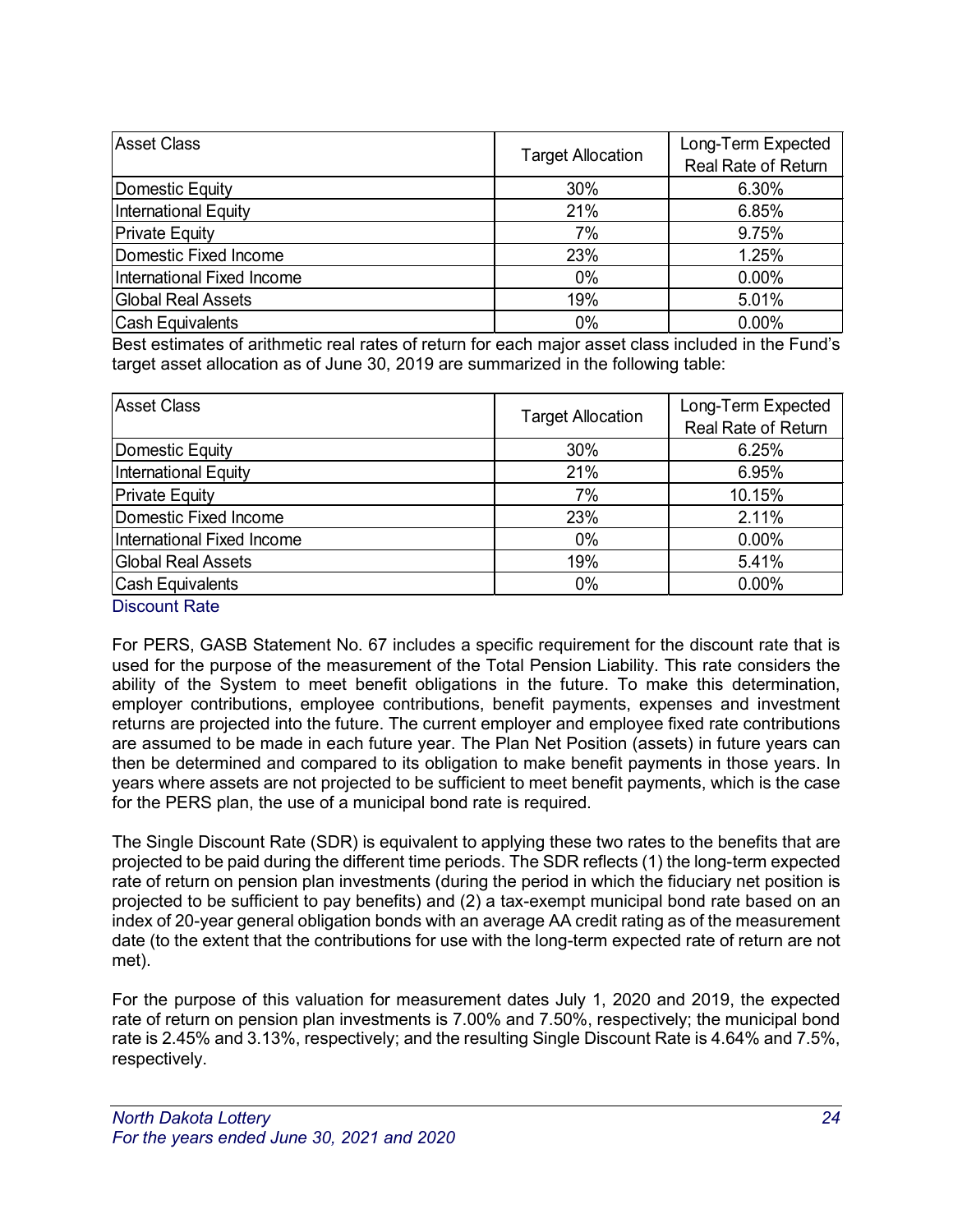| Asset Class | Target Allocation | Long-Term Expected Real Rate of Return |
|---|---|---|
| Domestic Equity | 30% | 6.30% |
| International Equity | 21% | 6.85% |
| Private Equity | 7% | 9.75% |
| Domestic Fixed Income | 23% | 1.25% |
| International Fixed Income | 0% | 0.00% |
| Global Real Assets | 19% | 5.01% |
| Cash Equivalents | 0% | 0.00% |

Best estimates of arithmetic real rates of return for each major asset class included in the Fund's target asset allocation as of June 30, 2019 are summarized in the following table:

| Asset Class | Target Allocation | Long-Term Expected Real Rate of Return |
|---|---|---|
| Domestic Equity | 30% | 6.25% |
| International Equity | 21% | 6.95% |
| Private Equity | 7% | 10.15% |
| Domestic Fixed Income | 23% | 2.11% |
| International Fixed Income | 0% | 0.00% |
| Global Real Assets | 19% | 5.41% |
| Cash Equivalents | 0% | 0.00% |

### Discount Rate

For PERS, GASB Statement No. 67 includes a specific requirement for the discount rate that is used for the purpose of the measurement of the Total Pension Liability. This rate considers the ability of the System to meet benefit obligations in the future. To make this determination, employer contributions, employee contributions, benefit payments, expenses and investment returns are projected into the future. The current employer and employee fixed rate contributions are assumed to be made in each future year. The Plan Net Position (assets) in future years can then be determined and compared to its obligation to make benefit payments in those years. In years where assets are not projected to be sufficient to meet benefit payments, which is the case for the PERS plan, the use of a municipal bond rate is required.

The Single Discount Rate (SDR) is equivalent to applying these two rates to the benefits that are projected to be paid during the different time periods. The SDR reflects (1) the long-term expected rate of return on pension plan investments (during the period in which the fiduciary net position is projected to be sufficient to pay benefits) and (2) a tax-exempt municipal bond rate based on an index of 20-year general obligation bonds with an average AA credit rating as of the measurement date (to the extent that the contributions for use with the long-term expected rate of return are not met).

For the purpose of this valuation for measurement dates July 1, 2020 and 2019, the expected rate of return on pension plan investments is 7.00% and 7.50%, respectively; the municipal bond rate is 2.45% and 3.13%, respectively; and the resulting Single Discount Rate is 4.64% and 7.5%, respectively.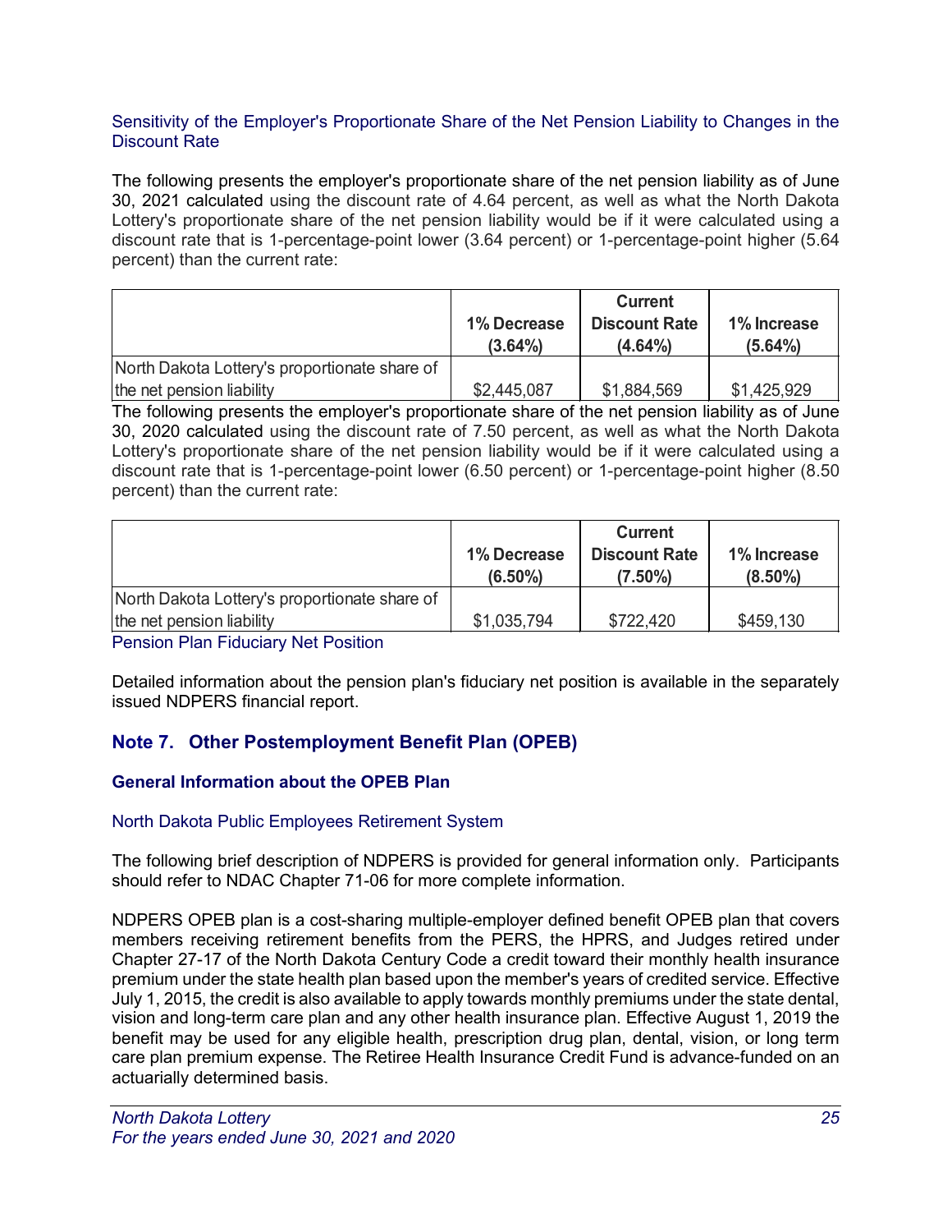### Sensitivity of the Employer's Proportionate Share of the Net Pension Liability to Changes in the Discount Rate

The following presents the employer's proportionate share of the net pension liability as of June 30, 2021 calculated using the discount rate of 4.64 percent, as well as what the North Dakota Lottery's proportionate share of the net pension liability would be if it were calculated using a discount rate that is 1-percentage-point lower (3.64 percent) or 1-percentage-point higher (5.64 percent) than the current rate:

| | 1% Decrease (3.64%) | Current Discount Rate (4.64%) | 1% Increase (5.64%) |
|---|---|---|---|
| North Dakota Lottery's proportionate share of the net pension liability | $2,445,087 | $1,884,569 | $1,425,929 |

The following presents the employer's proportionate share of the net pension liability as of June 30, 2020 calculated using the discount rate of 7.50 percent, as well as what the North Dakota Lottery's proportionate share of the net pension liability would be if it were calculated using a discount rate that is 1-percentage-point lower (6.50 percent) or 1-percentage-point higher (8.50 percent) than the current rate:

| | 1% Decrease (6.50%) | Current Discount Rate (7.50%) | 1% Increase (8.50%) |
|---|---|---|---|
| North Dakota Lottery's proportionate share of the net pension liability | $1,035,794 | $722,420 | $459,130 |

### Pension Plan Fiduciary Net Position

Detailed information about the pension plan's fiduciary net position is available in the separately issued NDPERS financial report.

## Note 7. Other Postemployment Benefit Plan (OPEB)

### General Information about the OPEB Plan

#### North Dakota Public Employees Retirement System

The following brief description of NDPERS is provided for general information only. Participants should refer to NDAC Chapter 71-06 for more complete information.

NDPERS OPEB plan is a cost-sharing multiple-employer defined benefit OPEB plan that covers members receiving retirement benefits from the PERS, the HPRS, and Judges retired under Chapter 27-17 of the North Dakota Century Code a credit toward their monthly health insurance premium under the state health plan based upon the member's years of credited service. Effective July 1, 2015, the credit is also available to apply towards monthly premiums under the state dental, vision and long-term care plan and any other health insurance plan. Effective August 1, 2019 the benefit may be used for any eligible health, prescription drug plan, dental, vision, or long term care plan premium expense. The Retiree Health Insurance Credit Fund is advance-funded on an actuarially determined basis.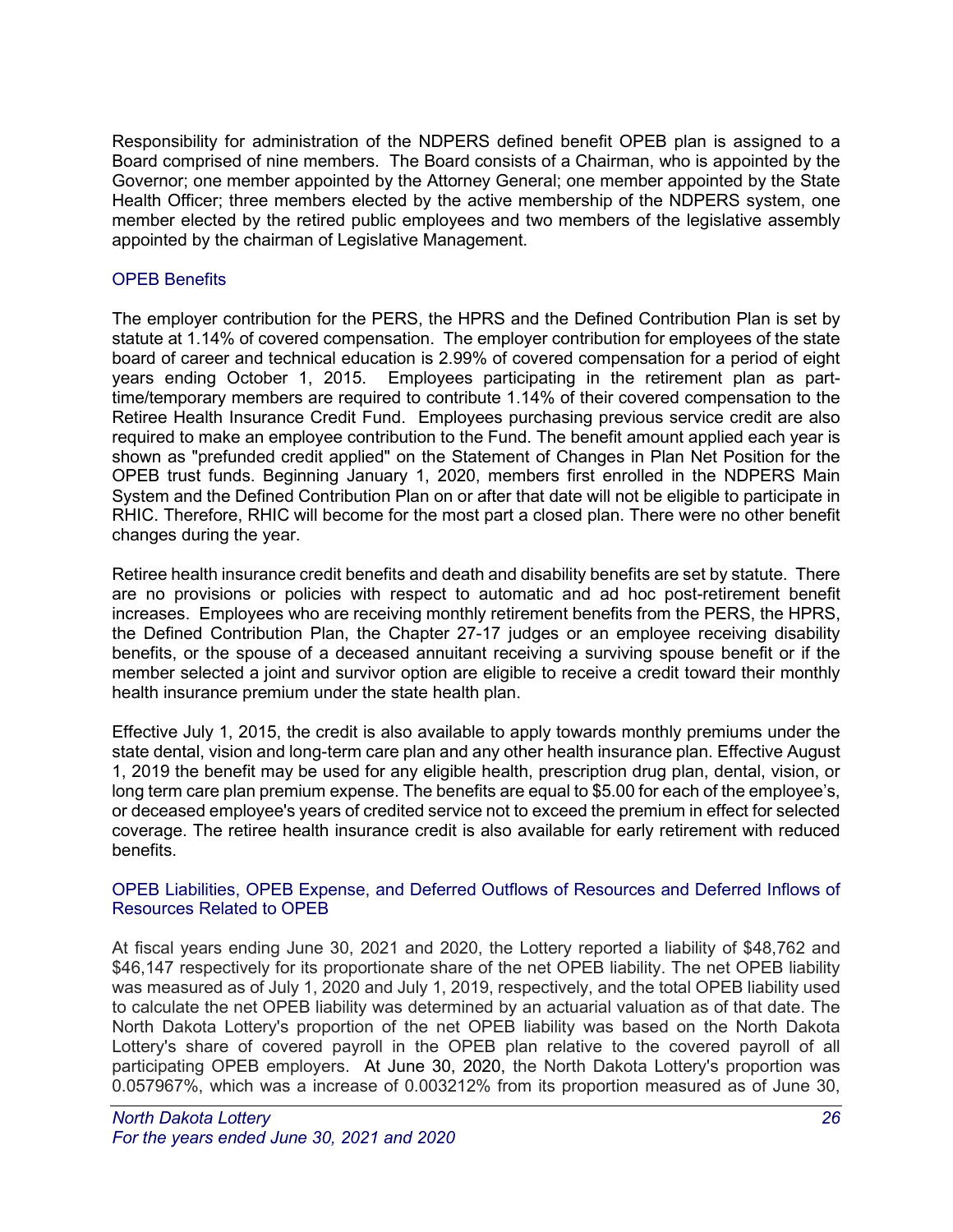Responsibility for administration of the NDPERS defined benefit OPEB plan is assigned to a Board comprised of nine members. The Board consists of a Chairman, who is appointed by the Governor; one member appointed by the Attorney General; one member appointed by the State Health Officer; three members elected by the active membership of the NDPERS system, one member elected by the retired public employees and two members of the legislative assembly appointed by the chairman of Legislative Management.

### OPEB Benefits

The employer contribution for the PERS, the HPRS and the Defined Contribution Plan is set by statute at 1.14% of covered compensation. The employer contribution for employees of the state board of career and technical education is 2.99% of covered compensation for a period of eight years ending October 1, 2015. Employees participating in the retirement plan as part-time/temporary members are required to contribute 1.14% of their covered compensation to the Retiree Health Insurance Credit Fund. Employees purchasing previous service credit are also required to make an employee contribution to the Fund. The benefit amount applied each year is shown as "prefunded credit applied" on the Statement of Changes in Plan Net Position for the OPEB trust funds. Beginning January 1, 2020, members first enrolled in the NDPERS Main System and the Defined Contribution Plan on or after that date will not be eligible to participate in RHIC. Therefore, RHIC will become for the most part a closed plan. There were no other benefit changes during the year.

Retiree health insurance credit benefits and death and disability benefits are set by statute. There are no provisions or policies with respect to automatic and ad hoc post-retirement benefit increases. Employees who are receiving monthly retirement benefits from the PERS, the HPRS, the Defined Contribution Plan, the Chapter 27-17 judges or an employee receiving disability benefits, or the spouse of a deceased annuitant receiving a surviving spouse benefit or if the member selected a joint and survivor option are eligible to receive a credit toward their monthly health insurance premium under the state health plan.

Effective July 1, 2015, the credit is also available to apply towards monthly premiums under the state dental, vision and long-term care plan and any other health insurance plan. Effective August 1, 2019 the benefit may be used for any eligible health, prescription drug plan, dental, vision, or long term care plan premium expense. The benefits are equal to $5.00 for each of the employee's, or deceased employee's years of credited service not to exceed the premium in effect for selected coverage. The retiree health insurance credit is also available for early retirement with reduced benefits.

### OPEB Liabilities, OPEB Expense, and Deferred Outflows of Resources and Deferred Inflows of Resources Related to OPEB

At fiscal years ending June 30, 2021 and 2020, the Lottery reported a liability of $48,762 and $46,147 respectively for its proportionate share of the net OPEB liability. The net OPEB liability was measured as of July 1, 2020 and July 1, 2019, respectively, and the total OPEB liability used to calculate the net OPEB liability was determined by an actuarial valuation as of that date. The North Dakota Lottery's proportion of the net OPEB liability was based on the North Dakota Lottery's share of covered payroll in the OPEB plan relative to the covered payroll of all participating OPEB employers. At June 30, 2020, the North Dakota Lottery's proportion was 0.057967%, which was a increase of 0.003212% from its proportion measured as of June 30,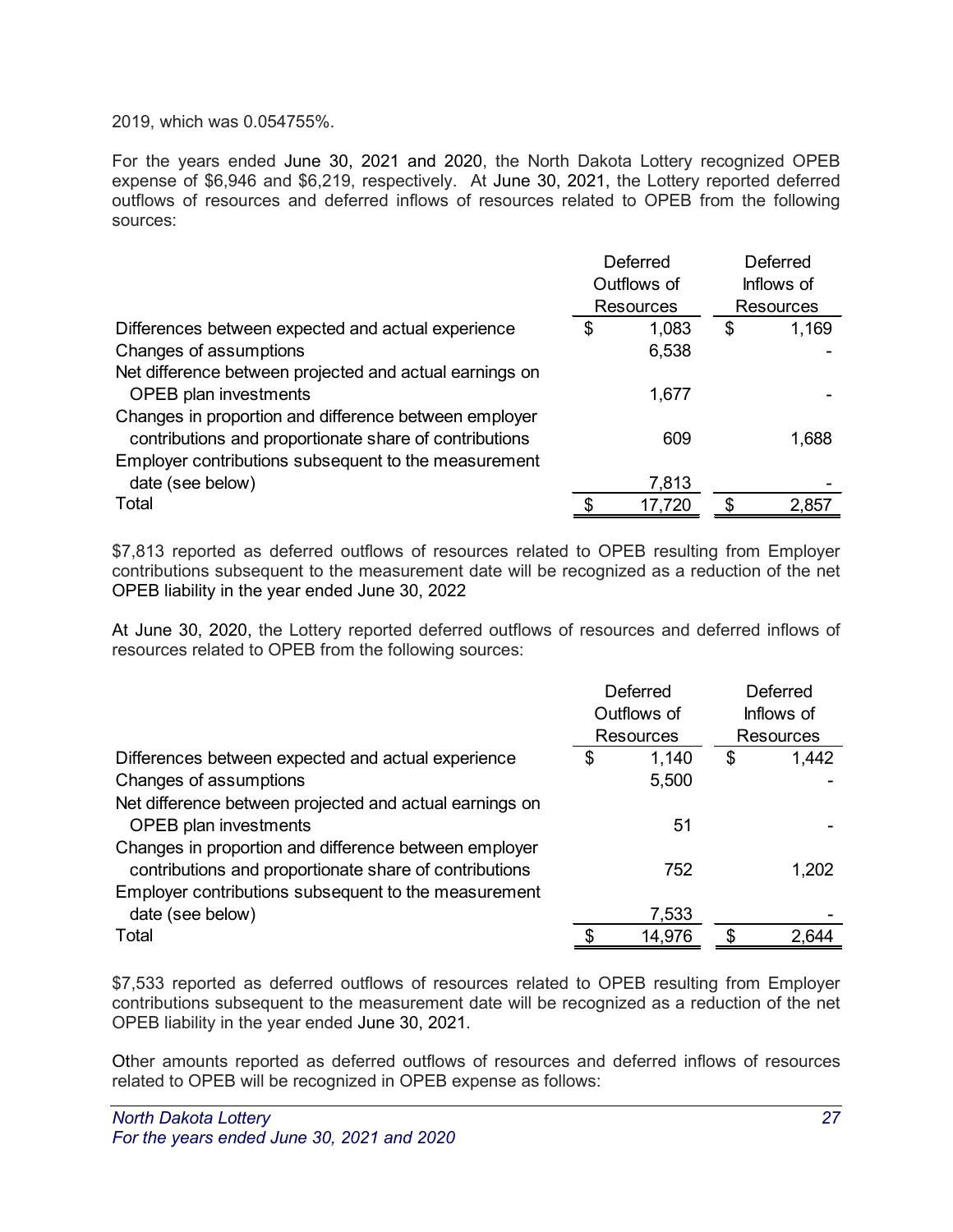2019, which was 0.054755%.

For the years ended June 30, 2021 and 2020, the North Dakota Lottery recognized OPEB expense of $6,946 and $6,219, respectively. At June 30, 2021, the Lottery reported deferred outflows of resources and deferred inflows of resources related to OPEB from the following sources:

| | Deferred Outflows of Resources | Deferred Inflows of Resources |
|---|---|---|
| Differences between expected and actual experience | $ 1,083 | $ 1,169 |
| Changes of assumptions | 6,538 | - |
| Net difference between projected and actual earnings on OPEB plan investments | 1,677 | - |
| Changes in proportion and difference between employer contributions and proportionate share of contributions | 609 | 1,688 |
| Employer contributions subsequent to the measurement date (see below) | 7,813 | - |
| Total | $ 17,720 | $ 2,857 |

$7,813 reported as deferred outflows of resources related to OPEB resulting from Employer contributions subsequent to the measurement date will be recognized as a reduction of the net OPEB liability in the year ended June 30, 2022

At June 30, 2020, the Lottery reported deferred outflows of resources and deferred inflows of resources related to OPEB from the following sources:

| | Deferred Outflows of Resources | Deferred Inflows of Resources |
|---|---|---|
| Differences between expected and actual experience | $ 1,140 | $ 1,442 |
| Changes of assumptions | 5,500 | - |
| Net difference between projected and actual earnings on OPEB plan investments | 51 | - |
| Changes in proportion and difference between employer contributions and proportionate share of contributions | 752 | 1,202 |
| Employer contributions subsequent to the measurement date (see below) | 7,533 | - |
| Total | $ 14,976 | $ 2,644 |

$7,533 reported as deferred outflows of resources related to OPEB resulting from Employer contributions subsequent to the measurement date will be recognized as a reduction of the net OPEB liability in the year ended June 30, 2021.

Other amounts reported as deferred outflows of resources and deferred inflows of resources related to OPEB will be recognized in OPEB expense as follows: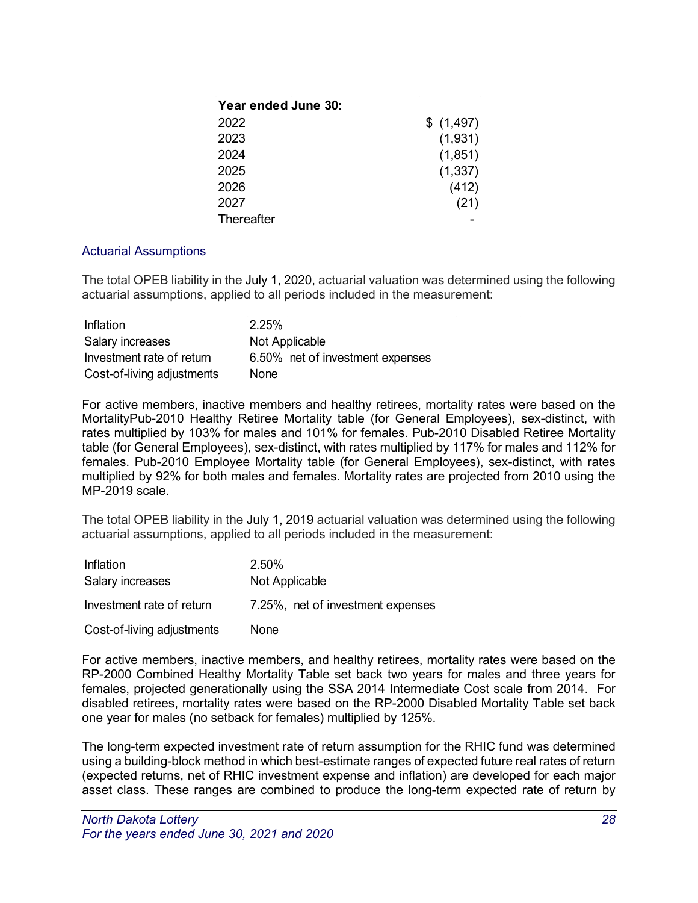| Year ended June 30: | |
|---|---|
| 2022 | $ (1,497) |
| 2023 | (1,931) |
| 2024 | (1,851) |
| 2025 | (1,337) |
| 2026 | (412) |
| 2027 | (21) |
| Thereafter | - |

### Actuarial Assumptions

The total OPEB liability in the July 1, 2020, actuarial valuation was determined using the following actuarial assumptions, applied to all periods included in the measurement:

| | |
|---|---|
| Inflation | 2.25% |
| Salary increases | Not Applicable |
| Investment rate of return | 6.50% net of investment expenses |
| Cost-of-living adjustments | None |

For active members, inactive members and healthy retirees, mortality rates were based on the MortalityPub-2010 Healthy Retiree Mortality table (for General Employees), sex-distinct, with rates multiplied by 103% for males and 101% for females. Pub-2010 Disabled Retiree Mortality table (for General Employees), sex-distinct, with rates multiplied by 117% for males and 112% for females. Pub-2010 Employee Mortality table (for General Employees), sex-distinct, with rates multiplied by 92% for both males and females. Mortality rates are projected from 2010 using the MP-2019 scale.

The total OPEB liability in the July 1, 2019 actuarial valuation was determined using the following actuarial assumptions, applied to all periods included in the measurement:

| | |
|---|---|
| Inflation | 2.50% |
| Salary increases | Not Applicable |
| Investment rate of return | 7.25%, net of investment expenses |
| Cost-of-living adjustments | None |

For active members, inactive members, and healthy retirees, mortality rates were based on the RP-2000 Combined Healthy Mortality Table set back two years for males and three years for females, projected generationally using the SSA 2014 Intermediate Cost scale from 2014. For disabled retirees, mortality rates were based on the RP-2000 Disabled Mortality Table set back one year for males (no setback for females) multiplied by 125%.

The long-term expected investment rate of return assumption for the RHIC fund was determined using a building-block method in which best-estimate ranges of expected future real rates of return (expected returns, net of RHIC investment expense and inflation) are developed for each major asset class. These ranges are combined to produce the long-term expected rate of return by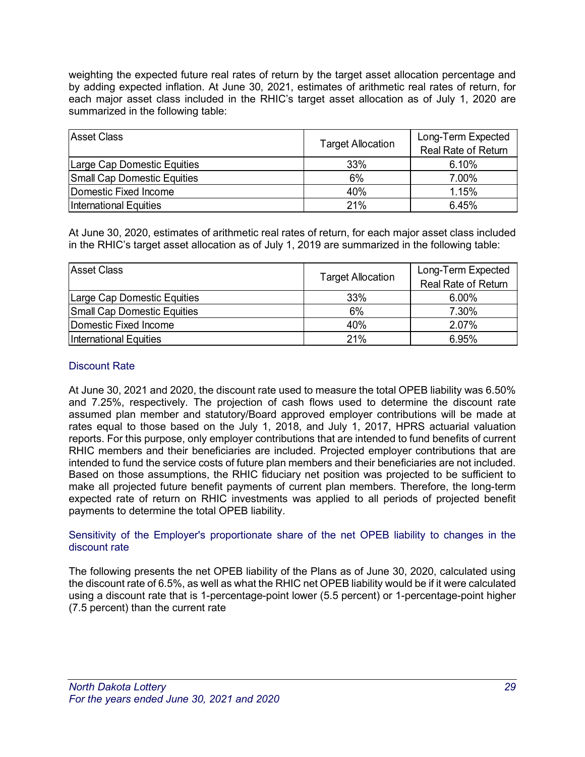weighting the expected future real rates of return by the target asset allocation percentage and by adding expected inflation. At June 30, 2021, estimates of arithmetic real rates of return, for each major asset class included in the RHIC's target asset allocation as of July 1, 2020 are summarized in the following table:

| Asset Class | Target Allocation | Long-Term Expected Real Rate of Return |
|---|---|---|
| Large Cap Domestic Equities | 33% | 6.10% |
| Small Cap Domestic Equities | 6% | 7.00% |
| Domestic Fixed Income | 40% | 1.15% |
| International Equities | 21% | 6.45% |

At June 30, 2020, estimates of arithmetic real rates of return, for each major asset class included in the RHIC's target asset allocation as of July 1, 2019 are summarized in the following table:

| Asset Class | Target Allocation | Long-Term Expected Real Rate of Return |
|---|---|---|
| Large Cap Domestic Equities | 33% | 6.00% |
| Small Cap Domestic Equities | 6% | 7.30% |
| Domestic Fixed Income | 40% | 2.07% |
| International Equities | 21% | 6.95% |

### Discount Rate

At June 30, 2021 and 2020, the discount rate used to measure the total OPEB liability was 6.50% and 7.25%, respectively. The projection of cash flows used to determine the discount rate assumed plan member and statutory/Board approved employer contributions will be made at rates equal to those based on the July 1, 2018, and July 1, 2017, HPRS actuarial valuation reports. For this purpose, only employer contributions that are intended to fund benefits of current RHIC members and their beneficiaries are included. Projected employer contributions that are intended to fund the service costs of future plan members and their beneficiaries are not included. Based on those assumptions, the RHIC fiduciary net position was projected to be sufficient to make all projected future benefit payments of current plan members. Therefore, the long-term expected rate of return on RHIC investments was applied to all periods of projected benefit payments to determine the total OPEB liability.

### Sensitivity of the Employer's proportionate share of the net OPEB liability to changes in the discount rate

The following presents the net OPEB liability of the Plans as of June 30, 2020, calculated using the discount rate of 6.5%, as well as what the RHIC net OPEB liability would be if it were calculated using a discount rate that is 1-percentage-point lower (5.5 percent) or 1-percentage-point higher (7.5 percent) than the current rate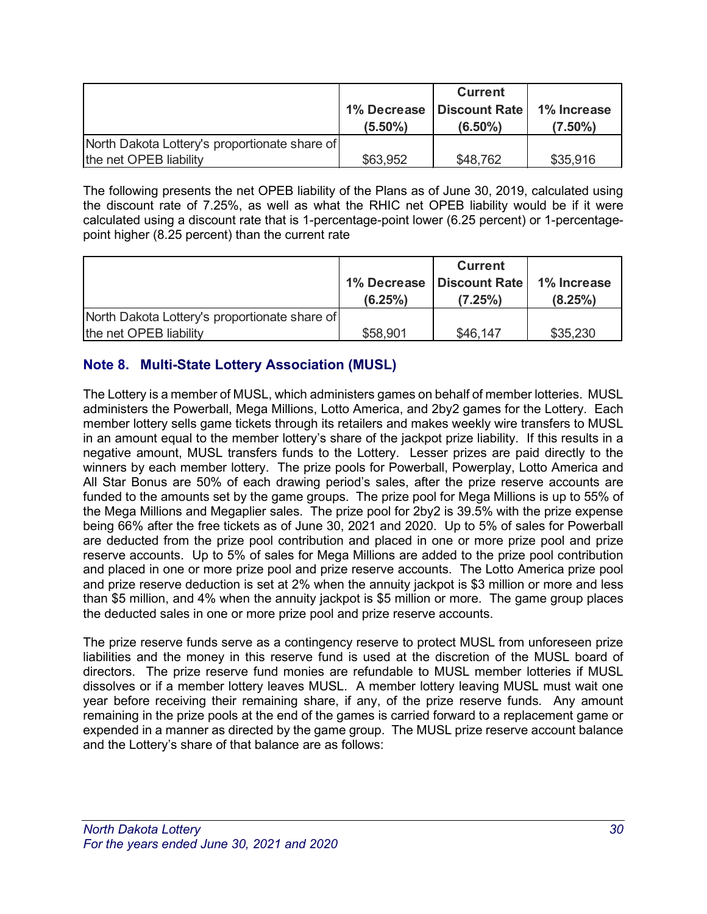| | 1% Decrease (5.50%) | Current Discount Rate (6.50%) | 1% Increase (7.50%) |
|---|---|---|---|
| North Dakota Lottery's proportionate share of the net OPEB liability | $63,952 | $48,762 | $35,916 |

The following presents the net OPEB liability of the Plans as of June 30, 2019, calculated using the discount rate of 7.25%, as well as what the RHIC net OPEB liability would be if it were calculated using a discount rate that is 1-percentage-point lower (6.25 percent) or 1-percentage-point higher (8.25 percent) than the current rate

| | 1% Decrease (6.25%) | Current Discount Rate (7.25%) | 1% Increase (8.25%) |
|---|---|---|---|
| North Dakota Lottery's proportionate share of the net OPEB liability | $58,901 | $46,147 | $35,230 |

## Note 8. Multi-State Lottery Association (MUSL)

The Lottery is a member of MUSL, which administers games on behalf of member lotteries. MUSL administers the Powerball, Mega Millions, Lotto America, and 2by2 games for the Lottery. Each member lottery sells game tickets through its retailers and makes weekly wire transfers to MUSL in an amount equal to the member lottery's share of the jackpot prize liability. If this results in a negative amount, MUSL transfers funds to the Lottery. Lesser prizes are paid directly to the winners by each member lottery. The prize pools for Powerball, Powerplay, Lotto America and All Star Bonus are 50% of each drawing period's sales, after the prize reserve accounts are funded to the amounts set by the game groups. The prize pool for Mega Millions is up to 55% of the Mega Millions and Megaplier sales. The prize pool for 2by2 is 39.5% with the prize expense being 66% after the free tickets as of June 30, 2021 and 2020. Up to 5% of sales for Powerball are deducted from the prize pool contribution and placed in one or more prize pool and prize reserve accounts. Up to 5% of sales for Mega Millions are added to the prize pool contribution and placed in one or more prize pool and prize reserve accounts. The Lotto America prize pool and prize reserve deduction is set at 2% when the annuity jackpot is $3 million or more and less than $5 million, and 4% when the annuity jackpot is $5 million or more. The game group places the deducted sales in one or more prize pool and prize reserve accounts.

The prize reserve funds serve as a contingency reserve to protect MUSL from unforeseen prize liabilities and the money in this reserve fund is used at the discretion of the MUSL board of directors. The prize reserve fund monies are refundable to MUSL member lotteries if MUSL dissolves or if a member lottery leaves MUSL. A member lottery leaving MUSL must wait one year before receiving their remaining share, if any, of the prize reserve funds. Any amount remaining in the prize pools at the end of the games is carried forward to a replacement game or expended in a manner as directed by the game group. The MUSL prize reserve account balance and the Lottery's share of that balance are as follows: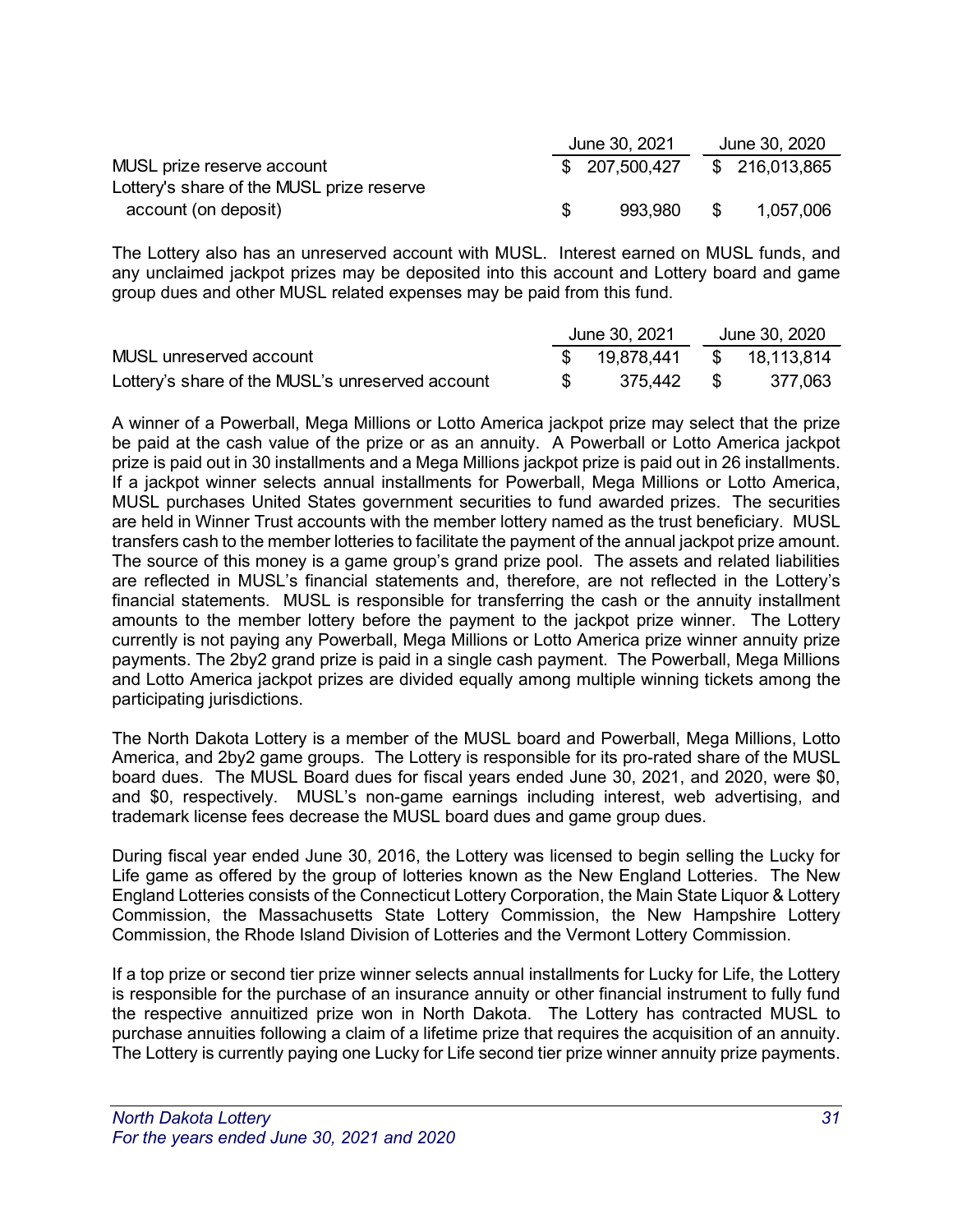| | June 30, 2021 | June 30, 2020 |
|---|---|---|
| MUSL prize reserve account | $ 207,500,427 | $ 216,013,865 |
| Lottery's share of the MUSL prize reserve account (on deposit) | $ 993,980 | $ 1,057,006 |

The Lottery also has an unreserved account with MUSL. Interest earned on MUSL funds, and any unclaimed jackpot prizes may be deposited into this account and Lottery board and game group dues and other MUSL related expenses may be paid from this fund.

| | June 30, 2021 | June 30, 2020 |
|---|---|---|
| MUSL unreserved account | $ 19,878,441 | $ 18,113,814 |
| Lottery's share of the MUSL's unreserved account | $ 375,442 | $ 377,063 |

A winner of a Powerball, Mega Millions or Lotto America jackpot prize may select that the prize be paid at the cash value of the prize or as an annuity. A Powerball or Lotto America jackpot prize is paid out in 30 installments and a Mega Millions jackpot prize is paid out in 26 installments. If a jackpot winner selects annual installments for Powerball, Mega Millions or Lotto America, MUSL purchases United States government securities to fund awarded prizes. The securities are held in Winner Trust accounts with the member lottery named as the trust beneficiary. MUSL transfers cash to the member lotteries to facilitate the payment of the annual jackpot prize amount. The source of this money is a game group's grand prize pool. The assets and related liabilities are reflected in MUSL's financial statements and, therefore, are not reflected in the Lottery's financial statements. MUSL is responsible for transferring the cash or the annuity installment amounts to the member lottery before the payment to the jackpot prize winner. The Lottery currently is not paying any Powerball, Mega Millions or Lotto America prize winner annuity prize payments. The 2by2 grand prize is paid in a single cash payment. The Powerball, Mega Millions and Lotto America jackpot prizes are divided equally among multiple winning tickets among the participating jurisdictions.

The North Dakota Lottery is a member of the MUSL board and Powerball, Mega Millions, Lotto America, and 2by2 game groups. The Lottery is responsible for its pro-rated share of the MUSL board dues. The MUSL Board dues for fiscal years ended June 30, 2021, and 2020, were $0, and $0, respectively. MUSL's non-game earnings including interest, web advertising, and trademark license fees decrease the MUSL board dues and game group dues.

During fiscal year ended June 30, 2016, the Lottery was licensed to begin selling the Lucky for Life game as offered by the group of lotteries known as the New England Lotteries. The New England Lotteries consists of the Connecticut Lottery Corporation, the Main State Liquor & Lottery Commission, the Massachusetts State Lottery Commission, the New Hampshire Lottery Commission, the Rhode Island Division of Lotteries and the Vermont Lottery Commission.

If a top prize or second tier prize winner selects annual installments for Lucky for Life, the Lottery is responsible for the purchase of an insurance annuity or other financial instrument to fully fund the respective annuitized prize won in North Dakota. The Lottery has contracted MUSL to purchase annuities following a claim of a lifetime prize that requires the acquisition of an annuity. The Lottery is currently paying one Lucky for Life second tier prize winner annuity prize payments.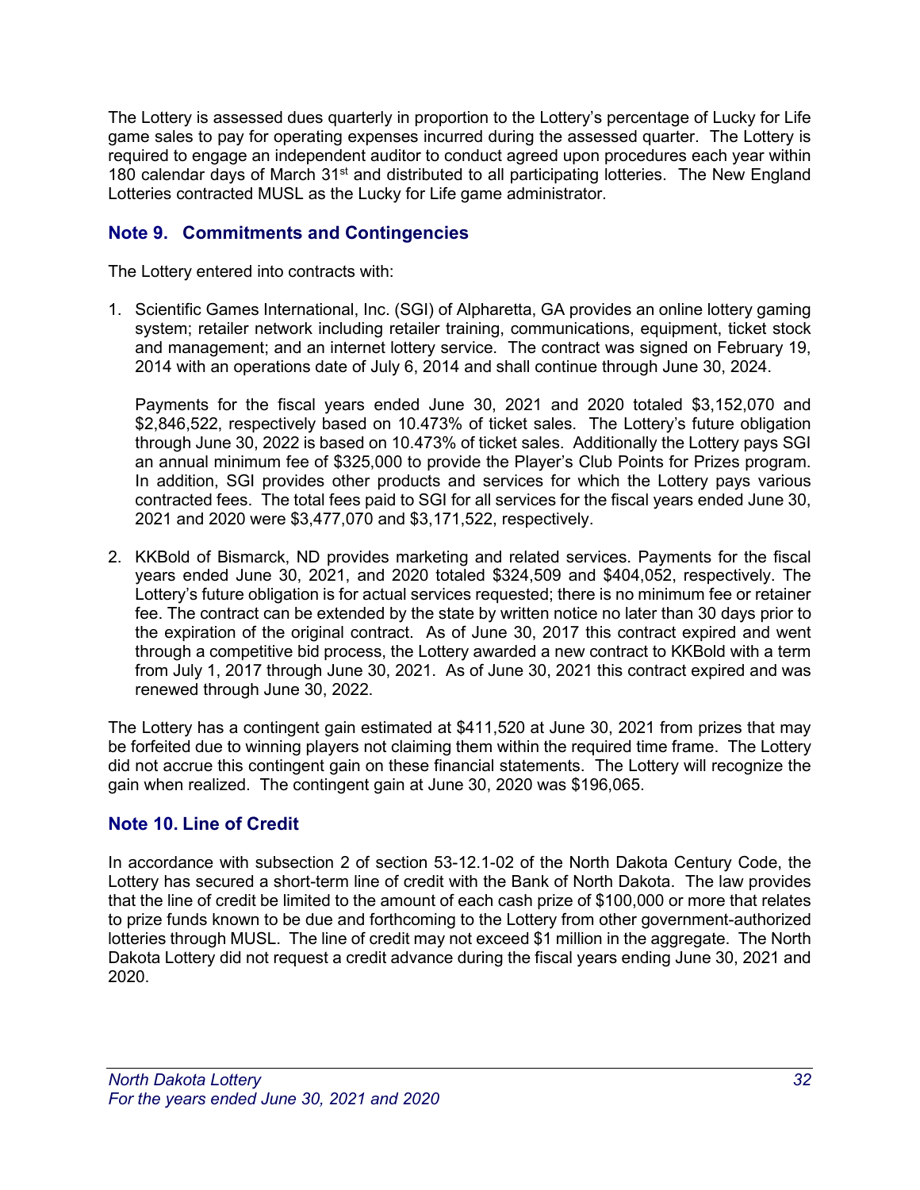The Lottery is assessed dues quarterly in proportion to the Lottery's percentage of Lucky for Life game sales to pay for operating expenses incurred during the assessed quarter. The Lottery is required to engage an independent auditor to conduct agreed upon procedures each year within 180 calendar days of March 31st and distributed to all participating lotteries. The New England Lotteries contracted MUSL as the Lucky for Life game administrator.

## Note 9. Commitments and Contingencies

The Lottery entered into contracts with:

1. Scientific Games International, Inc. (SGI) of Alpharetta, GA provides an online lottery gaming system; retailer network including retailer training, communications, equipment, ticket stock and management; and an internet lottery service. The contract was signed on February 19, 2014 with an operations date of July 6, 2014 and shall continue through June 30, 2024.

   Payments for the fiscal years ended June 30, 2021 and 2020 totaled $3,152,070 and $2,846,522, respectively based on 10.473% of ticket sales. The Lottery's future obligation through June 30, 2022 is based on 10.473% of ticket sales. Additionally the Lottery pays SGI an annual minimum fee of $325,000 to provide the Player's Club Points for Prizes program. In addition, SGI provides other products and services for which the Lottery pays various contracted fees. The total fees paid to SGI for all services for the fiscal years ended June 30, 2021 and 2020 were $3,477,070 and $3,171,522, respectively.

2. KKBold of Bismarck, ND provides marketing and related services. Payments for the fiscal years ended June 30, 2021, and 2020 totaled $324,509 and $404,052, respectively. The Lottery's future obligation is for actual services requested; there is no minimum fee or retainer fee. The contract can be extended by the state by written notice no later than 30 days prior to the expiration of the original contract. As of June 30, 2017 this contract expired and went through a competitive bid process, the Lottery awarded a new contract to KKBold with a term from July 1, 2017 through June 30, 2021. As of June 30, 2021 this contract expired and was renewed through June 30, 2022.

The Lottery has a contingent gain estimated at $411,520 at June 30, 2021 from prizes that may be forfeited due to winning players not claiming them within the required time frame. The Lottery did not accrue this contingent gain on these financial statements. The Lottery will recognize the gain when realized. The contingent gain at June 30, 2020 was $196,065.

## Note 10. Line of Credit

In accordance with subsection 2 of section 53-12.1-02 of the North Dakota Century Code, the Lottery has secured a short-term line of credit with the Bank of North Dakota. The law provides that the line of credit be limited to the amount of each cash prize of $100,000 or more that relates to prize funds known to be due and forthcoming to the Lottery from other government-authorized lotteries through MUSL. The line of credit may not exceed $1 million in the aggregate. The North Dakota Lottery did not request a credit advance during the fiscal years ending June 30, 2021 and 2020.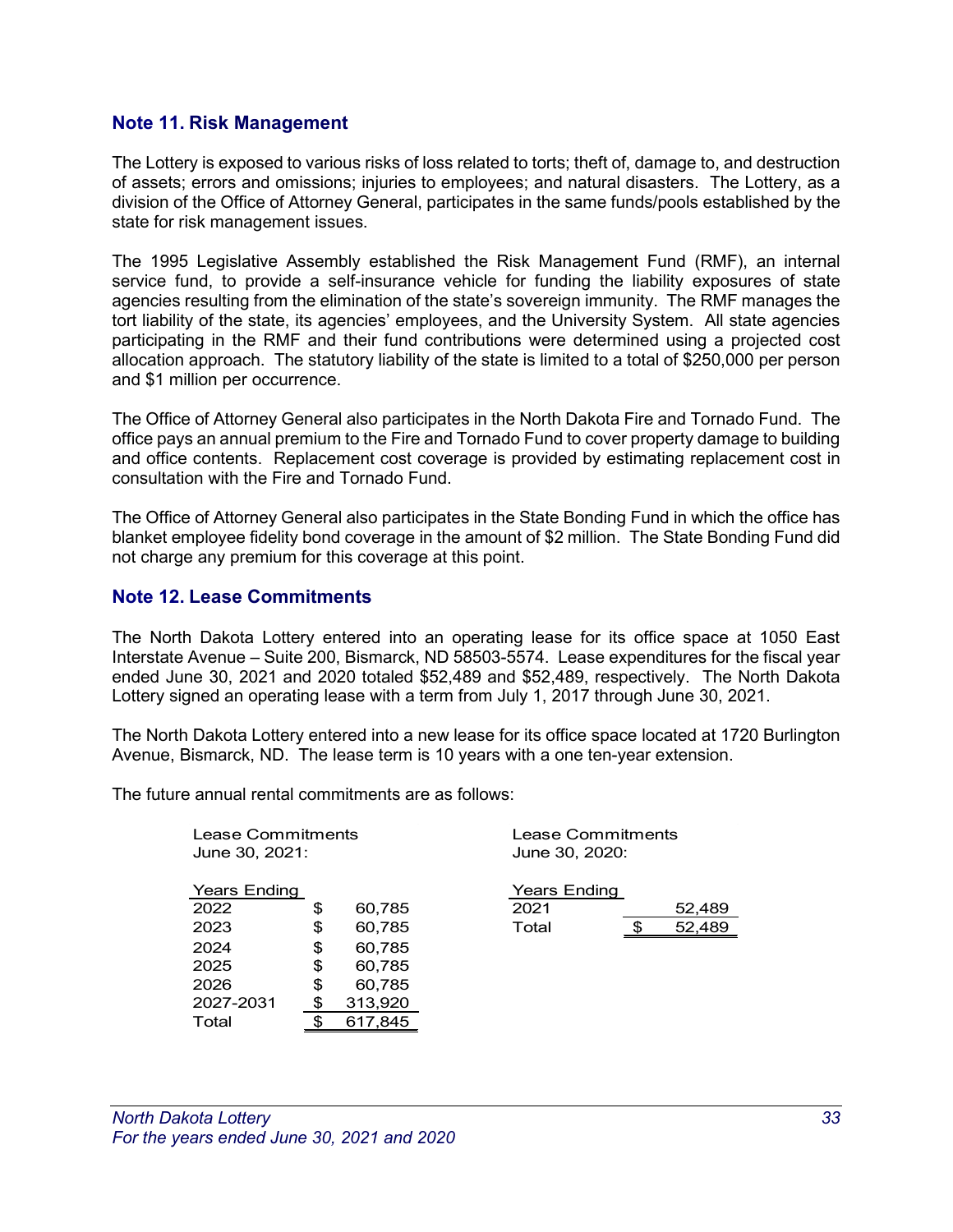## Note 11. Risk Management

The Lottery is exposed to various risks of loss related to torts; theft of, damage to, and destruction of assets; errors and omissions; injuries to employees; and natural disasters. The Lottery, as a division of the Office of Attorney General, participates in the same funds/pools established by the state for risk management issues.

The 1995 Legislative Assembly established the Risk Management Fund (RMF), an internal service fund, to provide a self-insurance vehicle for funding the liability exposures of state agencies resulting from the elimination of the state's sovereign immunity. The RMF manages the tort liability of the state, its agencies' employees, and the University System. All state agencies participating in the RMF and their fund contributions were determined using a projected cost allocation approach. The statutory liability of the state is limited to a total of $250,000 per person and $1 million per occurrence.

The Office of Attorney General also participates in the North Dakota Fire and Tornado Fund. The office pays an annual premium to the Fire and Tornado Fund to cover property damage to building and office contents. Replacement cost coverage is provided by estimating replacement cost in consultation with the Fire and Tornado Fund.

The Office of Attorney General also participates in the State Bonding Fund in which the office has blanket employee fidelity bond coverage in the amount of $2 million. The State Bonding Fund did not charge any premium for this coverage at this point.

## Note 12. Lease Commitments

The North Dakota Lottery entered into an operating lease for its office space at 1050 East Interstate Avenue – Suite 200, Bismarck, ND 58503-5574. Lease expenditures for the fiscal year ended June 30, 2021 and 2020 totaled $52,489 and $52,489, respectively. The North Dakota Lottery signed an operating lease with a term from July 1, 2017 through June 30, 2021.

The North Dakota Lottery entered into a new lease for its office space located at 1720 Burlington Avenue, Bismarck, ND. The lease term is 10 years with a one ten-year extension.

The future annual rental commitments are as follows:

Lease Commitments June 30, 2021:

| Years Ending | | |
|---|---|---|
| 2022 | $ | 60,785 |
| 2023 | $ | 60,785 |
| 2024 | $ | 60,785 |
| 2025 | $ | 60,785 |
| 2026 | $ | 60,785 |
| 2027-2031 | $ | 313,920 |
| Total | $ | 617,845 |

Lease Commitments June 30, 2020:

| Years Ending | | |
|---|---|---|
| 2021 | | 52,489 |
| Total | $ | 52,489 |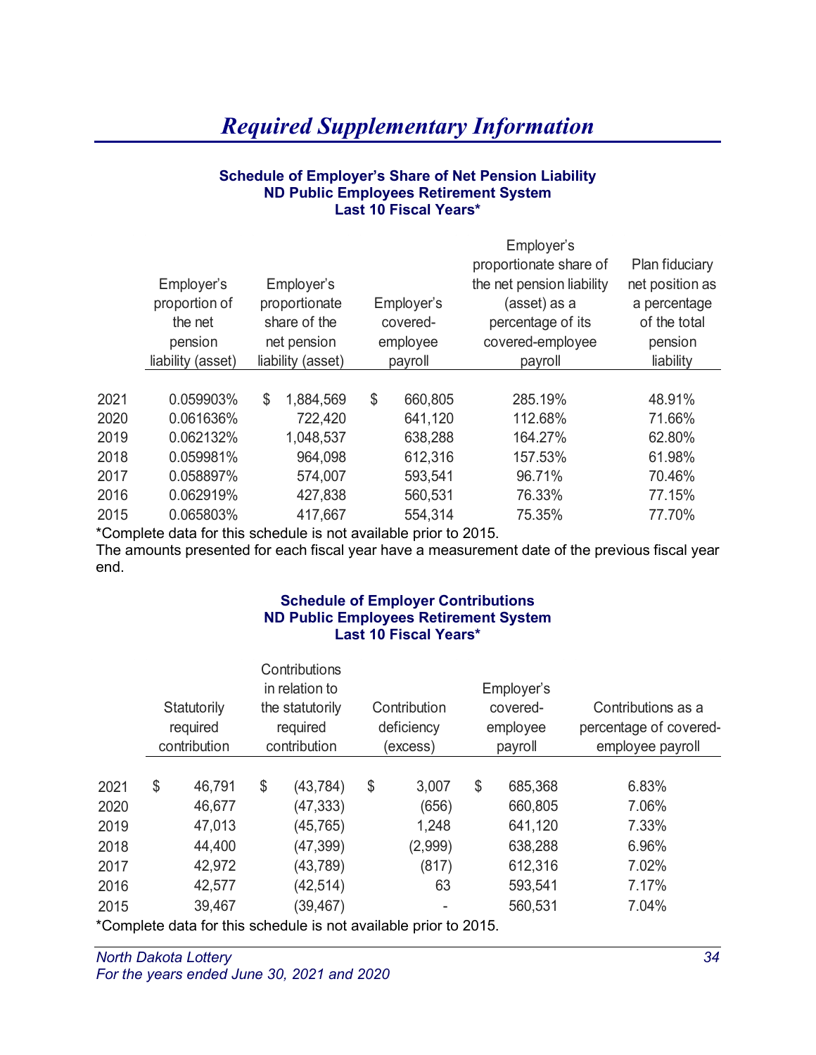# *Required Supplementary Information*

### Schedule of Employer's Share of Net Pension Liability
### ND Public Employees Retirement System
### Last 10 Fiscal Years*

| | Employer's proportion of the net pension liability (asset) | Employer's proportionate share of the net pension liability (asset) | Employer's covered-employee payroll | Employer's proportionate share of the net pension liability (asset) as a percentage of its covered-employee payroll | Plan fiduciary net position as a percentage of the total pension liability |
|---|---|---|---|---|---|
| 2021 | 0.059903% | $ 1,884,569 | $ 660,805 | 285.19% | 48.91% |
| 2020 | 0.061636% | 722,420 | 641,120 | 112.68% | 71.66% |
| 2019 | 0.062132% | 1,048,537 | 638,288 | 164.27% | 62.80% |
| 2018 | 0.059981% | 964,098 | 612,316 | 157.53% | 61.98% |
| 2017 | 0.058897% | 574,007 | 593,541 | 96.71% | 70.46% |
| 2016 | 0.062919% | 427,838 | 560,531 | 76.33% | 77.15% |
| 2015 | 0.065803% | 417,667 | 554,314 | 75.35% | 77.70% |

*Complete data for this schedule is not available prior to 2015.
The amounts presented for each fiscal year have a measurement date of the previous fiscal year end.

### Schedule of Employer Contributions
### ND Public Employees Retirement System
### Last 10 Fiscal Years*

| | Statutorily required contribution | Contributions in relation to the statutorily required contribution | Contribution deficiency (excess) | Employer's covered-employee payroll | Contributions as a percentage of covered-employee payroll |
|---|---|---|---|---|---|
| 2021 | $ 46,791 | $ (43,784) | $ 3,007 | $ 685,368 | 6.83% |
| 2020 | 46,677 | (47,333) | (656) | 660,805 | 7.06% |
| 2019 | 47,013 | (45,765) | 1,248 | 641,120 | 7.33% |
| 2018 | 44,400 | (47,399) | (2,999) | 638,288 | 6.96% |
| 2017 | 42,972 | (43,789) | (817) | 612,316 | 7.02% |
| 2016 | 42,577 | (42,514) | 63 | 593,541 | 7.17% |
| 2015 | 39,467 | (39,467) | - | 560,531 | 7.04% |

*Complete data for this schedule is not available prior to 2015.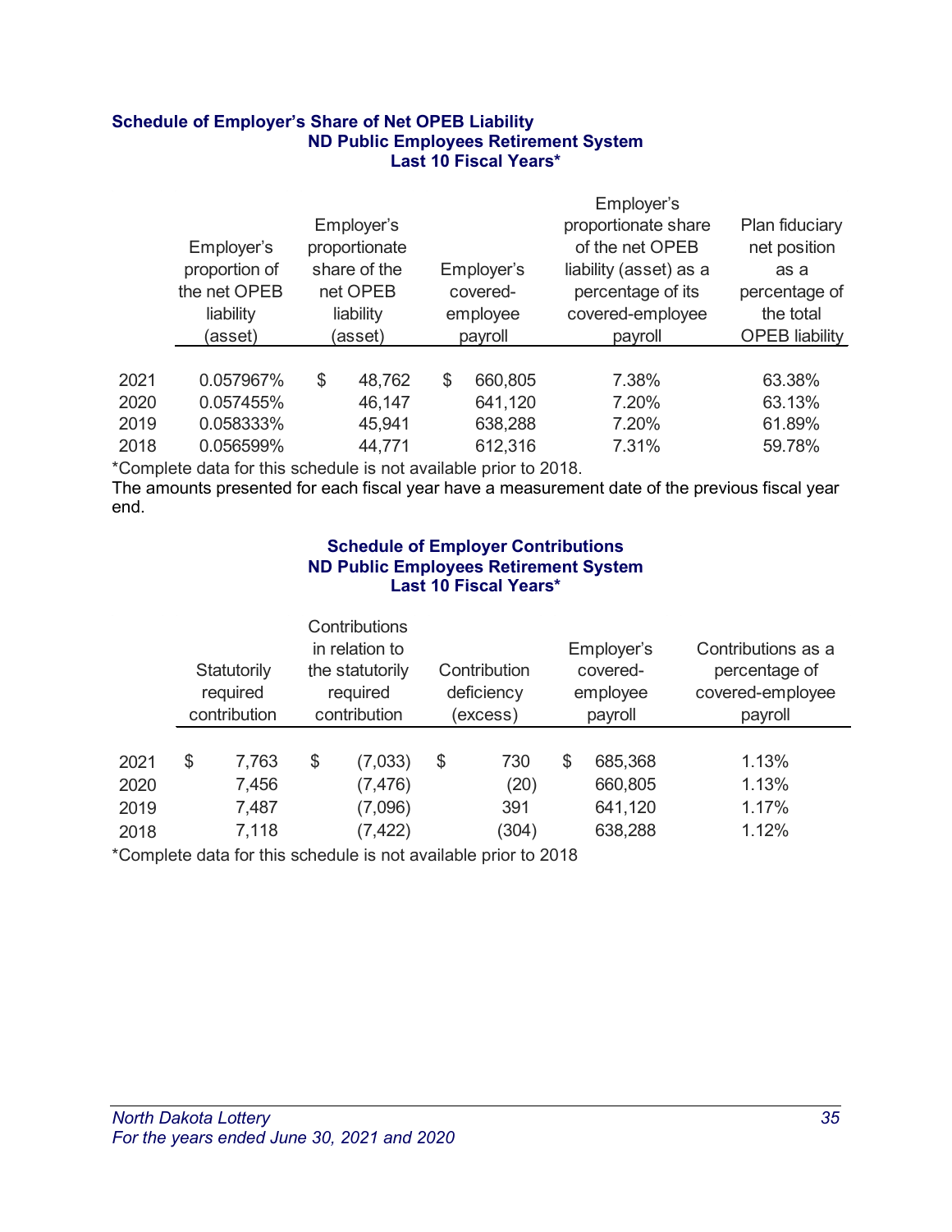### Schedule of Employer's Share of Net OPEB Liability
### ND Public Employees Retirement System
### Last 10 Fiscal Years*

| | Employer's proportion of the net OPEB liability (asset) | Employer's proportionate share of the net OPEB liability (asset) | Employer's covered-employee payroll | Employer's proportionate share of the net OPEB liability (asset) as a percentage of its covered-employee payroll | Plan fiduciary net position as a percentage of the total OPEB liability |
|---|---|---|---|---|---|
| 2021 | 0.057967% | $ 48,762 | $ 660,805 | 7.38% | 63.38% |
| 2020 | 0.057455% | 46,147 | 641,120 | 7.20% | 63.13% |
| 2019 | 0.058333% | 45,941 | 638,288 | 7.20% | 61.89% |
| 2018 | 0.056599% | 44,771 | 612,316 | 7.31% | 59.78% |

*Complete data for this schedule is not available prior to 2018.

The amounts presented for each fiscal year have a measurement date of the previous fiscal year end.

### Schedule of Employer Contributions
### ND Public Employees Retirement System
### Last 10 Fiscal Years*

| | Statutorily required contribution | Contributions in relation to the statutorily required contribution | Contribution deficiency (excess) | Employer's covered-employee payroll | Contributions as a percentage of covered-employee payroll |
|---|---|---|---|---|---|
| 2021 | $ 7,763 | $ (7,033) | $ 730 | $ 685,368 | 1.13% |
| 2020 | 7,456 | (7,476) | (20) | 660,805 | 1.13% |
| 2019 | 7,487 | (7,096) | 391 | 641,120 | 1.17% |
| 2018 | 7,118 | (7,422) | (304) | 638,288 | 1.12% |

*Complete data for this schedule is not available prior to 2018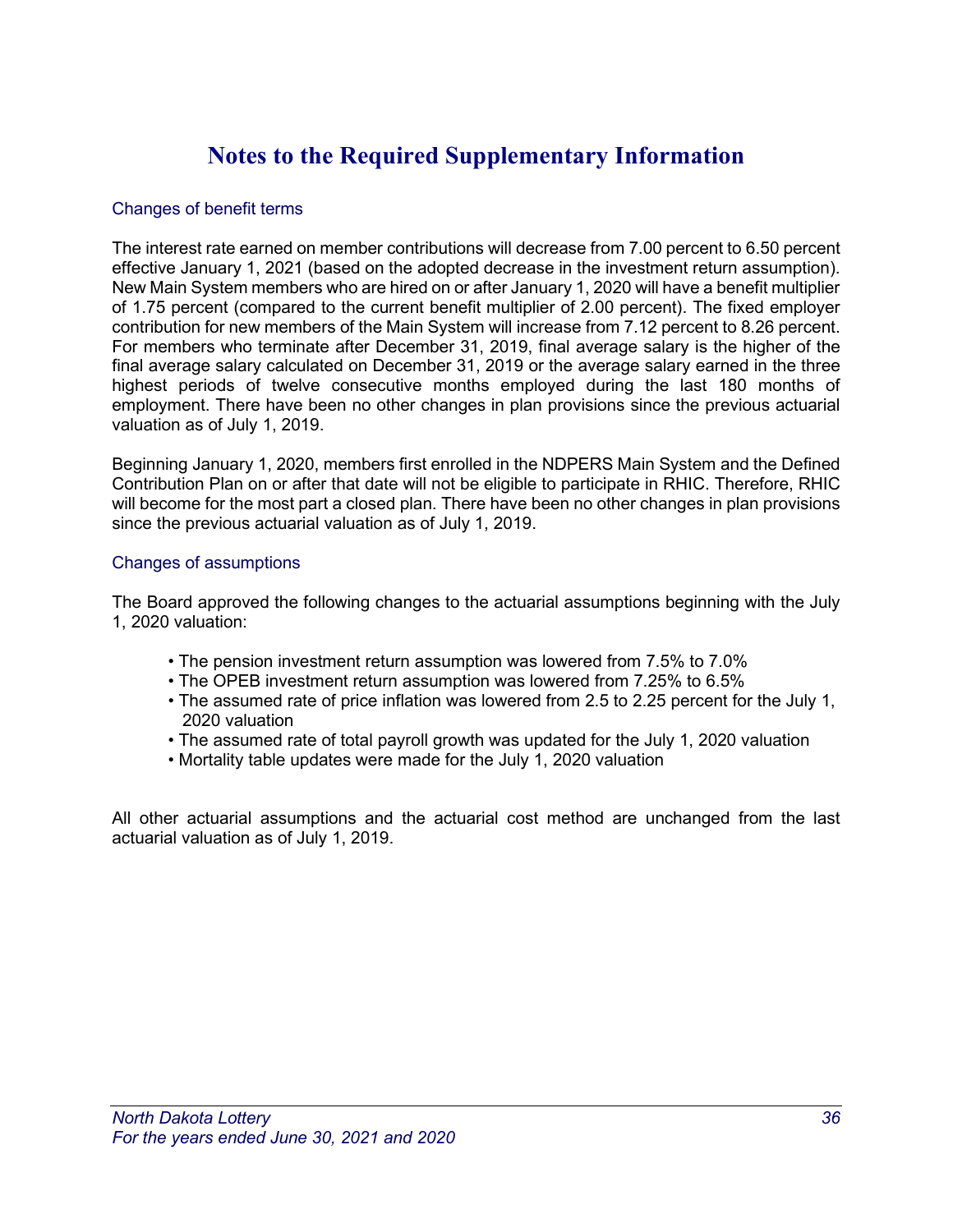# Notes to the Required Supplementary Information

## Changes of benefit terms

The interest rate earned on member contributions will decrease from 7.00 percent to 6.50 percent effective January 1, 2021 (based on the adopted decrease in the investment return assumption). New Main System members who are hired on or after January 1, 2020 will have a benefit multiplier of 1.75 percent (compared to the current benefit multiplier of 2.00 percent). The fixed employer contribution for new members of the Main System will increase from 7.12 percent to 8.26 percent. For members who terminate after December 31, 2019, final average salary is the higher of the final average salary calculated on December 31, 2019 or the average salary earned in the three highest periods of twelve consecutive months employed during the last 180 months of employment. There have been no other changes in plan provisions since the previous actuarial valuation as of July 1, 2019.

Beginning January 1, 2020, members first enrolled in the NDPERS Main System and the Defined Contribution Plan on or after that date will not be eligible to participate in RHIC. Therefore, RHIC will become for the most part a closed plan. There have been no other changes in plan provisions since the previous actuarial valuation as of July 1, 2019.

## Changes of assumptions

The Board approved the following changes to the actuarial assumptions beginning with the July 1, 2020 valuation:

- The pension investment return assumption was lowered from 7.5% to 7.0%
- The OPEB investment return assumption was lowered from 7.25% to 6.5%
- The assumed rate of price inflation was lowered from 2.5 to 2.25 percent for the July 1, 2020 valuation
- The assumed rate of total payroll growth was updated for the July 1, 2020 valuation
- Mortality table updates were made for the July 1, 2020 valuation

All other actuarial assumptions and the actuarial cost method are unchanged from the last actuarial valuation as of July 1, 2019.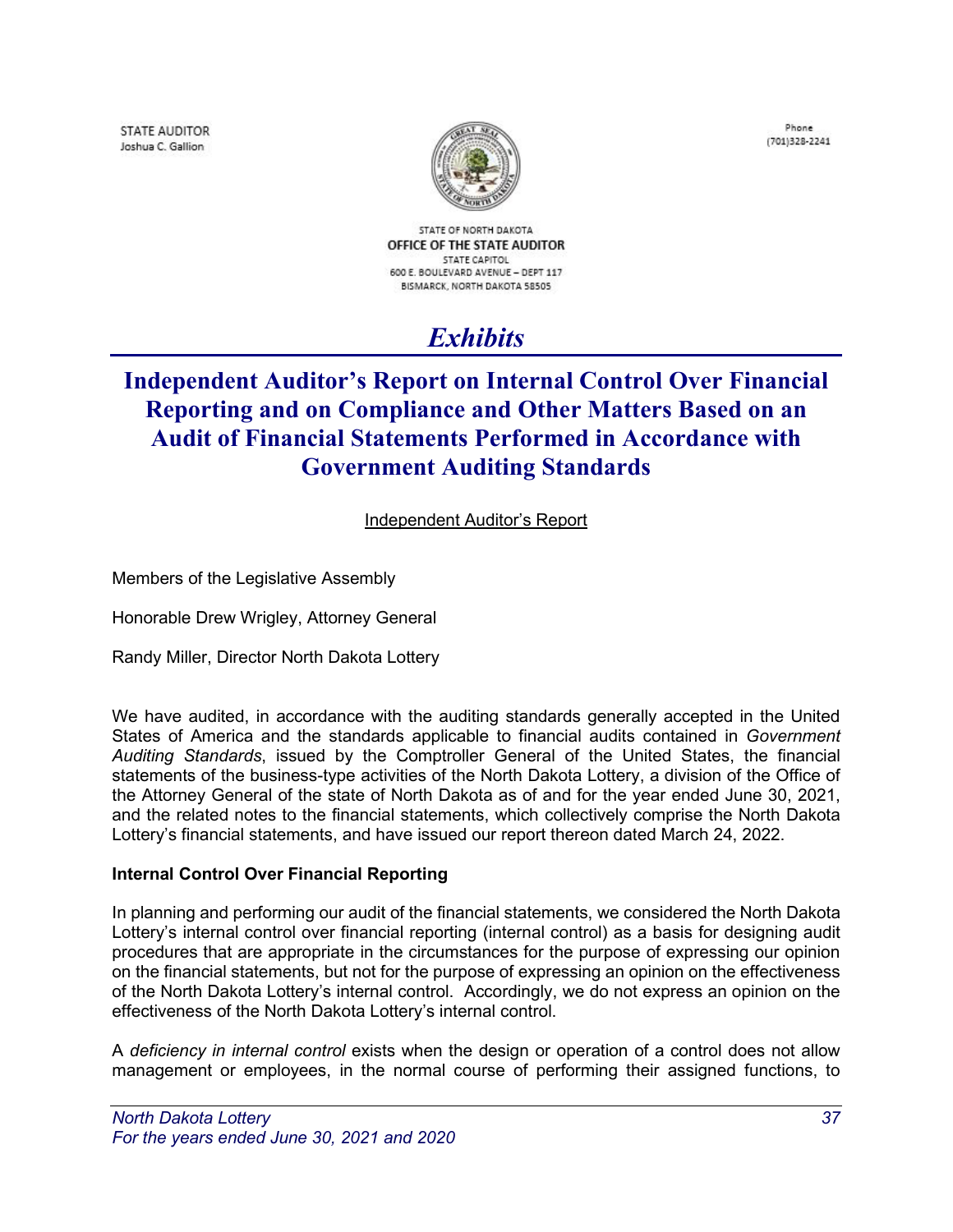STATE AUDITOR
Joshua C. Gallion

Phone
(701)328-2241

STATE OF NORTH DAKOTA
OFFICE OF THE STATE AUDITOR
STATE CAPITOL
600 E. BOULEVARD AVENUE – DEPT 117
BISMARCK, NORTH DAKOTA 58505

# *Exhibits*

## Independent Auditor's Report on Internal Control Over Financial Reporting and on Compliance and Other Matters Based on an Audit of Financial Statements Performed in Accordance with Government Auditing Standards

Independent Auditor's Report

Members of the Legislative Assembly

Honorable Drew Wrigley, Attorney General

Randy Miller, Director North Dakota Lottery

We have audited, in accordance with the auditing standards generally accepted in the United States of America and the standards applicable to financial audits contained in *Government Auditing Standards*, issued by the Comptroller General of the United States, the financial statements of the business-type activities of the North Dakota Lottery, a division of the Office of the Attorney General of the state of North Dakota as of and for the year ended June 30, 2021, and the related notes to the financial statements, which collectively comprise the North Dakota Lottery's financial statements, and have issued our report thereon dated March 24, 2022.

**Internal Control Over Financial Reporting**

In planning and performing our audit of the financial statements, we considered the North Dakota Lottery's internal control over financial reporting (internal control) as a basis for designing audit procedures that are appropriate in the circumstances for the purpose of expressing our opinion on the financial statements, but not for the purpose of expressing an opinion on the effectiveness of the North Dakota Lottery's internal control. Accordingly, we do not express an opinion on the effectiveness of the North Dakota Lottery's internal control.

A *deficiency in internal control* exists when the design or operation of a control does not allow management or employees, in the normal course of performing their assigned functions, to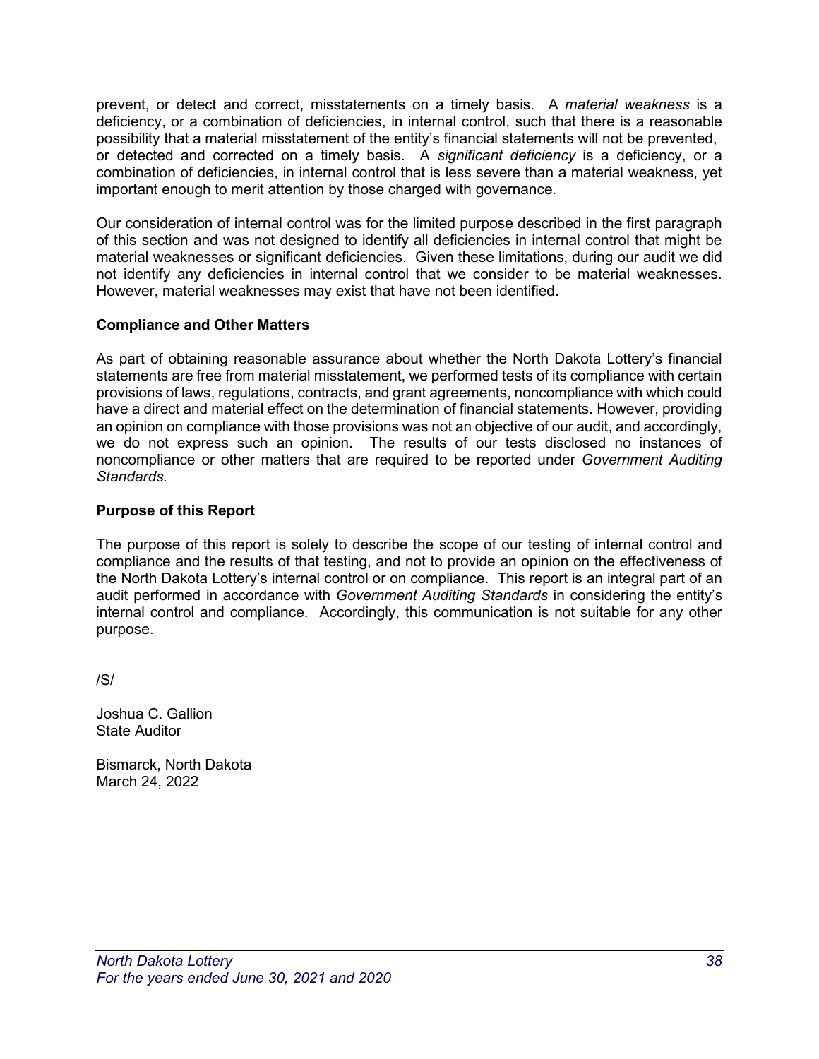prevent, or detect and correct, misstatements on a timely basis. A *material weakness* is a deficiency, or a combination of deficiencies, in internal control, such that there is a reasonable possibility that a material misstatement of the entity's financial statements will not be prevented, or detected and corrected on a timely basis. A *significant deficiency* is a deficiency, or a combination of deficiencies, in internal control that is less severe than a material weakness, yet important enough to merit attention by those charged with governance.

Our consideration of internal control was for the limited purpose described in the first paragraph of this section and was not designed to identify all deficiencies in internal control that might be material weaknesses or significant deficiencies. Given these limitations, during our audit we did not identify any deficiencies in internal control that we consider to be material weaknesses. However, material weaknesses may exist that have not been identified.

**Compliance and Other Matters**

As part of obtaining reasonable assurance about whether the North Dakota Lottery's financial statements are free from material misstatement, we performed tests of its compliance with certain provisions of laws, regulations, contracts, and grant agreements, noncompliance with which could have a direct and material effect on the determination of financial statements. However, providing an opinion on compliance with those provisions was not an objective of our audit, and accordingly, we do not express such an opinion. The results of our tests disclosed no instances of noncompliance or other matters that are required to be reported under *Government Auditing Standards.*

**Purpose of this Report**

The purpose of this report is solely to describe the scope of our testing of internal control and compliance and the results of that testing, and not to provide an opinion on the effectiveness of the North Dakota Lottery's internal control or on compliance. This report is an integral part of an audit performed in accordance with *Government Auditing Standards* in considering the entity's internal control and compliance. Accordingly, this communication is not suitable for any other purpose.

/S/

Joshua C. Gallion
State Auditor

Bismarck, North Dakota
March 24, 2022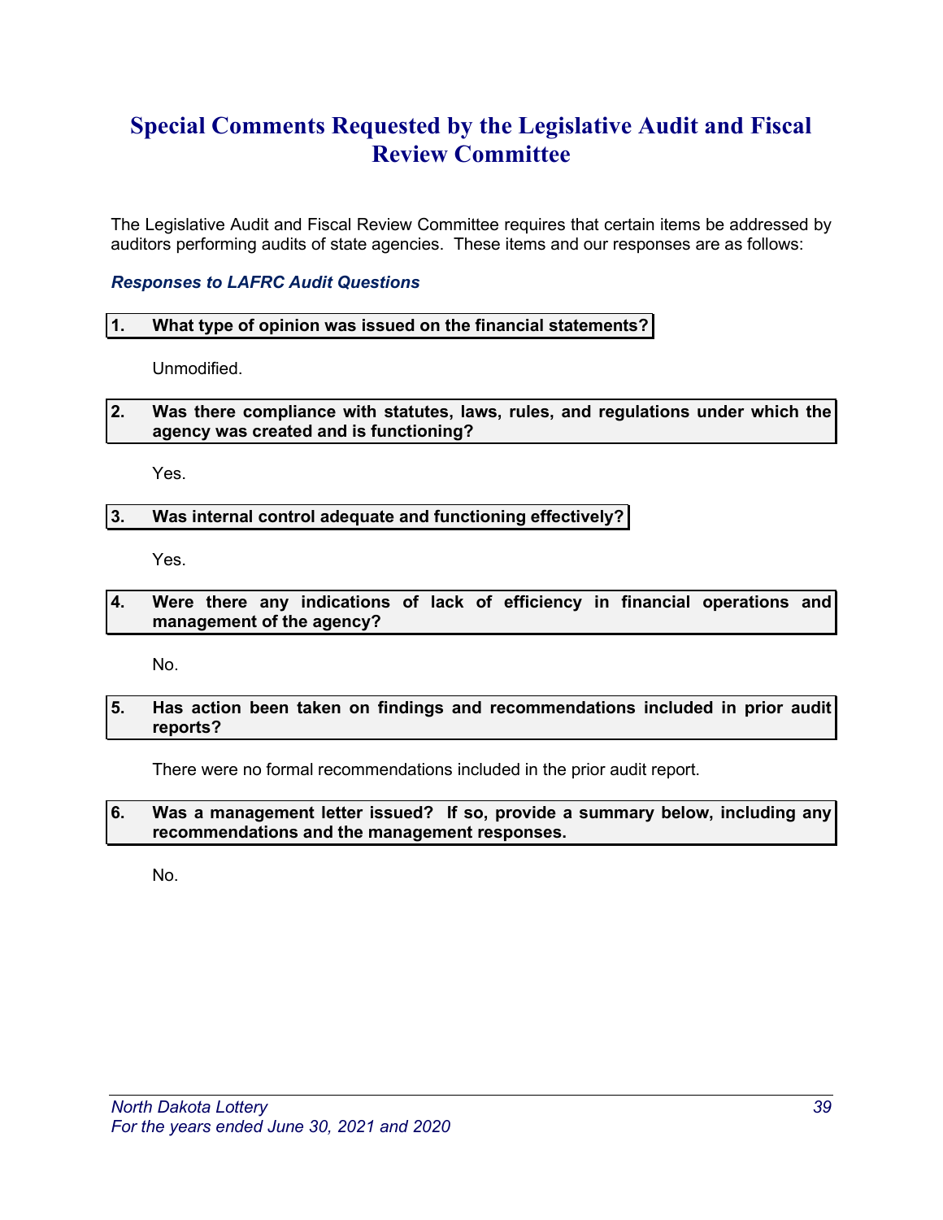# Special Comments Requested by the Legislative Audit and Fiscal Review Committee

The Legislative Audit and Fiscal Review Committee requires that certain items be addressed by auditors performing audits of state agencies. These items and our responses are as follows:

### *Responses to LAFRC Audit Questions*

**1. What type of opinion was issued on the financial statements?**

Unmodified.

**2. Was there compliance with statutes, laws, rules, and regulations under which the agency was created and is functioning?**

Yes.

**3. Was internal control adequate and functioning effectively?**

Yes.

**4. Were there any indications of lack of efficiency in financial operations and management of the agency?**

No.

**5. Has action been taken on findings and recommendations included in prior audit reports?**

There were no formal recommendations included in the prior audit report.

**6. Was a management letter issued? If so, provide a summary below, including any recommendations and the management responses.**

No.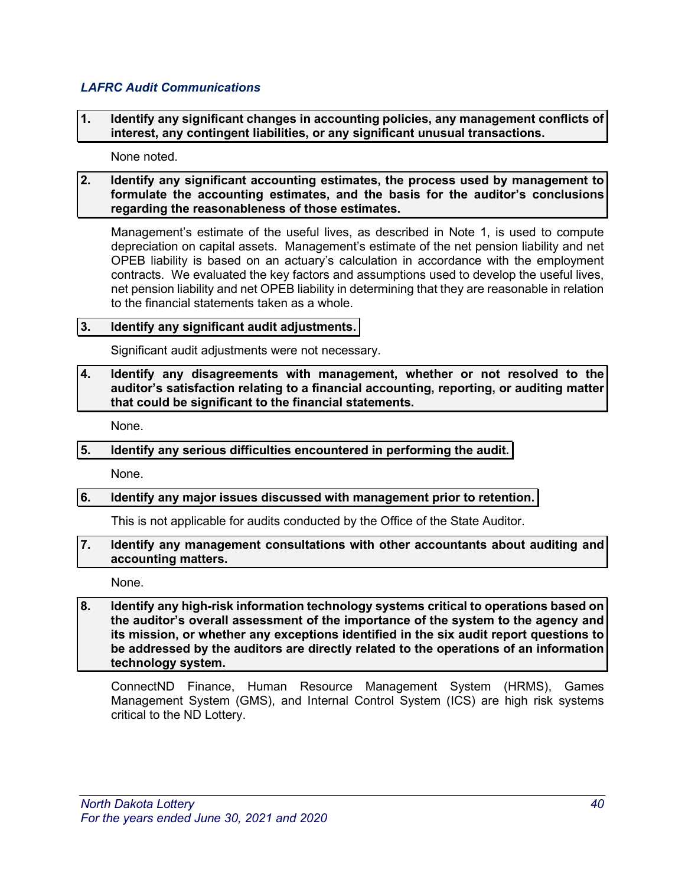### *LAFRC Audit Communications*

**1. Identify any significant changes in accounting policies, any management conflicts of interest, any contingent liabilities, or any significant unusual transactions.**

None noted.

**2. Identify any significant accounting estimates, the process used by management to formulate the accounting estimates, and the basis for the auditor's conclusions regarding the reasonableness of those estimates.**

Management's estimate of the useful lives, as described in Note 1, is used to compute depreciation on capital assets. Management's estimate of the net pension liability and net OPEB liability is based on an actuary's calculation in accordance with the employment contracts. We evaluated the key factors and assumptions used to develop the useful lives, net pension liability and net OPEB liability in determining that they are reasonable in relation to the financial statements taken as a whole.

**3. Identify any significant audit adjustments.**

Significant audit adjustments were not necessary.

**4. Identify any disagreements with management, whether or not resolved to the auditor's satisfaction relating to a financial accounting, reporting, or auditing matter that could be significant to the financial statements.**

None.

**5. Identify any serious difficulties encountered in performing the audit.**

None.

**6. Identify any major issues discussed with management prior to retention.**

This is not applicable for audits conducted by the Office of the State Auditor.

**7. Identify any management consultations with other accountants about auditing and accounting matters.**

None.

**8. Identify any high-risk information technology systems critical to operations based on the auditor's overall assessment of the importance of the system to the agency and its mission, or whether any exceptions identified in the six audit report questions to be addressed by the auditors are directly related to the operations of an information technology system.**

ConnectND Finance, Human Resource Management System (HRMS), Games Management System (GMS), and Internal Control System (ICS) are high risk systems critical to the ND Lottery.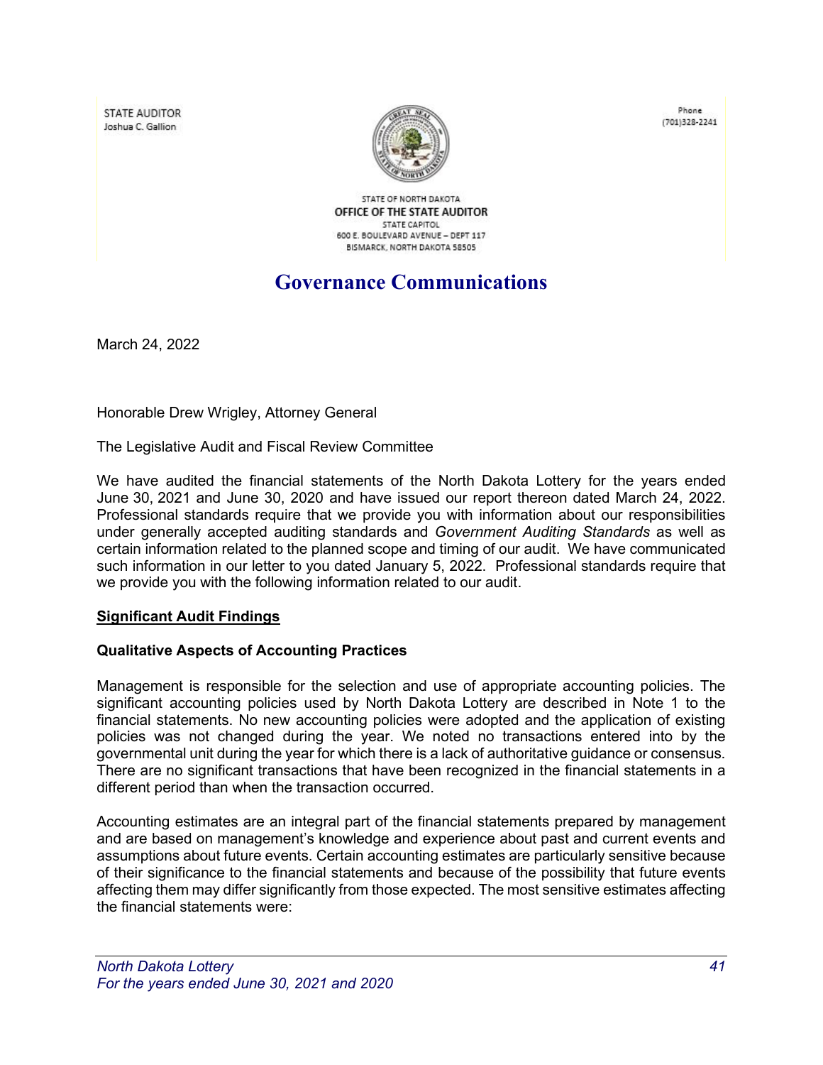STATE AUDITOR
Joshua C. Gallion

Phone
(701)328-2241

STATE OF NORTH DAKOTA
OFFICE OF THE STATE AUDITOR
STATE CAPITOL
600 E. BOULEVARD AVENUE – DEPT 117
BISMARCK, NORTH DAKOTA 58505

# Governance Communications

March 24, 2022

Honorable Drew Wrigley, Attorney General

The Legislative Audit and Fiscal Review Committee

We have audited the financial statements of the North Dakota Lottery for the years ended June 30, 2021 and June 30, 2020 and have issued our report thereon dated March 24, 2022. Professional standards require that we provide you with information about our responsibilities under generally accepted auditing standards and *Government Auditing Standards* as well as certain information related to the planned scope and timing of our audit. We have communicated such information in our letter to you dated January 5, 2022. Professional standards require that we provide you with the following information related to our audit.

## Significant Audit Findings

### Qualitative Aspects of Accounting Practices

Management is responsible for the selection and use of appropriate accounting policies. The significant accounting policies used by North Dakota Lottery are described in Note 1 to the financial statements. No new accounting policies were adopted and the application of existing policies was not changed during the year. We noted no transactions entered into by the governmental unit during the year for which there is a lack of authoritative guidance or consensus. There are no significant transactions that have been recognized in the financial statements in a different period than when the transaction occurred.

Accounting estimates are an integral part of the financial statements prepared by management and are based on management's knowledge and experience about past and current events and assumptions about future events. Certain accounting estimates are particularly sensitive because of their significance to the financial statements and because of the possibility that future events affecting them may differ significantly from those expected. The most sensitive estimates affecting the financial statements were: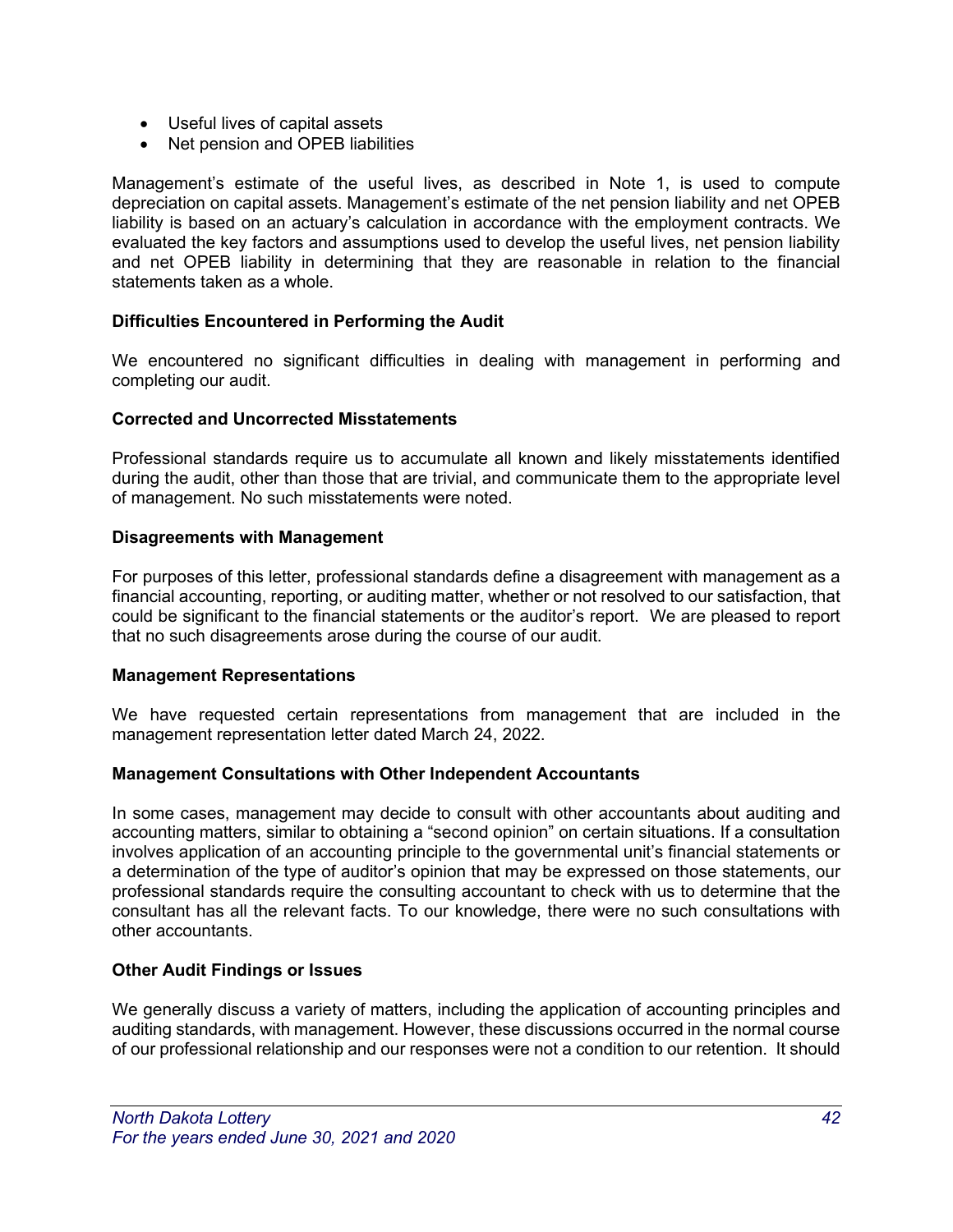- Useful lives of capital assets
- Net pension and OPEB liabilities

Management's estimate of the useful lives, as described in Note 1, is used to compute depreciation on capital assets. Management's estimate of the net pension liability and net OPEB liability is based on an actuary's calculation in accordance with the employment contracts. We evaluated the key factors and assumptions used to develop the useful lives, net pension liability and net OPEB liability in determining that they are reasonable in relation to the financial statements taken as a whole.

**Difficulties Encountered in Performing the Audit**

We encountered no significant difficulties in dealing with management in performing and completing our audit.

**Corrected and Uncorrected Misstatements**

Professional standards require us to accumulate all known and likely misstatements identified during the audit, other than those that are trivial, and communicate them to the appropriate level of management. No such misstatements were noted.

**Disagreements with Management**

For purposes of this letter, professional standards define a disagreement with management as a financial accounting, reporting, or auditing matter, whether or not resolved to our satisfaction, that could be significant to the financial statements or the auditor's report. We are pleased to report that no such disagreements arose during the course of our audit.

**Management Representations**

We have requested certain representations from management that are included in the management representation letter dated March 24, 2022.

**Management Consultations with Other Independent Accountants**

In some cases, management may decide to consult with other accountants about auditing and accounting matters, similar to obtaining a "second opinion" on certain situations. If a consultation involves application of an accounting principle to the governmental unit's financial statements or a determination of the type of auditor's opinion that may be expressed on those statements, our professional standards require the consulting accountant to check with us to determine that the consultant has all the relevant facts. To our knowledge, there were no such consultations with other accountants.

**Other Audit Findings or Issues**

We generally discuss a variety of matters, including the application of accounting principles and auditing standards, with management. However, these discussions occurred in the normal course of our professional relationship and our responses were not a condition to our retention. It should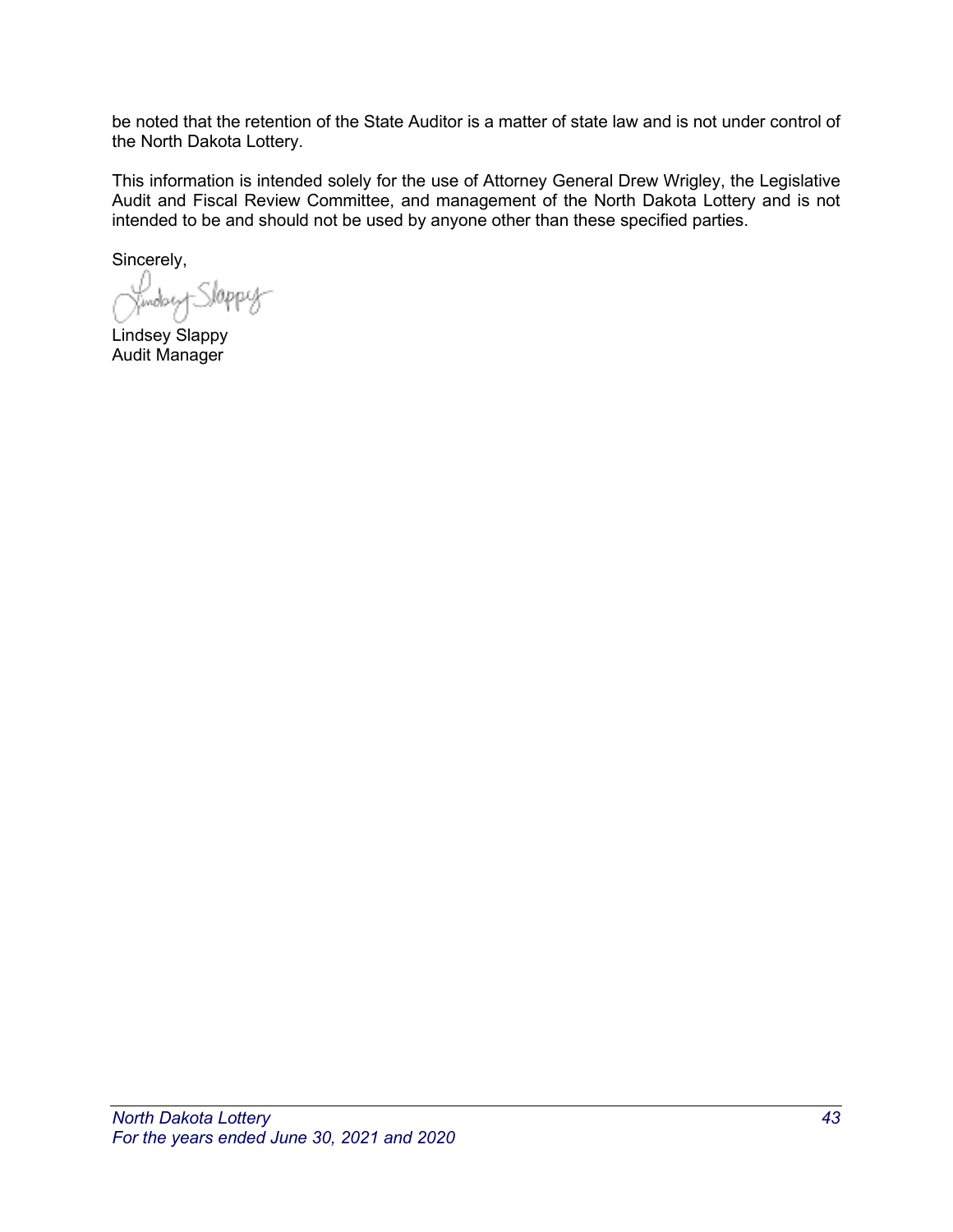be noted that the retention of the State Auditor is a matter of state law and is not under control of the North Dakota Lottery.

This information is intended solely for the use of Attorney General Drew Wrigley, the Legislative Audit and Fiscal Review Committee, and management of the North Dakota Lottery and is not intended to be and should not be used by anyone other than these specified parties.

Sincerely,

Lindsey Slappy
Audit Manager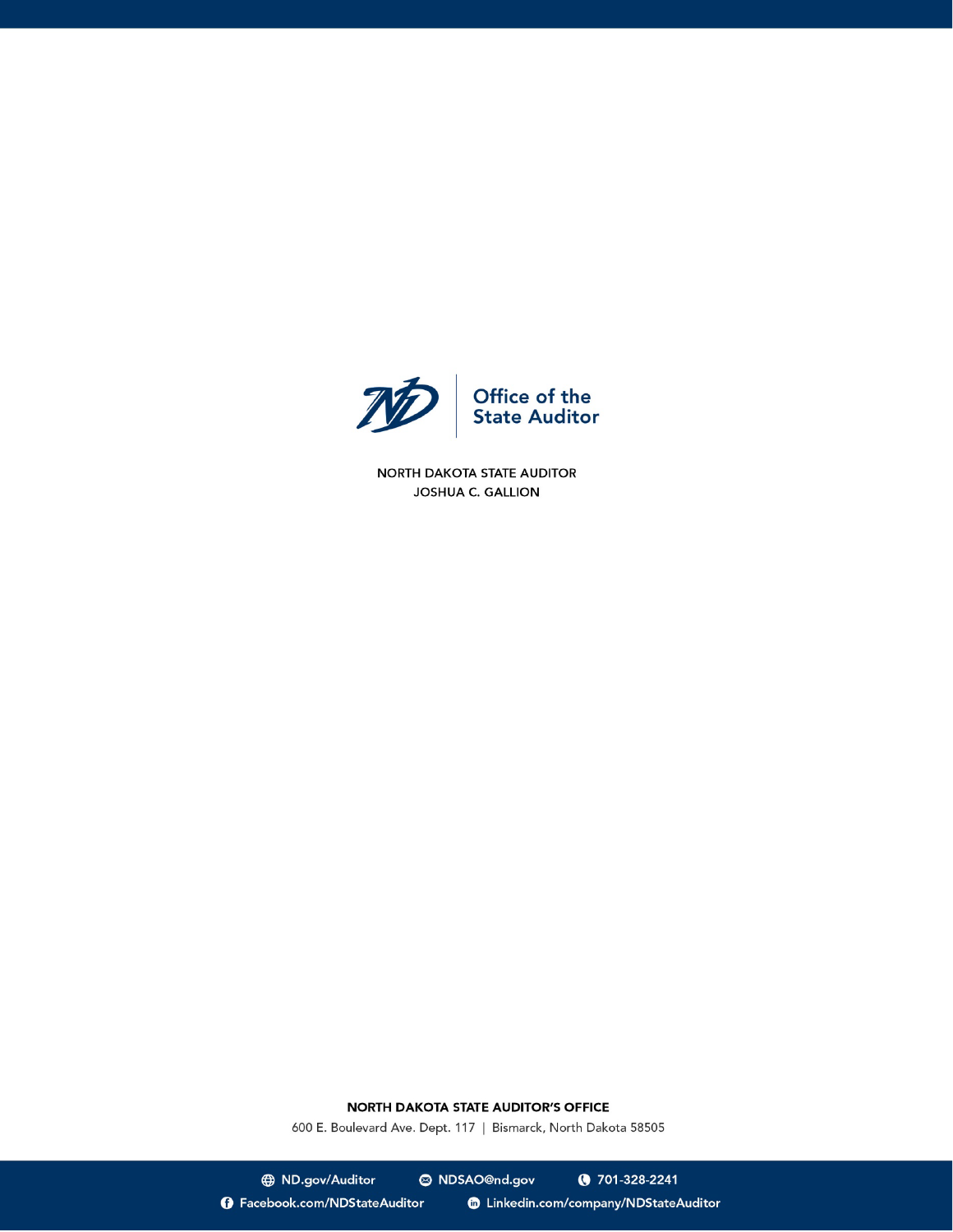Office of the
State Auditor

NORTH DAKOTA STATE AUDITOR
JOSHUA C. GALLION

**NORTH DAKOTA STATE AUDITOR'S OFFICE**

600 E. Boulevard Ave. Dept. 117 | Bismarck, North Dakota 58505

ND.gov/Auditor NDSAO@nd.gov 701-328-2241

Facebook.com/NDStateAuditor Linkedin.com/company/NDStateAuditor